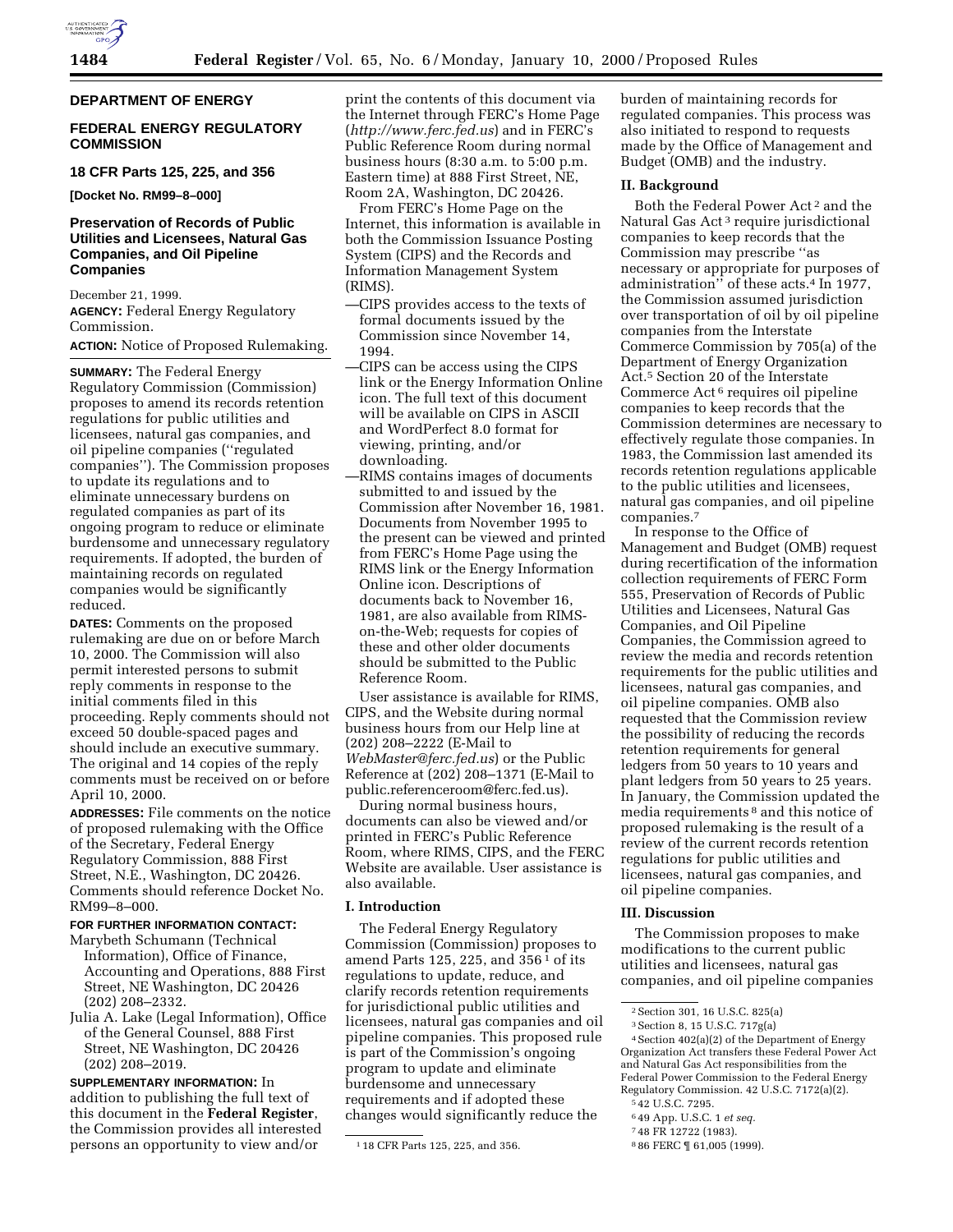**DEPARTMENT OF ENERGY**

**FEDERAL ENERGY REGULATORY COMMISSION**

**18 CFR Parts 125, 225, and 356**

**[Docket No. RM99–8–000]**

## Preservation of Records of Public Utilities and Licensees, Natural Gas Companies, and Oil Pipeline Companies

December 21, 1999.

**AGENCY:** Federal Energy Regulatory Commission.

**ACTION:** Notice of Proposed Rulemaking.

**SUMMARY:** The Federal Energy Regulatory Commission (Commission) proposes to amend its records retention regulations for public utilities and licensees, natural gas companies, and oil pipeline companies (''regulated companies''). The Commission proposes to update its regulations and to eliminate unnecessary burdens on regulated companies as part of its ongoing program to reduce or eliminate burdensome and unnecessary regulatory requirements. If adopted, the burden of maintaining records on regulated companies would be significantly reduced.

**DATES:** Comments on the proposed rulemaking are due on or before March 10, 2000. The Commission will also permit interested persons to submit reply comments in response to the initial comments filed in this proceeding. Reply comments should not exceed 50 double-spaced pages and should include an executive summary. The original and 14 copies of the reply comments must be received on or before April 10, 2000.

**ADDRESSES:** File comments on the notice of proposed rulemaking with the Office of the Secretary, Federal Energy Regulatory Commission, 888 First Street, N.E., Washington, DC 20426. Comments should reference Docket No. RM99–8–000.

**FOR FURTHER INFORMATION CONTACT:**

Marybeth Schumann (Technical Information), Office of Finance, Accounting and Operations, 888 First Street, NE Washington, DC 20426 (202) 208–2332.

Julia A. Lake (Legal Information), Office of the General Counsel, 888 First Street, NE Washington, DC 20426 (202) 208–2019.

**SUPPLEMENTARY INFORMATION:** In addition to publishing the full text of this document in the **Federal Register**, the Commission provides all interested persons an opportunity to view and/or print the contents of this document via the Internet through FERC's Home Page (*http://www.ferc.fed.us*) and in FERC's Public Reference Room during normal business hours (8:30 a.m. to 5:00 p.m. Eastern time) at 888 First Street, NE, Room 2A, Washington, DC 20426.

From FERC's Home Page on the Internet, this information is available in both the Commission Issuance Posting System (CIPS) and the Records and Information Management System (RIMS).

—CIPS provides access to the texts of formal documents issued by the Commission since November 14, 1994.

—CIPS can be access using the CIPS link or the Energy Information Online icon. The full text of this document will be available on CIPS in ASCII and WordPerfect 8.0 format for viewing, printing, and/or downloading.

—RIMS contains images of documents submitted to and issued by the Commission after November 16, 1981. Documents from November 1995 to the present can be viewed and printed from FERC's Home Page using the RIMS link or the Energy Information Online icon. Descriptions of documents back to November 16, 1981, are also available from RIMS-on-the-Web; requests for copies of these and other older documents should be submitted to the Public Reference Room.

User assistance is available for RIMS, CIPS, and the Website during normal business hours from our Help line at (202) 208–2222 (E-Mail to *WebMaster@ferc.fed.us*) or the Public Reference at (202) 208–1371 (E-Mail to public.referenceroom@ferc.fed.us).

During normal business hours, documents can also be viewed and/or printed in FERC's Public Reference Room, where RIMS, CIPS, and the FERC Website are available. User assistance is also available.

### I. Introduction

The Federal Energy Regulatory Commission (Commission) proposes to amend Parts 125, 225, and 356 [1] of its regulations to update, reduce, and clarify records retention requirements for jurisdictional public utilities and licensees, natural gas companies and oil pipeline companies. This proposed rule is part of the Commission's ongoing program to update and eliminate burdensome and unnecessary requirements and if adopted these changes would significantly reduce the burden of maintaining records for regulated companies. This process was also initiated to respond to requests made by the Office of Management and Budget (OMB) and the industry.

### II. Background

Both the Federal Power Act [2] and the Natural Gas Act [3] require jurisdictional companies to keep records that the Commission may prescribe ''as necessary or appropriate for purposes of administration'' of these acts.[4] In 1977, the Commission assumed jurisdiction over transportation of oil by oil pipeline companies from the Interstate Commerce Commission by 705(a) of the Department of Energy Organization Act.[5] Section 20 of the Interstate Commerce Act [6] requires oil pipeline companies to keep records that the Commission determines are necessary to effectively regulate those companies. In 1983, the Commission last amended its records retention regulations applicable to the public utilities and licensees, natural gas companies, and oil pipeline companies.[7]

In response to the Office of Management and Budget (OMB) request during recertification of the information collection requirements of FERC Form 555, Preservation of Records of Public Utilities and Licensees, Natural Gas Companies, and Oil Pipeline Companies, the Commission agreed to review the media and records retention requirements for the public utilities and licensees, natural gas companies, and oil pipeline companies. OMB also requested that the Commission review the possibility of reducing the records retention requirements for general ledgers from 50 years to 10 years and plant ledgers from 50 years to 25 years. In January, the Commission updated the media requirements [8] and this notice of proposed rulemaking is the result of a review of the current records retention regulations for public utilities and licensees, natural gas companies, and oil pipeline companies.

### III. Discussion

The Commission proposes to make modifications to the current public utilities and licensees, natural gas companies, and oil pipeline companies

---

[1] 18 CFR Parts 125, 225, and 356.

[2] Section 301, 16 U.S.C. 825(a)

[3] Section 8, 15 U.S.C. 717g(a)

[4] Section 402(a)(2) of the Department of Energy Organization Act transfers these Federal Power Act and Natural Gas Act responsibilities from the Federal Power Commission to the Federal Energy Regulatory Commission. 42 U.S.C. 7172(a)(2).

[5] 42 U.S.C. 7295.

[6] 49 App. U.S.C. 1 *et seq.*

[7] 48 FR 12722 (1983).

[8] 86 FERC ¶ 61,005 (1999).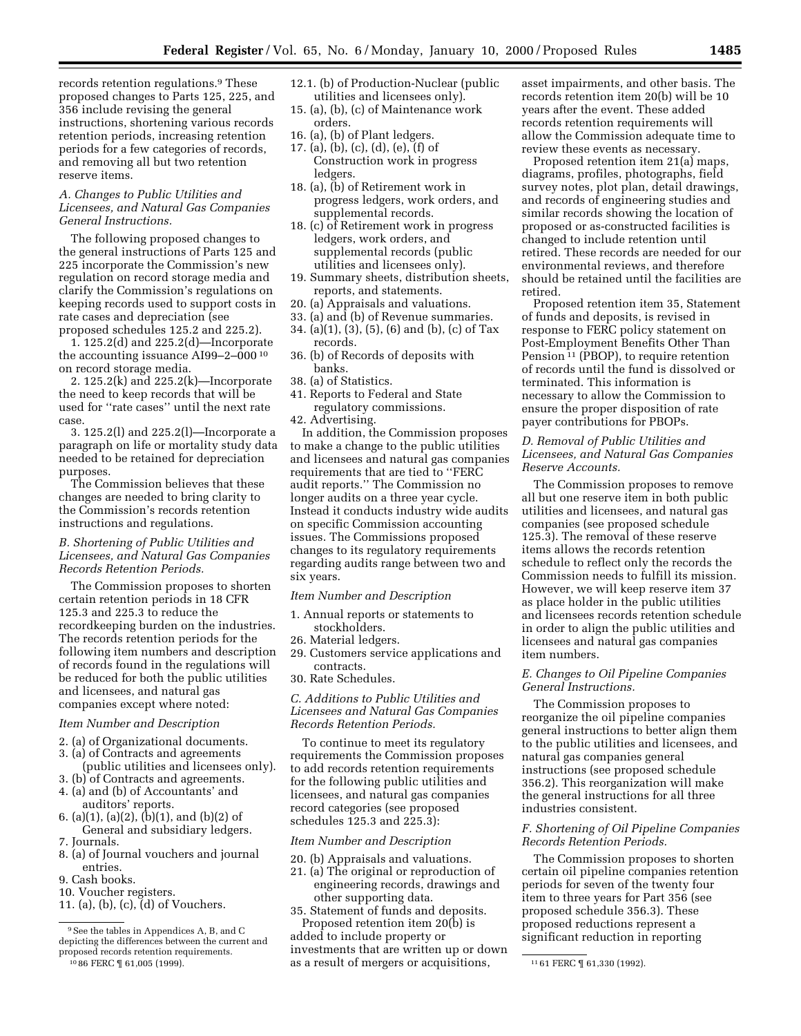records retention regulations.[9] These proposed changes to Parts 125, 225, and 356 include revising the general instructions, shortening various records retention periods, increasing retention periods for a few categories of records, and removing all but two retention reserve items.

### *A. Changes to Public Utilities and Licensees, and Natural Gas Companies General Instructions.*

The following proposed changes to the general instructions of Parts 125 and 225 incorporate the Commission's new regulation on record storage media and clarify the Commission's regulations on keeping records used to support costs in rate cases and depreciation (see proposed schedules 125.2 and 225.2).

1. 125.2(d) and 225.2(d)—Incorporate the accounting issuance AI99–2–000 [10] on record storage media.

2. 125.2(k) and 225.2(k)—Incorporate the need to keep records that will be used for ''rate cases'' until the next rate case.

3. 125.2(l) and 225.2(l)—Incorporate a paragraph on life or mortality study data needed to be retained for depreciation purposes.

The Commission believes that these changes are needed to bring clarity to the Commission's records retention instructions and regulations.

### *B. Shortening of Public Utilities and Licensees, and Natural Gas Companies Records Retention Periods.*

The Commission proposes to shorten certain retention periods in 18 CFR 125.3 and 225.3 to reduce the recordkeeping burden on the industries. The records retention periods for the following item numbers and description of records found in the regulations will be reduced for both the public utilities and licensees, and natural gas companies except where noted:

*Item Number and Description*

2. (a) of Organizational documents.
3. (a) of Contracts and agreements (public utilities and licensees only).
3. (b) of Contracts and agreements.
4. (a) and (b) of Accountants' and auditors' reports.
6. (a)(1), (a)(2), (b)(1), and (b)(2) of General and subsidiary ledgers.
7. Journals.
8. (a) of Journal vouchers and journal entries.
9. Cash books.
10. Voucher registers.
11. (a), (b), (c), (d) of Vouchers.
12.1. (b) of Production-Nuclear (public utilities and licensees only).
15. (a), (b), (c) of Maintenance work orders.
16. (a), (b) of Plant ledgers.
17. (a), (b), (c), (d), (e), (f) of Construction work in progress ledgers.
18. (a), (b) of Retirement work in progress ledgers, work orders, and supplemental records.
18. (c) of Retirement work in progress ledgers, work orders, and supplemental records (public utilities and licensees only).
19. Summary sheets, distribution sheets, reports, and statements.
20. (a) Appraisals and valuations.
33. (a) and (b) of Revenue summaries.
34. (a)(1), (3), (5), (6) and (b), (c) of Tax records.
36. (b) of Records of deposits with banks.
38. (a) of Statistics.
41. Reports to Federal and State regulatory commissions.
42. Advertising.

In addition, the Commission proposes to make a change to the public utilities and licensees and natural gas companies requirements that are tied to ''FERC audit reports.'' The Commission no longer audits on a three year cycle. Instead it conducts industry wide audits on specific Commission accounting issues. The Commissions proposed changes to its regulatory requirements regarding audits range between two and six years.

*Item Number and Description*

1. Annual reports or statements to stockholders.
26. Material ledgers.
29. Customers service applications and contracts.
30. Rate Schedules.

### *C. Additions to Public Utilities and Licensees and Natural Gas Companies Records Retention Periods.*

To continue to meet its regulatory requirements the Commission proposes to add records retention requirements for the following public utilities and licensees, and natural gas companies record categories (see proposed schedules 125.3 and 225.3):

*Item Number and Description*

20. (b) Appraisals and valuations.
21. (a) The original or reproduction of engineering records, drawings and other supporting data.
35. Statement of funds and deposits.

Proposed retention item 20(b) is added to include property or investments that are written up or down as a result of mergers or acquisitions, asset impairments, and other basis. The records retention item 20(b) will be 10 years after the event. These added records retention requirements will allow the Commission adequate time to review these events as necessary.

Proposed retention item 21(a) maps, diagrams, profiles, photographs, field survey notes, plot plan, detail drawings, and records of engineering studies and similar records showing the location of proposed or as-constructed facilities is changed to include retention until retired. These records are needed for our environmental reviews, and therefore should be retained until the facilities are retired.

Proposed retention item 35, Statement of funds and deposits, is revised in response to FERC policy statement on Post-Employment Benefits Other Than Pension [11] (PBOP), to require retention of records until the fund is dissolved or terminated. This information is necessary to allow the Commission to ensure the proper disposition of rate payer contributions for PBOPs.

### *D. Removal of Public Utilities and Licensees, and Natural Gas Companies Reserve Accounts.*

The Commission proposes to remove all but one reserve item in both public utilities and licensees, and natural gas companies (see proposed schedule 125.3). The removal of these reserve items allows the records retention schedule to reflect only the records the Commission needs to fulfill its mission. However, we will keep reserve item 37 as place holder in the public utilities and licensees records retention schedule in order to align the public utilities and licensees and natural gas companies item numbers.

### *E. Changes to Oil Pipeline Companies General Instructions.*

The Commission proposes to reorganize the oil pipeline companies general instructions to better align them to the public utilities and licensees, and natural gas companies general instructions (see proposed schedule 356.2). This reorganization will make the general instructions for all three industries consistent.

### *F. Shortening of Oil Pipeline Companies Records Retention Periods.*

The Commission proposes to shorten certain oil pipeline companies retention periods for seven of the twenty four item to three years for Part 356 (see proposed schedule 356.3). These proposed reductions represent a significant reduction in reporting

---

[9] See the tables in Appendices A, B, and C depicting the differences between the current and proposed records retention requirements.

[10] 86 FERC ¶ 61,005 (1999).

[11] 61 FERC ¶ 61,330 (1992).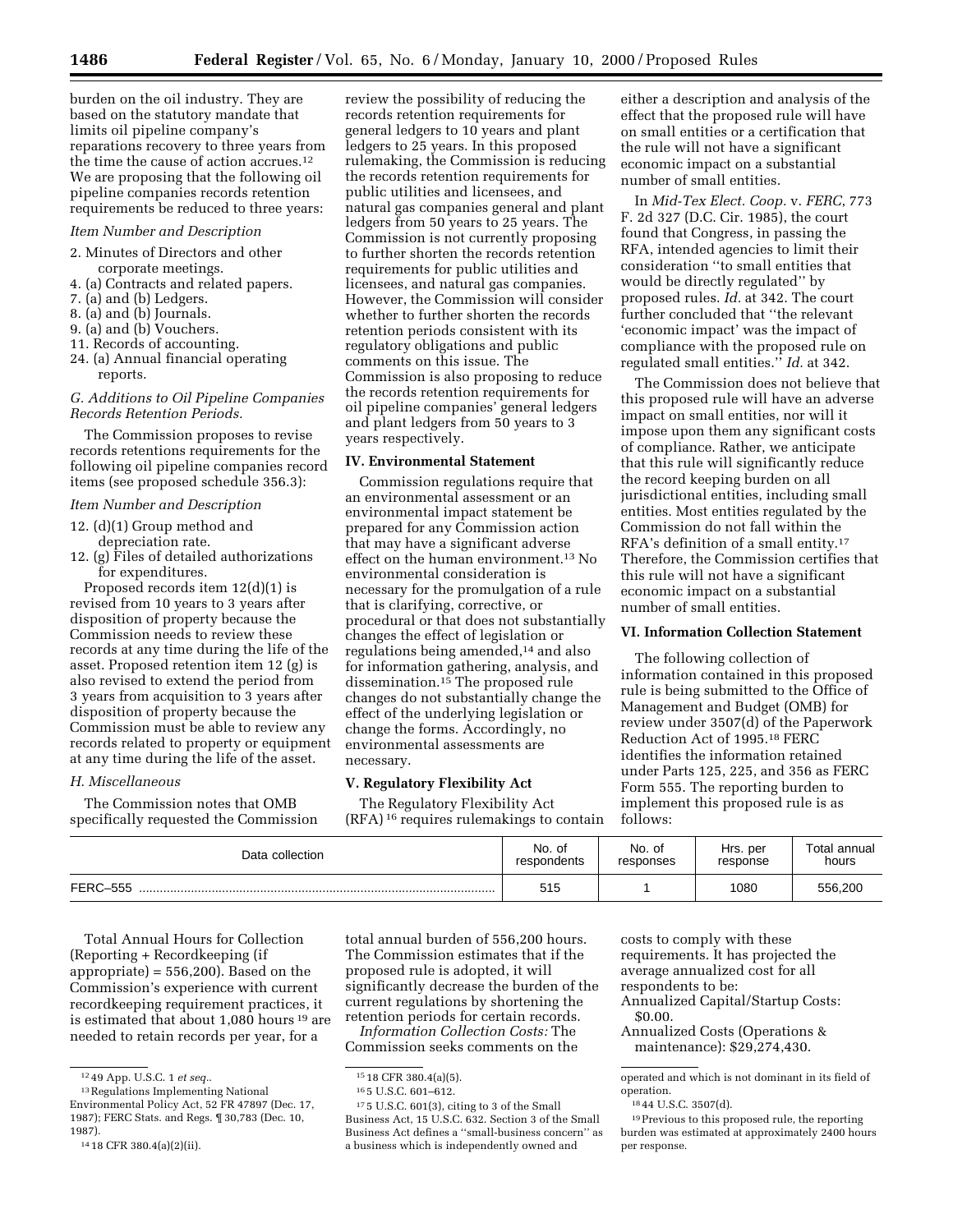burden on the oil industry. They are based on the statutory mandate that limits oil pipeline company's reparations recovery to three years from the time the cause of action accrues.[12] We are proposing that the following oil pipeline companies records retention requirements be reduced to three years:

*Item Number and Description*

2. Minutes of Directors and other corporate meetings.
4. (a) Contracts and related papers.
7. (a) and (b) Ledgers.
8. (a) and (b) Journals.
9. (a) and (b) Vouchers.
11. Records of accounting.
24. (a) Annual financial operating reports.

*G. Additions to Oil Pipeline Companies Records Retention Periods.*

The Commission proposes to revise records retentions requirements for the following oil pipeline companies record items (see proposed schedule 356.3):

*Item Number and Description*

12. (d)(1) Group method and depreciation rate.
12. (g) Files of detailed authorizations for expenditures.

Proposed records item 12(d)(1) is revised from 10 years to 3 years after disposition of property because the Commission needs to review these records at any time during the life of the asset. Proposed retention item 12 (g) is also revised to extend the period from 3 years from acquisition to 3 years after disposition of property because the Commission must be able to review any records related to property or equipment at any time during the life of the asset.

*H. Miscellaneous*

The Commission notes that OMB specifically requested the Commission review the possibility of reducing the records retention requirements for general ledgers to 10 years and plant ledgers to 25 years. In this proposed rulemaking, the Commission is reducing the records retention requirements for public utilities and licensees, and natural gas companies general and plant ledgers from 50 years to 25 years. The Commission is not currently proposing to further shorten the records retention requirements for public utilities and licensees, and natural gas companies. However, the Commission will consider whether to further shorten the records retention periods consistent with its regulatory obligations and public comments on this issue. The Commission is also proposing to reduce the records retention requirements for oil pipeline companies' general ledgers and plant ledgers from 50 years to 3 years respectively.

## IV. Environmental Statement

Commission regulations require that an environmental assessment or an environmental impact statement be prepared for any Commission action that may have a significant adverse effect on the human environment.[13] No environmental consideration is necessary for the promulgation of a rule that is clarifying, corrective, or procedural or that does not substantially changes the effect of legislation or regulations being amended,[14] and also for information gathering, analysis, and dissemination.[15] The proposed rule changes do not substantially change the effect of the underlying legislation or change the forms. Accordingly, no environmental assessments are necessary.

## V. Regulatory Flexibility Act

The Regulatory Flexibility Act (RFA)[16] requires rulemakings to contain either a description and analysis of the effect that the proposed rule will have on small entities or a certification that the rule will not have a significant economic impact on a substantial number of small entities.

In *Mid-Tex Elect. Coop.* v. *FERC*, 773 F. 2d 327 (D.C. Cir. 1985), the court found that Congress, in passing the RFA, intended agencies to limit their consideration "to small entities that would be directly regulated" by proposed rules. *Id.* at 342. The court further concluded that "the relevant 'economic impact' was the impact of compliance with the proposed rule on regulated small entities." *Id.* at 342.

The Commission does not believe that this proposed rule will have an adverse impact on small entities, nor will it impose upon them any significant costs of compliance. Rather, we anticipate that this rule will significantly reduce the record keeping burden on all jurisdictional entities, including small entities. Most entities regulated by the Commission do not fall within the RFA's definition of a small entity.[17] Therefore, the Commission certifies that this rule will not have a significant economic impact on a substantial number of small entities.

## VI. Information Collection Statement

The following collection of information contained in this proposed rule is being submitted to the Office of Management and Budget (OMB) for review under 3507(d) of the Paperwork Reduction Act of 1995.[18] FERC identifies the information retained under Parts 125, 225, and 356 as FERC Form 555. The reporting burden to implement this proposed rule is as follows:

| Data collection | No. of respondents | No. of responses | Hrs. per response | Total annual hours |
|---|---|---|---|---|
| FERC–555 | 515 | 1 | 1080 | 556,200 |

Total Annual Hours for Collection (Reporting + Recordkeeping (if appropriate) = 556,200). Based on the Commission's experience with current recordkeeping requirement practices, it is estimated that about 1,080 hours[19] are needed to retain records per year, for a total annual burden of 556,200 hours. The Commission estimates that if the proposed rule is adopted, it will significantly decrease the burden of the current regulations by shortening the retention periods for certain records.

*Information Collection Costs:* The Commission seeks comments on the costs to comply with these requirements. It has projected the average annualized cost for all respondents to be:

Annualized Capital/Startup Costs: $0.00.

Annualized Costs (Operations & maintenance): $29,274,430.

---

[12] 49 App. U.S.C. 1 *et seq.*.

[13] Regulations Implementing National Environmental Policy Act, 52 FR 47897 (Dec. 17, 1987); FERC Stats. and Regs. ¶ 30,783 (Dec. 10, 1987).

[14] 18 CFR 380.4(a)(2)(ii).

[15] 18 CFR 380.4(a)(5).

[16] 5 U.S.C. 601–612.

[17] 5 U.S.C. 601(3), citing to 3 of the Small Business Act, 15 U.S.C. 632. Section 3 of the Small Business Act defines a "small-business concern" as a business which is independently owned and operated and which is not dominant in its field of operation.

[18] 44 U.S.C. 3507(d).

[19] Previous to this proposed rule, the reporting burden was estimated at approximately 2400 hours per response.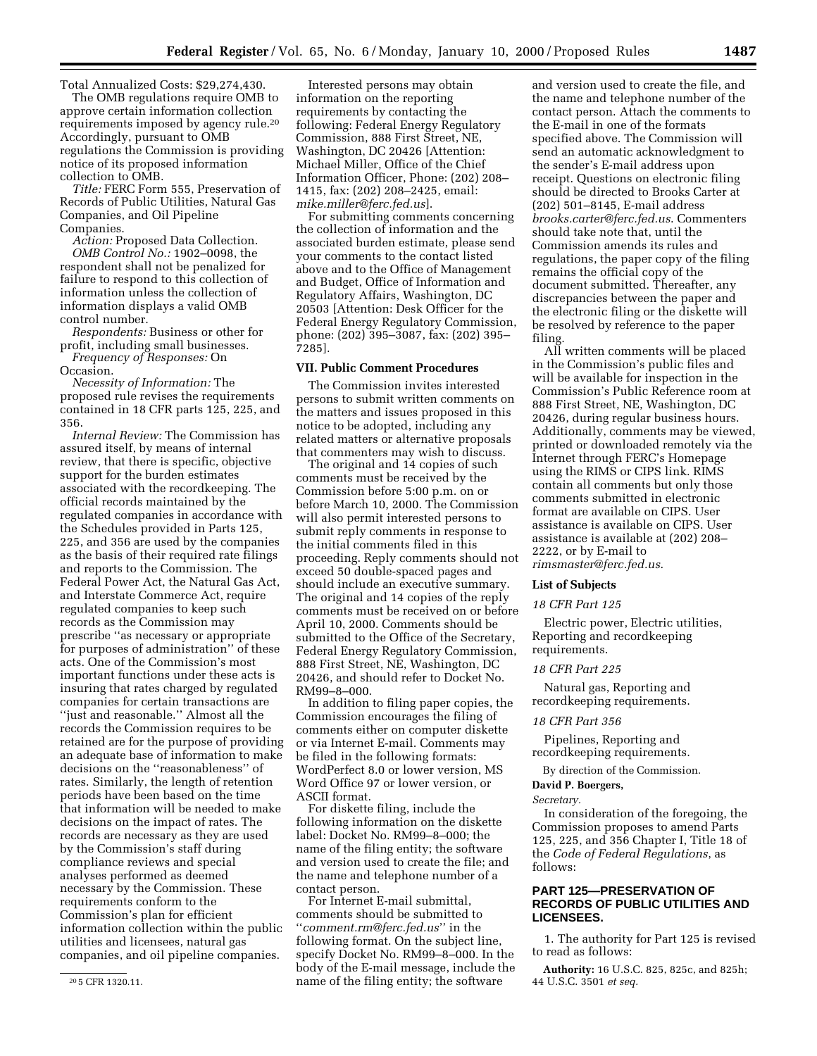Total Annualized Costs: $29,274,430.

The OMB regulations require OMB to approve certain information collection requirements imposed by agency rule.[20] Accordingly, pursuant to OMB regulations the Commission is providing notice of its proposed information collection to OMB.

*Title:* FERC Form 555, Preservation of Records of Public Utilities, Natural Gas Companies, and Oil Pipeline Companies.

*Action:* Proposed Data Collection.

*OMB Control No.:* 1902–0098, the respondent shall not be penalized for failure to respond to this collection of information unless the collection of information displays a valid OMB control number.

*Respondents:* Business or other for profit, including small businesses.

*Frequency of Responses:* On Occasion.

*Necessity of Information:* The proposed rule revises the requirements contained in 18 CFR parts 125, 225, and 356.

*Internal Review:* The Commission has assured itself, by means of internal review, that there is specific, objective support for the burden estimates associated with the recordkeeping. The official records maintained by the regulated companies in accordance with the Schedules provided in Parts 125, 225, and 356 are used by the companies as the basis of their required rate filings and reports to the Commission. The Federal Power Act, the Natural Gas Act, and Interstate Commerce Act, require regulated companies to keep such records as the Commission may prescribe ''as necessary or appropriate for purposes of administration'' of these acts. One of the Commission's most important functions under these acts is insuring that rates charged by regulated companies for certain transactions are ''just and reasonable.'' Almost all the records the Commission requires to be retained are for the purpose of providing an adequate base of information to make decisions on the ''reasonableness'' of rates. Similarly, the length of retention periods have been based on the time that information will be needed to make decisions on the impact of rates. The records are necessary as they are used by the Commission's staff during compliance reviews and special analyses performed as deemed necessary by the Commission. These requirements conform to the Commission's plan for efficient information collection within the public utilities and licensees, natural gas companies, and oil pipeline companies.

Interested persons may obtain information on the reporting requirements by contacting the following: Federal Energy Regulatory Commission, 888 First Street, NE, Washington, DC 20426 [Attention: Michael Miller, Office of the Chief Information Officer, Phone: (202) 208–1415, fax: (202) 208–2425, email: *mike.miller@ferc.fed.us*].

For submitting comments concerning the collection of information and the associated burden estimate, please send your comments to the contact listed above and to the Office of Management and Budget, Office of Information and Regulatory Affairs, Washington, DC 20503 [Attention: Desk Officer for the Federal Energy Regulatory Commission, phone: (202) 395–3087, fax: (202) 395–7285].

## VII. Public Comment Procedures

The Commission invites interested persons to submit written comments on the matters and issues proposed in this notice to be adopted, including any related matters or alternative proposals that commenters may wish to discuss.

The original and 14 copies of such comments must be received by the Commission before 5:00 p.m. on or before March 10, 2000. The Commission will also permit interested persons to submit reply comments in response to the initial comments filed in this proceeding. Reply comments should not exceed 50 double-spaced pages and should include an executive summary. The original and 14 copies of the reply comments must be received on or before April 10, 2000. Comments should be submitted to the Office of the Secretary, Federal Energy Regulatory Commission, 888 First Street, NE, Washington, DC 20426, and should refer to Docket No. RM99–8–000.

In addition to filing paper copies, the Commission encourages the filing of comments either on computer diskette or via Internet E-mail. Comments may be filed in the following formats: WordPerfect 8.0 or lower version, MS Word Office 97 or lower version, or ASCII format.

For diskette filing, include the following information on the diskette label: Docket No. RM99–8–000; the name of the filing entity; the software and version used to create the file; and the name and telephone number of a contact person.

For Internet E-mail submittal, comments should be submitted to ''*comment.rm@ferc.fed.us*'' in the following format. On the subject line, specify Docket No. RM99–8–000. In the body of the E-mail message, include the name of the filing entity; the software and version used to create the file, and the name and telephone number of the contact person. Attach the comments to the E-mail in one of the formats specified above. The Commission will send an automatic acknowledgment to the sender's E-mail address upon receipt. Questions on electronic filing should be directed to Brooks Carter at (202) 501–8145, E-mail address *brooks.carter@ferc.fed.us*. Commenters should take note that, until the Commission amends its rules and regulations, the paper copy of the filing remains the official copy of the document submitted. Thereafter, any discrepancies between the paper and the electronic filing or the diskette will be resolved by reference to the paper filing.

All written comments will be placed in the Commission's public files and will be available for inspection in the Commission's Public Reference room at 888 First Street, NE, Washington, DC 20426, during regular business hours. Additionally, comments may be viewed, printed or downloaded remotely via the Internet through FERC's Homepage using the RIMS or CIPS link. RIMS contain all comments but only those comments submitted in electronic format are available on CIPS. User assistance is available on CIPS. User assistance is available at (202) 208–2222, or by E-mail to *rimsmaster@ferc.fed.us*.

### List of Subjects

*18 CFR Part 125*

Electric power, Electric utilities, Reporting and recordkeeping requirements.

*18 CFR Part 225*

Natural gas, Reporting and recordkeeping requirements.

*18 CFR Part 356*

Pipelines, Reporting and recordkeeping requirements.

By direction of the Commission.

**David P. Boergers,**

*Secretary.*

In consideration of the foregoing, the Commission proposes to amend Parts 125, 225, and 356 Chapter I, Title 18 of the *Code of Federal Regulations*, as follows:

## PART 125—PRESERVATION OF RECORDS OF PUBLIC UTILITIES AND LICENSEES.

1. The authority for Part 125 is revised to read as follows:

**Authority:** 16 U.S.C. 825, 825c, and 825h; 44 U.S.C. 3501 *et seq.*

---

[20] 5 CFR 1320.11.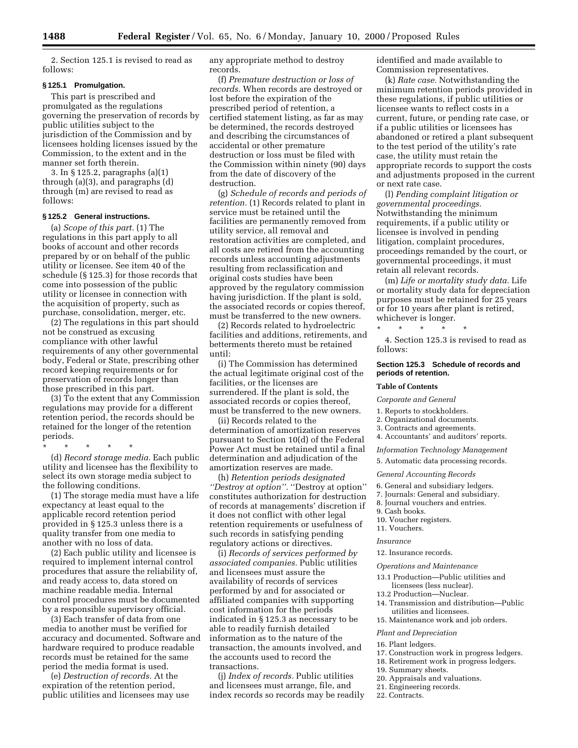2. Section 125.1 is revised to read as follows:

### § 125.1 Promulgation.

This part is prescribed and promulgated as the regulations governing the preservation of records by public utilities subject to the jurisdiction of the Commission and by licensees holding licenses issued by the Commission, to the extent and in the manner set forth therein.

3. In § 125.2, paragraphs (a)(1) through (a)(3), and paragraphs (d) through (m) are revised to read as follows:

### § 125.2 General instructions.

(a) *Scope of this part.* (1) The regulations in this part apply to all books of account and other records prepared by or on behalf of the public utility or licensee. See item 40 of the schedule (§ 125.3) for those records that come into possession of the public utility or licensee in connection with the acquisition of property, such as purchase, consolidation, merger, etc.

(2) The regulations in this part should not be construed as excusing compliance with other lawful requirements of any other governmental body, Federal or State, prescribing other record keeping requirements or for preservation of records longer than those prescribed in this part.

(3) To the extent that any Commission regulations may provide for a different retention period, the records should be retained for the longer of the retention periods.

\* \* \* \* \*

(d) *Record storage media.* Each public utility and licensee has the flexibility to select its own storage media subject to the following conditions.

(1) The storage media must have a life expectancy at least equal to the applicable record retention period provided in § 125.3 unless there is a quality transfer from one media to another with no loss of data.

(2) Each public utility and licensee is required to implement internal control procedures that assure the reliability of, and ready access to, data stored on machine readable media. Internal control procedures must be documented by a responsible supervisory official.

(3) Each transfer of data from one media to another must be verified for accuracy and documented. Software and hardware required to produce readable records must be retained for the same period the media format is used.

(e) *Destruction of records.* At the expiration of the retention period, public utilities and licensees may use any appropriate method to destroy records.

(f) *Premature destruction or loss of records.* When records are destroyed or lost before the expiration of the prescribed period of retention, a certified statement listing, as far as may be determined, the records destroyed and describing the circumstances of accidental or other premature destruction or loss must be filed with the Commission within ninety (90) days from the date of discovery of the destruction.

(g) *Schedule of records and periods of retention.* (1) Records related to plant in service must be retained until the facilities are permanently removed from utility service, all removal and restoration activities are completed, and all costs are retired from the accounting records unless accounting adjustments resulting from reclassification and original costs studies have been approved by the regulatory commission having jurisdiction. If the plant is sold, the associated records or copies thereof, must be transferred to the new owners.

(2) Records related to hydroelectric facilities and additions, retirements, and betterments thereto must be retained until:

(i) The Commission has determined the actual legitimate original cost of the facilities, or the licenses are surrendered. If the plant is sold, the associated records or copies thereof, must be transferred to the new owners.

(ii) Records related to the determination of amortization reserves pursuant to Section 10(d) of the Federal Power Act must be retained until a final determination and adjudication of the amortization reserves are made.

(h) *Retention periods designated "Destroy at option".* "Destroy at option" constitutes authorization for destruction of records at managements' discretion if it does not conflict with other legal retention requirements or usefulness of such records in satisfying pending regulatory actions or directives.

(i) *Records of services performed by associated companies.* Public utilities and licensees must assure the availability of records of services performed by and for associated or affiliated companies with supporting cost information for the periods indicated in § 125.3 as necessary to be able to readily furnish detailed information as to the nature of the transaction, the amounts involved, and the accounts used to record the transactions.

(j) *Index of records.* Public utilities and licensees must arrange, file, and index records so records may be readily identified and made available to Commission representatives.

(k) *Rate case.* Notwithstanding the minimum retention periods provided in these regulations, if public utilities or licensee wants to reflect costs in a current, future, or pending rate case, or if a public utilities or licensees has abandoned or retired a plant subsequent to the test period of the utility's rate case, the utility must retain the appropriate records to support the costs and adjustments proposed in the current or next rate case.

(l) *Pending complaint litigation or governmental proceedings.* Notwithstanding the minimum requirements, if a public utility or licensee is involved in pending litigation, complaint procedures, proceedings remanded by the court, or governmental proceedings, it must retain all relevant records.

(m) *Life or mortality study data.* Life or mortality study data for depreciation purposes must be retained for 25 years or for 10 years after plant is retired, whichever is longer.

\* \* \* \* \*

4. Section 125.3 is revised to read as follows:

### Section 125.3 Schedule of records and periods of retention.

#### Table of Contents

*Corporate and General*

1. Reports to stockholders.
2. Organizational documents.
3. Contracts and agreements.
4. Accountants' and auditors' reports.

*Information Technology Management*

5. Automatic data processing records.

*General Accounting Records*

6. General and subsidiary ledgers.
7. Journals: General and subsidiary.
8. Journal vouchers and entries.
9. Cash books.
10. Voucher registers.
11. Vouchers.

*Insurance*

12. Insurance records.

*Operations and Maintenance*

13.1 Production—Public utilities and licensees (less nuclear).
13.2 Production—Nuclear.
14. Transmission and distribution—Public utilities and licensees.
15. Maintenance work and job orders.

*Plant and Depreciation*

16. Plant ledgers.
17. Construction work in progress ledgers.
18. Retirement work in progress ledgers.
19. Summary sheets.
20. Appraisals and valuations.
21. Engineering records.
22. Contracts.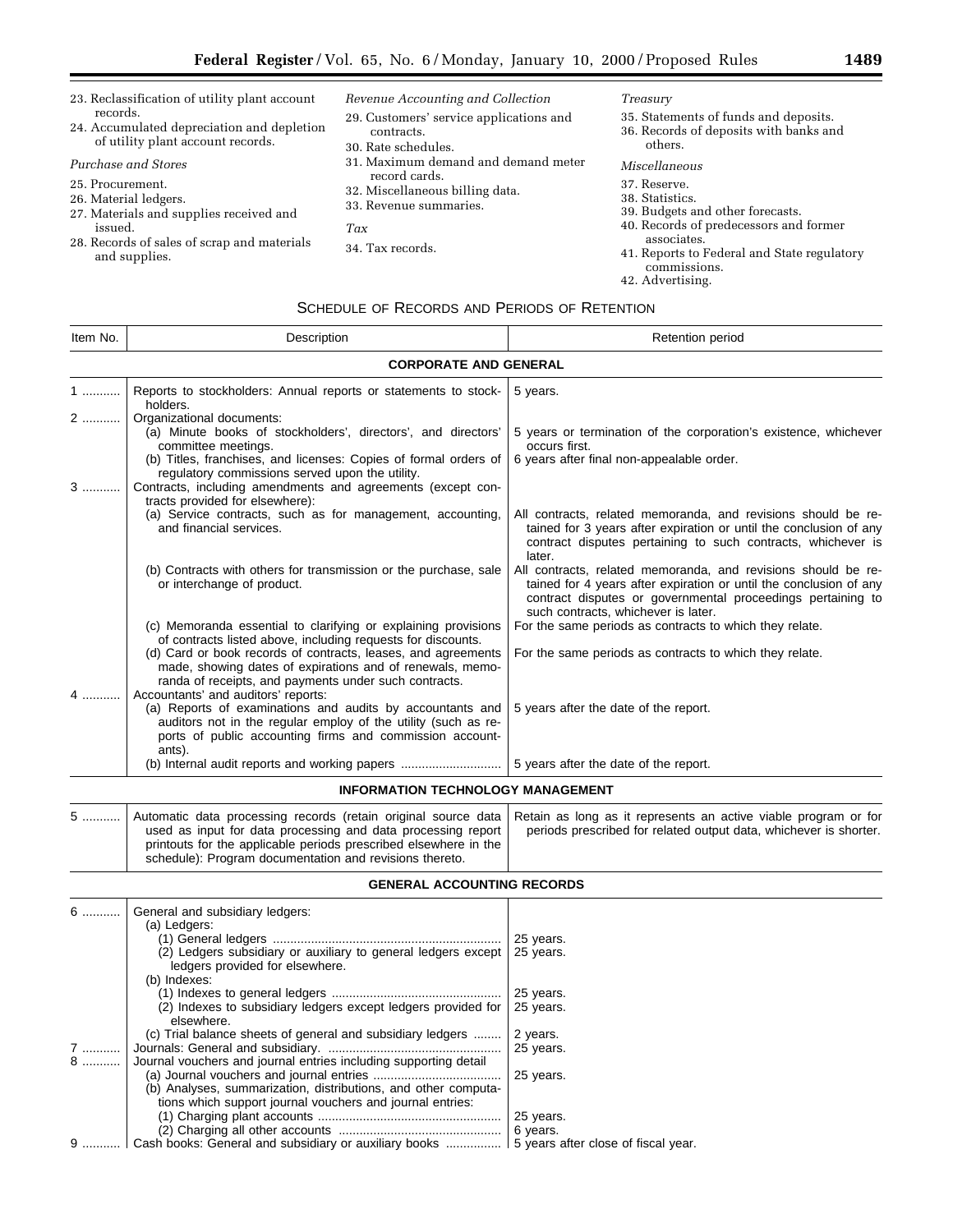23. Reclassification of utility plant account records.
24. Accumulated depreciation and depletion of utility plant account records.

*Purchase and Stores*

25. Procurement.
26. Material ledgers.
27. Materials and supplies received and issued.
28. Records of sales of scrap and materials and supplies.

*Revenue Accounting and Collection*

29. Customers' service applications and contracts.
30. Rate schedules.
31. Maximum demand and demand meter record cards.
32. Miscellaneous billing data.
33. Revenue summaries.

*Tax*

34. Tax records.

*Treasury*

35. Statements of funds and deposits.
36. Records of deposits with banks and others.

*Miscellaneous*

37. Reserve.
38. Statistics.
39. Budgets and other forecasts.
40. Records of predecessors and former associates.
41. Reports to Federal and State regulatory commissions.
42. Advertising.

## SCHEDULE OF RECORDS AND PERIODS OF RETENTION

| Item No. | Description | Retention period |
|---|---|---|
| | **CORPORATE AND GENERAL** | |
| 1 | Reports to stockholders: Annual reports or statements to stockholders. | 5 years. |
| 2 | Organizational documents: | |
| | (a) Minute books of stockholders', directors', and directors' committee meetings. | 5 years or termination of the corporation's existence, whichever occurs first. |
| | (b) Titles, franchises, and licenses: Copies of formal orders of regulatory commissions served upon the utility. | 6 years after final non-appealable order. |
| 3 | Contracts, including amendments and agreements (except contracts provided for elsewhere): | |
| | (a) Service contracts, such as for management, accounting, and financial services. | All contracts, related memoranda, and revisions should be retained for 3 years after expiration or until the conclusion of any contract disputes pertaining to such contracts, whichever is later. |
| | (b) Contracts with others for transmission or the purchase, sale or interchange of product. | All contracts, related memoranda, and revisions should be retained for 4 years after expiration or until the conclusion of any contract disputes or governmental proceedings pertaining to such contracts, whichever is later. |
| | (c) Memoranda essential to clarifying or explaining provisions of contracts listed above, including requests for discounts. | For the same periods as contracts to which they relate. |
| | (d) Card or book records of contracts, leases, and agreements made, showing dates of expirations and of renewals, memoranda of receipts, and payments under such contracts. | For the same periods as contracts to which they relate. |
| 4 | Accountants' and auditors' reports: | |
| | (a) Reports of examinations and audits by accountants and auditors not in the regular employ of the utility (such as reports of public accounting firms and commission accountants). | 5 years after the date of the report. |
| | (b) Internal audit reports and working papers | 5 years after the date of the report. |
| | **INFORMATION TECHNOLOGY MANAGEMENT** | |
| 5 | Automatic data processing records (retain original source data used as input for data processing and data processing report printouts for the applicable periods prescribed elsewhere in the schedule): Program documentation and revisions thereto. | Retain as long as it represents an active viable program or for periods prescribed for related output data, whichever is shorter. |
| | **GENERAL ACCOUNTING RECORDS** | |
| 6 | General and subsidiary ledgers: | |
| | (a) Ledgers: | |
| | (1) General ledgers | 25 years. |
| | (2) Ledgers subsidiary or auxiliary to general ledgers except ledgers provided for elsewhere. | 25 years. |
| | (b) Indexes: | |
| | (1) Indexes to general ledgers | 25 years. |
| | (2) Indexes to subsidiary ledgers except ledgers provided for elsewhere. | 25 years. |
| | (c) Trial balance sheets of general and subsidiary ledgers | 2 years. |
| 7 | Journals: General and subsidiary. | 25 years. |
| 8 | Journal vouchers and journal entries including supporting detail | |
| | (a) Journal vouchers and journal entries | 25 years. |
| | (b) Analyses, summarization, distributions, and other computations which support journal vouchers and journal entries: | |
| | (1) Charging plant accounts | 25 years. |
| | (2) Charging all other accounts | 6 years. |
| 9 | Cash books: General and subsidiary or auxiliary books | 5 years after close of fiscal year. |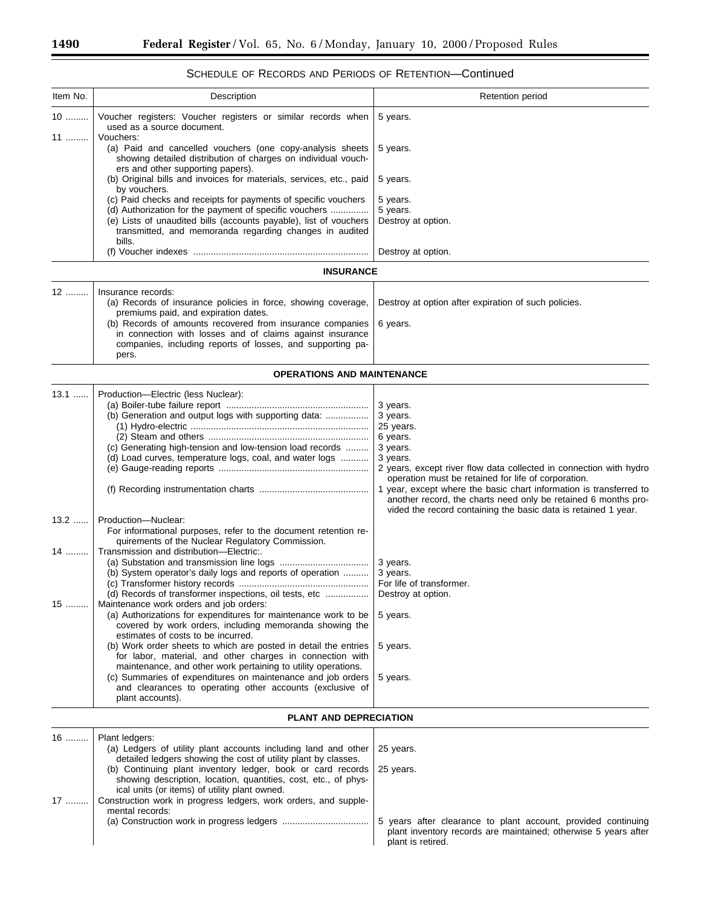## SCHEDULE OF RECORDS AND PERIODS OF RETENTION—Continued

| Item No. | Description | Retention period |
|---|---|---|
| 10 | Voucher registers: Voucher registers or similar records when used as a source document. | 5 years. |
| 11 | Vouchers: | |
| | (a) Paid and cancelled vouchers (one copy-analysis sheets showing detailed distribution of charges on individual vouchers and other supporting papers). | 5 years. |
| | (b) Original bills and invoices for materials, services, etc., paid by vouchers. | 5 years. |
| | (c) Paid checks and receipts for payments of specific vouchers | 5 years. |
| | (d) Authorization for the payment of specific vouchers | 5 years. |
| | (e) Lists of unaudited bills (accounts payable), list of vouchers transmitted, and memoranda regarding changes in audited bills. | Destroy at option. |
| | (f) Voucher indexes | Destroy at option. |
| | **INSURANCE** | |
| 12 | Insurance records: | |
| | (a) Records of insurance policies in force, showing coverage, premiums paid, and expiration dates. | Destroy at option after expiration of such policies. |
| | (b) Records of amounts recovered from insurance companies in connection with losses and of claims against insurance companies, including reports of losses, and supporting papers. | 6 years. |
| | **OPERATIONS AND MAINTENANCE** | |
| 13.1 | Production—Electric (less Nuclear): | |
| | (a) Boiler-tube failure report | 3 years. |
| | (b) Generation and output logs with supporting data: | 3 years. |
| | (1) Hydro-electric | 25 years. |
| | (2) Steam and others | 6 years. |
| | (c) Generating high-tension and low-tension load records | 3 years. |
| | (d) Load curves, temperature logs, coal, and water logs | 3 years. |
| | (e) Gauge-reading reports | 2 years, except river flow data collected in connection with hydro operation must be retained for life of corporation. |
| | (f) Recording instrumentation charts | 1 year, except where the basic chart information is transferred to another record, the charts need only be retained 6 months provided the record containing the basic data is retained 1 year. |
| 13.2 | Production—Nuclear: | |
| | For informational purposes, refer to the document retention requirements of the Nuclear Regulatory Commission. | |
| 14 | Transmission and distribution—Electric:. | |
| | (a) Substation and transmission line logs | 3 years. |
| | (b) System operator's daily logs and reports of operation | 3 years. |
| | (c) Transformer history records | For life of transformer. |
| | (d) Records of transformer inspections, oil tests, etc | Destroy at option. |
| 15 | Maintenance work orders and job orders: | |
| | (a) Authorizations for expenditures for maintenance work to be covered by work orders, including memoranda showing the estimates of costs to be incurred. | 5 years. |
| | (b) Work order sheets to which are posted in detail the entries for labor, material, and other charges in connection with maintenance, and other work pertaining to utility operations. | 5 years. |
| | (c) Summaries of expenditures on maintenance and job orders and clearances to operating other accounts (exclusive of plant accounts). | 5 years. |
| | **PLANT AND DEPRECIATION** | |
| 16 | Plant ledgers: | |
| | (a) Ledgers of utility plant accounts including land and other detailed ledgers showing the cost of utility plant by classes. | 25 years. |
| | (b) Continuing plant inventory ledger, book or card records showing description, location, quantities, cost, etc., of physical units (or items) of utility plant owned. | 25 years. |
| 17 | Construction work in progress ledgers, work orders, and supplemental records: | |
| | (a) Construction work in progress ledgers | 5 years after clearance to plant account, provided continuing plant inventory records are maintained; otherwise 5 years after plant is retired. |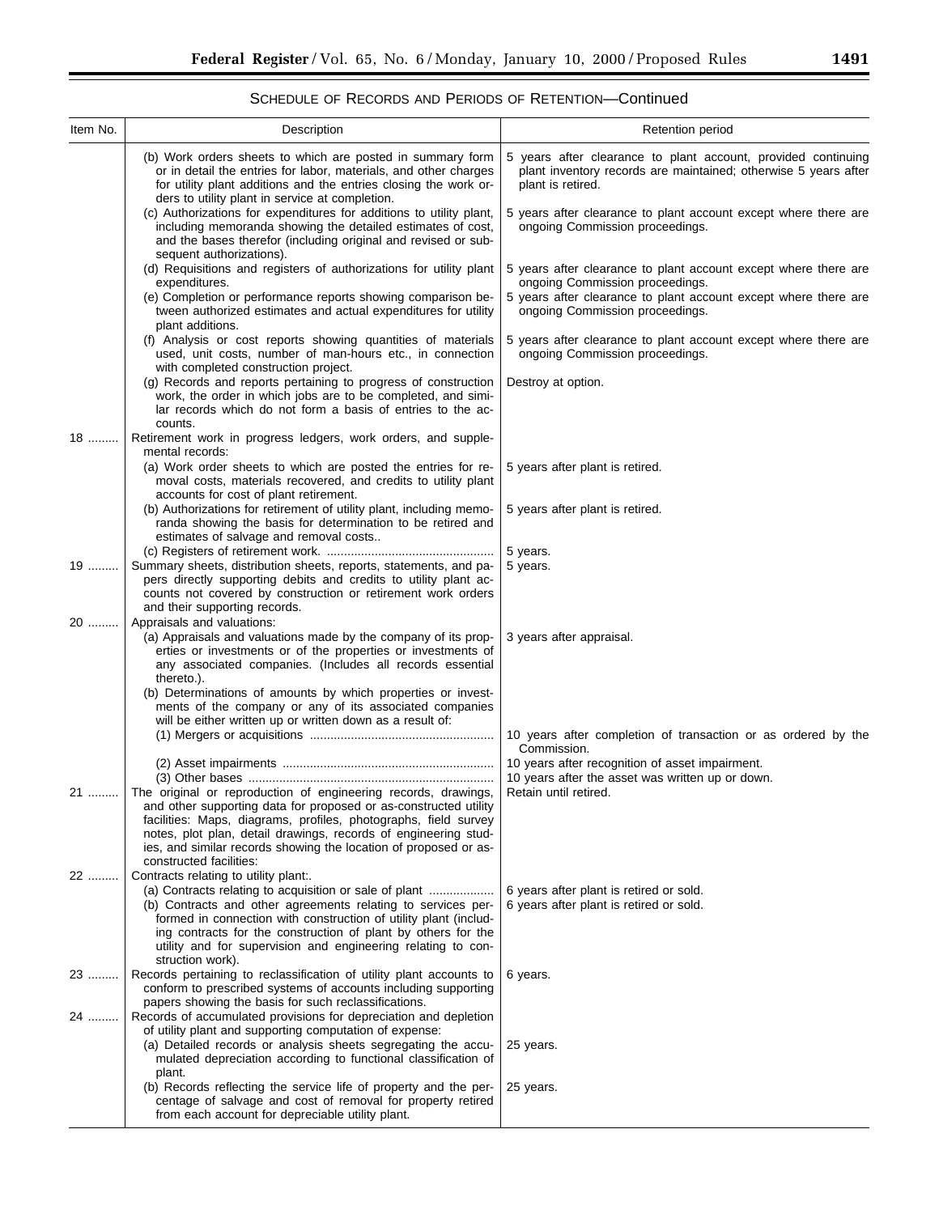SCHEDULE OF RECORDS AND PERIODS OF RETENTION—Continued

| Item No. | Description | Retention period |
| --- | --- | --- |
| | (b) Work orders sheets to which are posted in summary form or in detail the entries for labor, materials, and other charges for utility plant additions and the entries closing the work orders to utility plant in service at completion. | 5 years after clearance to plant account, provided continuing plant inventory records are maintained; otherwise 5 years after plant is retired. |
| | (c) Authorizations for expenditures for additions to utility plant, including memoranda showing the detailed estimates of cost, and the bases therefor (including original and revised or subsequent authorizations). | 5 years after clearance to plant account except where there are ongoing Commission proceedings. |
| | (d) Requisitions and registers of authorizations for utility plant expenditures. | 5 years after clearance to plant account except where there are ongoing Commission proceedings. |
| | (e) Completion or performance reports showing comparison between authorized estimates and actual expenditures for utility plant additions. | 5 years after clearance to plant account except where there are ongoing Commission proceedings. |
| | (f) Analysis or cost reports showing quantities of materials used, unit costs, number of man-hours etc., in connection with completed construction project. | 5 years after clearance to plant account except where there are ongoing Commission proceedings. |
| | (g) Records and reports pertaining to progress of construction work, the order in which jobs are to be completed, and similar records which do not form a basis of entries to the accounts. | Destroy at option. |
| 18 | Retirement work in progress ledgers, work orders, and supplemental records: | |
| | (a) Work order sheets to which are posted the entries for removal costs, materials recovered, and credits to utility plant accounts for cost of plant retirement. | 5 years after plant is retired. |
| | (b) Authorizations for retirement of utility plant, including memoranda showing the basis for determination to be retired and estimates of salvage and removal costs.. | 5 years after plant is retired. |
| | (c) Registers of retirement work. | 5 years. |
| 19 | Summary sheets, distribution sheets, reports, statements, and papers directly supporting debits and credits to utility plant accounts not covered by construction or retirement work orders and their supporting records. | 5 years. |
| 20 | Appraisals and valuations: | |
| | (a) Appraisals and valuations made by the company of its properties or investments or of the properties or investments of any associated companies. (Includes all records essential thereto.). | 3 years after appraisal. |
| | (b) Determinations of amounts by which properties or investments of the company or any of its associated companies will be either written up or written down as a result of: | |
| | (1) Mergers or acquisitions | 10 years after completion of transaction or as ordered by the Commission. |
| | (2) Asset impairments | 10 years after recognition of asset impairment. |
| | (3) Other bases | 10 years after the asset was written up or down. |
| 21 | The original or reproduction of engineering records, drawings, and other supporting data for proposed or as-constructed utility facilities: Maps, diagrams, profiles, photographs, field survey notes, plot plan, detail drawings, records of engineering studies, and similar records showing the location of proposed or as-constructed facilities: | Retain until retired. |
| 22 | Contracts relating to utility plant:. | |
| | (a) Contracts relating to acquisition or sale of plant | 6 years after plant is retired or sold. |
| | (b) Contracts and other agreements relating to services performed in connection with construction of utility plant (including contracts for the construction of plant by others for the utility and for supervision and engineering relating to construction work). | 6 years after plant is retired or sold. |
| 23 | Records pertaining to reclassification of utility plant accounts to conform to prescribed systems of accounts including supporting papers showing the basis for such reclassifications. | 6 years. |
| 24 | Records of accumulated provisions for depreciation and depletion of utility plant and supporting computation of expense: | |
| | (a) Detailed records or analysis sheets segregating the accumulated depreciation according to functional classification of plant. | 25 years. |
| | (b) Records reflecting the service life of property and the percentage of salvage and cost of removal for property retired from each account for depreciable utility plant. | 25 years. |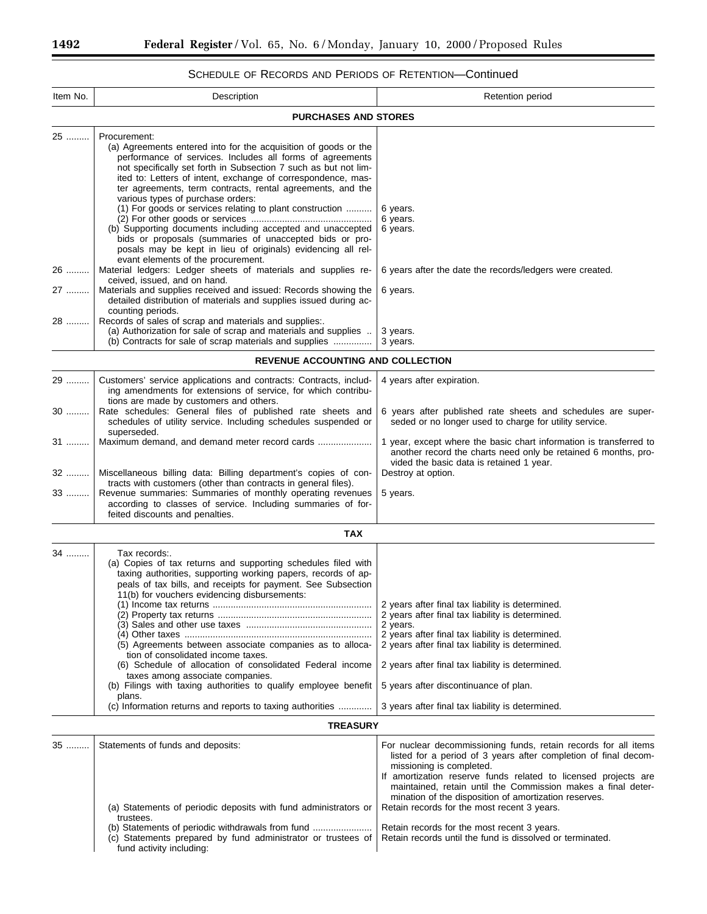SCHEDULE OF RECORDS AND PERIODS OF RETENTION—Continued

| Item No. | Description | Retention period |
| --- | --- | --- |
| | **PURCHASES AND STORES** | |
| 25 ......... | Procurement: | |
| | (a) Agreements entered into for the acquisition of goods or the performance of services. Includes all forms of agreements not specifically set forth in Subsection 7 such as but not limited to: Letters of intent, exchange of correspondence, master agreements, term contracts, rental agreements, and the various types of purchase orders: | |
| | (1) For goods or services relating to plant construction .......... | 6 years. |
| | (2) For other goods or services .............................................. | 6 years. |
| | (b) Supporting documents including accepted and unaccepted bids or proposals (summaries of unaccepted bids or proposals may be kept in lieu of originals) evidencing all relevant elements of the procurement. | 6 years. |
| 26 ......... | Material ledgers: Ledger sheets of materials and supplies received, issued, and on hand. | 6 years after the date the records/ledgers were created. |
| 27 ......... | Materials and supplies received and issued: Records showing the detailed distribution of materials and supplies issued during accounting periods. | 6 years. |
| 28 ......... | Records of sales of scrap and materials and supplies:. | |
| | (a) Authorization for sale of scrap and materials and supplies .. | 3 years. |
| | (b) Contracts for sale of scrap materials and supplies .............. | 3 years. |
| | **REVENUE ACCOUNTING AND COLLECTION** | |
| 29 ......... | Customers' service applications and contracts: Contracts, including amendments for extensions of service, for which contributions are made by customers and others. | 4 years after expiration. |
| 30 ......... | Rate schedules: General files of published rate sheets and schedules of utility service. Including schedules suspended or superseded. | 6 years after published rate sheets and schedules are superseded or no longer used to charge for utility service. |
| 31 ......... | Maximum demand, and demand meter record cards .................... | 1 year, except where the basic chart information is transferred to another record the charts need only be retained 6 months, provided the basic data is retained 1 year. |
| 32 ......... | Miscellaneous billing data: Billing department's copies of contracts with customers (other than contracts in general files). | Destroy at option. |
| 33 ......... | Revenue summaries: Summaries of monthly operating revenues according to classes of service. Including summaries of forfeited discounts and penalties. | 5 years. |
| | **TAX** | |
| 34 ......... | Tax records:. | |
| | (a) Copies of tax returns and supporting schedules filed with taxing authorities, supporting working papers, records of appeals of tax bills, and receipts for payment. See Subsection 11(b) for vouchers evidencing disbursements: | |
| | (1) Income tax returns ............................................................. | 2 years after final tax liability is determined. |
| | (2) Property tax returns ........................................................... | 2 years after final tax liability is determined. |
| | (3) Sales and other use taxes ................................................ | 2 years. |
| | (4) Other taxes ......................................................................... | 2 years after final tax liability is determined. |
| | (5) Agreements between associate companies as to allocation of consolidated income taxes. | 2 years after final tax liability is determined. |
| | (6) Schedule of allocation of consolidated Federal income taxes among associate companies. | 2 years after final tax liability is determined. |
| | (b) Filings with taxing authorities to qualify employee benefit plans. | 5 years after discontinuance of plan. |
| | (c) Information returns and reports to taxing authorities ............. | 3 years after final tax liability is determined. |
| | **TREASURY** | |
| 35 ......... | Statements of funds and deposits: | For nuclear decommissioning funds, retain records for all items listed for a period of 3 years after completion of final decommissioning is completed.<br>If amortization reserve funds related to licensed projects are maintained, retain until the Commission makes a final determination of the disposition of amortization reserves. |
| | (a) Statements of periodic deposits with fund administrators or trustees. | Retain records for the most recent 3 years. |
| | (b) Statements of periodic withdrawals from fund ...................... | Retain records for the most recent 3 years. |
| | (c) Statements prepared by fund administrator or trustees of fund activity including: | Retain records until the fund is dissolved or terminated. |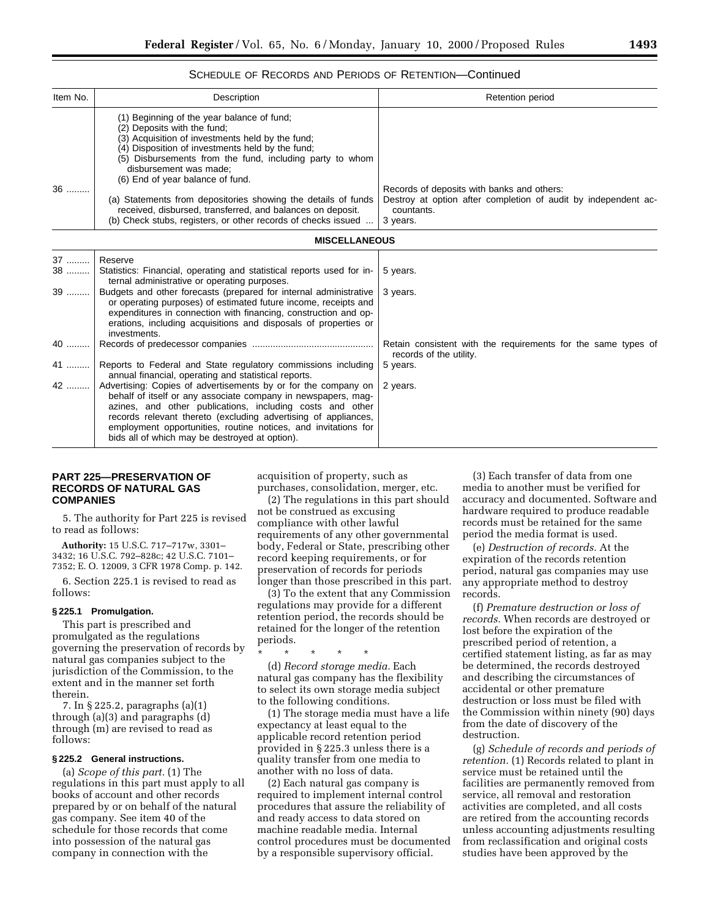SCHEDULE OF RECORDS AND PERIODS OF RETENTION—Continued

| Item No. | Description | Retention period |
| --- | --- | --- |
| | (1) Beginning of the year balance of fund;<br>(2) Deposits with the fund;<br>(3) Acquisition of investments held by the fund;<br>(4) Disposition of investments held by the fund;<br>(5) Disbursements from the fund, including party to whom disbursement was made;<br>(6) End of year balance of fund. | |
| 36 ......... | | Records of deposits with banks and others: |
| | (a) Statements from depositories showing the details of funds received, disbursed, transferred, and balances on deposit. | Destroy at option after completion of audit by independent accountants. |
| | (b) Check stubs, registers, or other records of checks issued ... | 3 years. |
| | **MISCELLANEOUS** | |
| 37 ......... | Reserve | |
| 38 ......... | Statistics: Financial, operating and statistical reports used for internal administrative or operating purposes. | 5 years. |
| 39 ......... | Budgets and other forecasts (prepared for internal administrative or operating purposes) of estimated future income, receipts and expenditures in connection with financing, construction and operations, including acquisitions and disposals of properties or investments. | 3 years. |
| 40 ......... | Records of predecessor companies ............................................... | Retain consistent with the requirements for the same types of records of the utility. |
| 41 ......... | Reports to Federal and State regulatory commissions including annual financial, operating and statistical reports. | 5 years. |
| 42 ......... | Advertising: Copies of advertisements by or for the company on behalf of itself or any associate company in newspapers, magazines, and other publications, including costs and other records relevant thereto (excluding advertising of appliances, employment opportunities, routine notices, and invitations for bids all of which may be destroyed at option). | 2 years. |

## PART 225—PRESERVATION OF RECORDS OF NATURAL GAS COMPANIES

5. The authority for Part 225 is revised to read as follows:

**Authority:** 15 U.S.C. 717–717w, 3301–3432; 16 U.S.C. 792–828c; 42 U.S.C. 7101–7352; E. O. 12009, 3 CFR 1978 Comp. p. 142.

6. Section 225.1 is revised to read as follows:

### § 225.1 Promulgation.

This part is prescribed and promulgated as the regulations governing the preservation of records by natural gas companies subject to the jurisdiction of the Commission, to the extent and in the manner set forth therein.

7. In § 225.2, paragraphs (a)(1) through (a)(3) and paragraphs (d) through (m) are revised to read as follows:

### § 225.2 General instructions.

(a) *Scope of this part.* (1) The regulations in this part must apply to all books of account and other records prepared by or on behalf of the natural gas company. See item 40 of the schedule for those records that come into possession of the natural gas company in connection with the acquisition of property, such as purchases, consolidation, merger, etc.

(2) The regulations in this part should not be construed as excusing compliance with other lawful requirements of any other governmental body, Federal or State, prescribing other record keeping requirements, or for preservation of records for periods longer than those prescribed in this part.

(3) To the extent that any Commission regulations may provide for a different retention period, the records should be retained for the longer of the retention periods.

\* \* \* \* \*

(d) *Record storage media.* Each natural gas company has the flexibility to select its own storage media subject to the following conditions.

(1) The storage media must have a life expectancy at least equal to the applicable record retention period provided in § 225.3 unless there is a quality transfer from one media to another with no loss of data.

(2) Each natural gas company is required to implement internal control procedures that assure the reliability of and ready access to data stored on machine readable media. Internal control procedures must be documented by a responsible supervisory official.

(3) Each transfer of data from one media to another must be verified for accuracy and documented. Software and hardware required to produce readable records must be retained for the same period the media format is used.

(e) *Destruction of records.* At the expiration of the records retention period, natural gas companies may use any appropriate method to destroy records.

(f) *Premature destruction or loss of records.* When records are destroyed or lost before the expiration of the prescribed period of retention, a certified statement listing, as far as may be determined, the records destroyed and describing the circumstances of accidental or other premature destruction or loss must be filed with the Commission within ninety (90) days from the date of discovery of the destruction.

(g) *Schedule of records and periods of retention.* (1) Records related to plant in service must be retained until the facilities are permanently removed from service, all removal and restoration activities are completed, and all costs are retired from the accounting records unless accounting adjustments resulting from reclassification and original costs studies have been approved by the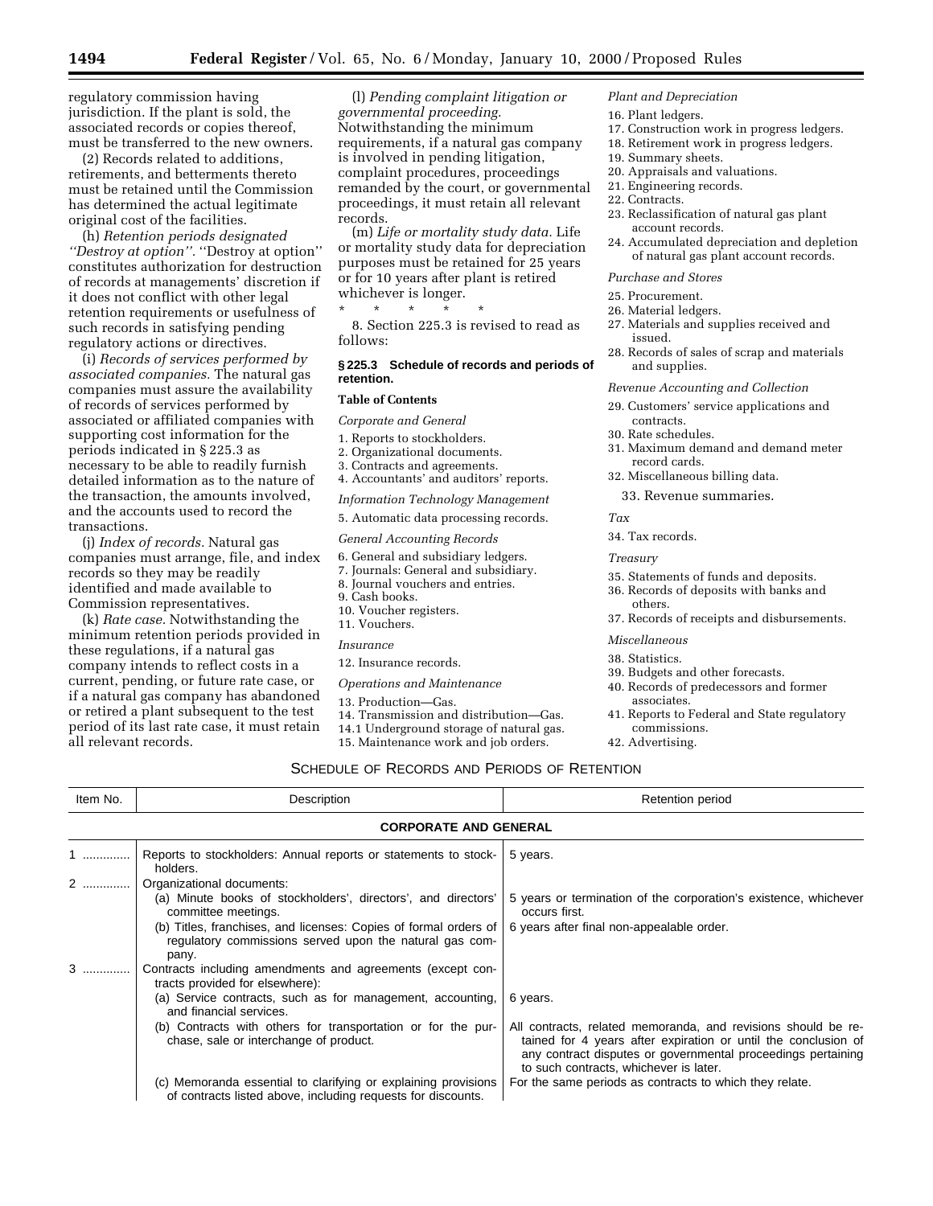regulatory commission having jurisdiction. If the plant is sold, the associated records or copies thereof, must be transferred to the new owners.

(2) Records related to additions, retirements, and betterments thereto must be retained until the Commission has determined the actual legitimate original cost of the facilities.

(h) *Retention periods designated ''Destroy at option''.* ''Destroy at option'' constitutes authorization for destruction of records at managements' discretion if it does not conflict with other legal retention requirements or usefulness of such records in satisfying pending regulatory actions or directives.

(i) *Records of services performed by associated companies.* The natural gas companies must assure the availability of records of services performed by associated or affiliated companies with supporting cost information for the periods indicated in § 225.3 as necessary to be able to readily furnish detailed information as to the nature of the transaction, the amounts involved, and the accounts used to record the transactions.

(j) *Index of records.* Natural gas companies must arrange, file, and index records so they may be readily identified and made available to Commission representatives.

(k) *Rate case.* Notwithstanding the minimum retention periods provided in these regulations, if a natural gas company intends to reflect costs in a current, pending, or future rate case, or if a natural gas company has abandoned or retired a plant subsequent to the test period of its last rate case, it must retain all relevant records.

(l) *Pending complaint litigation or governmental proceeding.* Notwithstanding the minimum requirements, if a natural gas company is involved in pending litigation, complaint procedures, proceedings remanded by the court, or governmental proceedings, it must retain all relevant records.

(m) *Life or mortality study data.* Life or mortality study data for depreciation purposes must be retained for 25 years or for 10 years after plant is retired whichever is longer.

\* \* \* \* \*

8. Section 225.3 is revised to read as follows:

### § 225.3 Schedule of records and periods of retention.

**Table of Contents**

*Corporate and General*

1. Reports to stockholders.
2. Organizational documents.
3. Contracts and agreements.
4. Accountants' and auditors' reports.

*Information Technology Management*

5. Automatic data processing records.

*General Accounting Records*

6. General and subsidiary ledgers.
7. Journals: General and subsidiary.
8. Journal vouchers and entries.
9. Cash books.
10. Voucher registers.
11. Vouchers.

*Insurance*

12. Insurance records.

*Operations and Maintenance*

13. Production—Gas.
14. Transmission and distribution—Gas.
14.1 Underground storage of natural gas.
15. Maintenance work and job orders.

*Plant and Depreciation*

16. Plant ledgers.
17. Construction work in progress ledgers.
18. Retirement work in progress ledgers.
19. Summary sheets.
20. Appraisals and valuations.
21. Engineering records.
22. Contracts.
23. Reclassification of natural gas plant account records.
24. Accumulated depreciation and depletion of natural gas plant account records.

*Purchase and Stores*

25. Procurement.
26. Material ledgers.
27. Materials and supplies received and issued.
28. Records of sales of scrap and materials and supplies.

*Revenue Accounting and Collection*

29. Customers' service applications and contracts.
30. Rate schedules.
31. Maximum demand and demand meter record cards.
32. Miscellaneous billing data.
33. Revenue summaries.

*Tax*

34. Tax records.

*Treasury*

35. Statements of funds and deposits.
36. Records of deposits with banks and others.
37. Records of receipts and disbursements.

*Miscellaneous*

38. Statistics.
39. Budgets and other forecasts.
40. Records of predecessors and former associates.
41. Reports to Federal and State regulatory commissions.
42. Advertising.

SCHEDULE OF RECORDS AND PERIODS OF RETENTION

| Item No. | Description | Retention period |
|---|---|---|
| | **CORPORATE AND GENERAL** | |
| 1 | Reports to stockholders: Annual reports or statements to stockholders. | 5 years. |
| 2 | Organizational documents: | |
| | (a) Minute books of stockholders', directors', and directors' committee meetings. | 5 years or termination of the corporation's existence, whichever occurs first. |
| | (b) Titles, franchises, and licenses: Copies of formal orders of regulatory commissions served upon the natural gas company. | 6 years after final non-appealable order. |
| 3 | Contracts including amendments and agreements (except contracts provided for elsewhere): | |
| | (a) Service contracts, such as for management, accounting, and financial services. | 6 years. |
| | (b) Contracts with others for transportation or for the purchase, sale or interchange of product. | All contracts, related memoranda, and revisions should be retained for 4 years after expiration or until the conclusion of any contract disputes or governmental proceedings pertaining to such contracts, whichever is later. |
| | (c) Memoranda essential to clarifying or explaining provisions of contracts listed above, including requests for discounts. | For the same periods as contracts to which they relate. |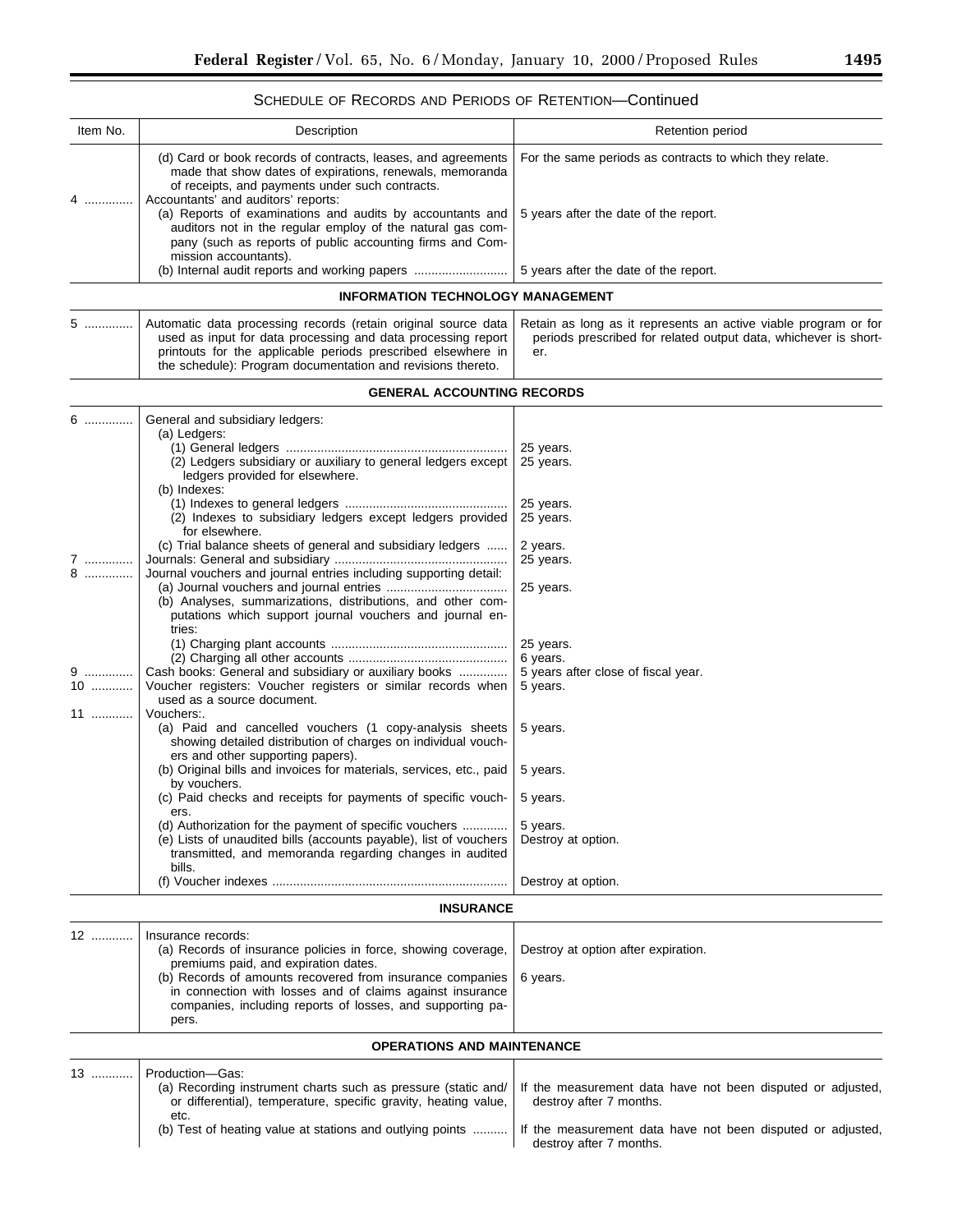SCHEDULE OF RECORDS AND PERIODS OF RETENTION—Continued

| Item No. | Description | Retention period |
|---|---|---|
| | (d) Card or book records of contracts, leases, and agreements made that show dates of expirations, renewals, memoranda of receipts, and payments under such contracts. | For the same periods as contracts to which they relate. |
| 4 | Accountants' and auditors' reports: | |
| | (a) Reports of examinations and audits by accountants and auditors not in the regular employ of the natural gas company (such as reports of public accounting firms and Commission accountants). | 5 years after the date of the report. |
| | (b) Internal audit reports and working papers | 5 years after the date of the report. |
| | **INFORMATION TECHNOLOGY MANAGEMENT** | |
| 5 | Automatic data processing records (retain original source data used as input for data processing and data processing report printouts for the applicable periods prescribed elsewhere in the schedule): Program documentation and revisions thereto. | Retain as long as it represents an active viable program or for periods prescribed for related output data, whichever is shorter. |
| | **GENERAL ACCOUNTING RECORDS** | |
| 6 | General and subsidiary ledgers: | |
| | (a) Ledgers: | |
| | (1) General ledgers | 25 years. |
| | (2) Ledgers subsidiary or auxiliary to general ledgers except ledgers provided for elsewhere. | 25 years. |
| | (b) Indexes: | |
| | (1) Indexes to general ledgers | 25 years. |
| | (2) Indexes to subsidiary ledgers except ledgers provided for elsewhere. | 25 years. |
| | (c) Trial balance sheets of general and subsidiary ledgers | 2 years. |
| 7 | Journals: General and subsidiary | 25 years. |
| 8 | Journal vouchers and journal entries including supporting detail: | |
| | (a) Journal vouchers and journal entries | 25 years. |
| | (b) Analyses, summarizations, distributions, and other computations which support journal vouchers and journal entries: | |
| | (1) Charging plant accounts | 25 years. |
| | (2) Charging all other accounts | 6 years. |
| 9 | Cash books: General and subsidiary or auxiliary books | 5 years after close of fiscal year. |
| 10 | Voucher registers: Voucher registers or similar records when used as a source document. | 5 years. |
| 11 | Vouchers:. | |
| | (a) Paid and cancelled vouchers (1 copy-analysis sheets showing detailed distribution of charges on individual vouchers and other supporting papers). | 5 years. |
| | (b) Original bills and invoices for materials, services, etc., paid by vouchers. | 5 years. |
| | (c) Paid checks and receipts for payments of specific vouchers. | 5 years. |
| | (d) Authorization for the payment of specific vouchers | 5 years. |
| | (e) Lists of unaudited bills (accounts payable), list of vouchers transmitted, and memoranda regarding changes in audited bills. | Destroy at option. |
| | (f) Voucher indexes | Destroy at option. |
| | **INSURANCE** | |
| 12 | Insurance records: | |
| | (a) Records of insurance policies in force, showing coverage, premiums paid, and expiration dates. | Destroy at option after expiration. |
| | (b) Records of amounts recovered from insurance companies in connection with losses and of claims against insurance companies, including reports of losses, and supporting papers. | 6 years. |
| | **OPERATIONS AND MAINTENANCE** | |
| 13 | Production—Gas: | |
| | (a) Recording instrument charts such as pressure (static and/or differential), temperature, specific gravity, heating value, etc. | If the measurement data have not been disputed or adjusted, destroy after 7 months. |
| | (b) Test of heating value at stations and outlying points | If the measurement data have not been disputed or adjusted, destroy after 7 months. |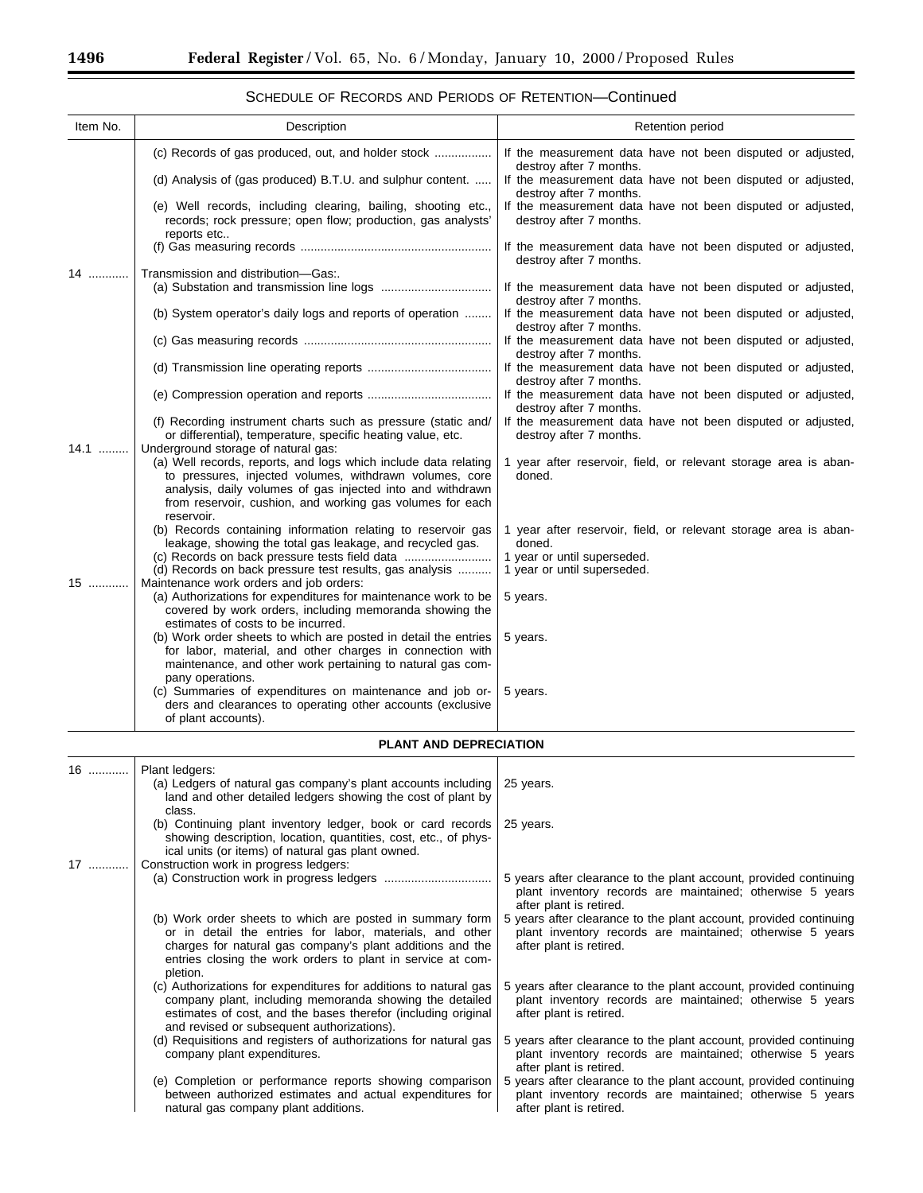SCHEDULE OF RECORDS AND PERIODS OF RETENTION—Continued

| Item No. | Description | Retention period |
|---|---|---|
| | (c) Records of gas produced, out, and holder stock | If the measurement data have not been disputed or adjusted, destroy after 7 months. |
| | (d) Analysis of (gas produced) B.T.U. and sulphur content. | If the measurement data have not been disputed or adjusted, destroy after 7 months. |
| | (e) Well records, including clearing, bailing, shooting etc., records; rock pressure; open flow; production, gas analysts' reports etc.. | If the measurement data have not been disputed or adjusted, destroy after 7 months. |
| | (f) Gas measuring records | If the measurement data have not been disputed or adjusted, destroy after 7 months. |
| 14 | Transmission and distribution—Gas:. | |
| | (a) Substation and transmission line logs | If the measurement data have not been disputed or adjusted, destroy after 7 months. |
| | (b) System operator's daily logs and reports of operation | If the measurement data have not been disputed or adjusted, destroy after 7 months. |
| | (c) Gas measuring records | If the measurement data have not been disputed or adjusted, destroy after 7 months. |
| | (d) Transmission line operating reports | If the measurement data have not been disputed or adjusted, destroy after 7 months. |
| | (e) Compression operation and reports | If the measurement data have not been disputed or adjusted, destroy after 7 months. |
| | (f) Recording instrument charts such as pressure (static and/ or differential), temperature, specific heating value, etc. | If the measurement data have not been disputed or adjusted, destroy after 7 months. |
| 14.1 | Underground storage of natural gas: | |
| | (a) Well records, reports, and logs which include data relating to pressures, injected volumes, withdrawn volumes, core analysis, daily volumes of gas injected into and withdrawn from reservoir, cushion, and working gas volumes for each reservoir. | 1 year after reservoir, field, or relevant storage area is abandoned. |
| | (b) Records containing information relating to reservoir gas leakage, showing the total gas leakage, and recycled gas. | 1 year after reservoir, field, or relevant storage area is abandoned. |
| | (c) Records on back pressure tests field data | 1 year or until superseded. |
| | (d) Records on back pressure test results, gas analysis | 1 year or until superseded. |
| 15 | Maintenance work orders and job orders: | |
| | (a) Authorizations for expenditures for maintenance work to be covered by work orders, including memoranda showing the estimates of costs to be incurred. | 5 years. |
| | (b) Work order sheets to which are posted in detail the entries for labor, material, and other charges in connection with maintenance, and other work pertaining to natural gas company operations. | 5 years. |
| | (c) Summaries of expenditures on maintenance and job orders and clearances to operating other accounts (exclusive of plant accounts). | 5 years. |
| | **PLANT AND DEPRECIATION** | |
| 16 | Plant ledgers: | |
| | (a) Ledgers of natural gas company's plant accounts including land and other detailed ledgers showing the cost of plant by class. | 25 years. |
| | (b) Continuing plant inventory ledger, book or card records showing description, location, quantities, cost, etc., of physical units (or items) of natural gas plant owned. | 25 years. |
| 17 | Construction work in progress ledgers: | |
| | (a) Construction work in progress ledgers | 5 years after clearance to the plant account, provided continuing plant inventory records are maintained; otherwise 5 years after plant is retired. |
| | (b) Work order sheets to which are posted in summary form or in detail the entries for labor, materials, and other charges for natural gas company's plant additions and the entries closing the work orders to plant in service at completion. | 5 years after clearance to the plant account, provided continuing plant inventory records are maintained; otherwise 5 years after plant is retired. |
| | (c) Authorizations for expenditures for additions to natural gas company plant, including memoranda showing the detailed estimates of cost, and the bases therefor (including original and revised or subsequent authorizations). | 5 years after clearance to the plant account, provided continuing plant inventory records are maintained; otherwise 5 years after plant is retired. |
| | (d) Requisitions and registers of authorizations for natural gas company plant expenditures. | 5 years after clearance to the plant account, provided continuing plant inventory records are maintained; otherwise 5 years after plant is retired. |
| | (e) Completion or performance reports showing comparison between authorized estimates and actual expenditures for natural gas company plant additions. | 5 years after clearance to the plant account, provided continuing plant inventory records are maintained; otherwise 5 years after plant is retired. |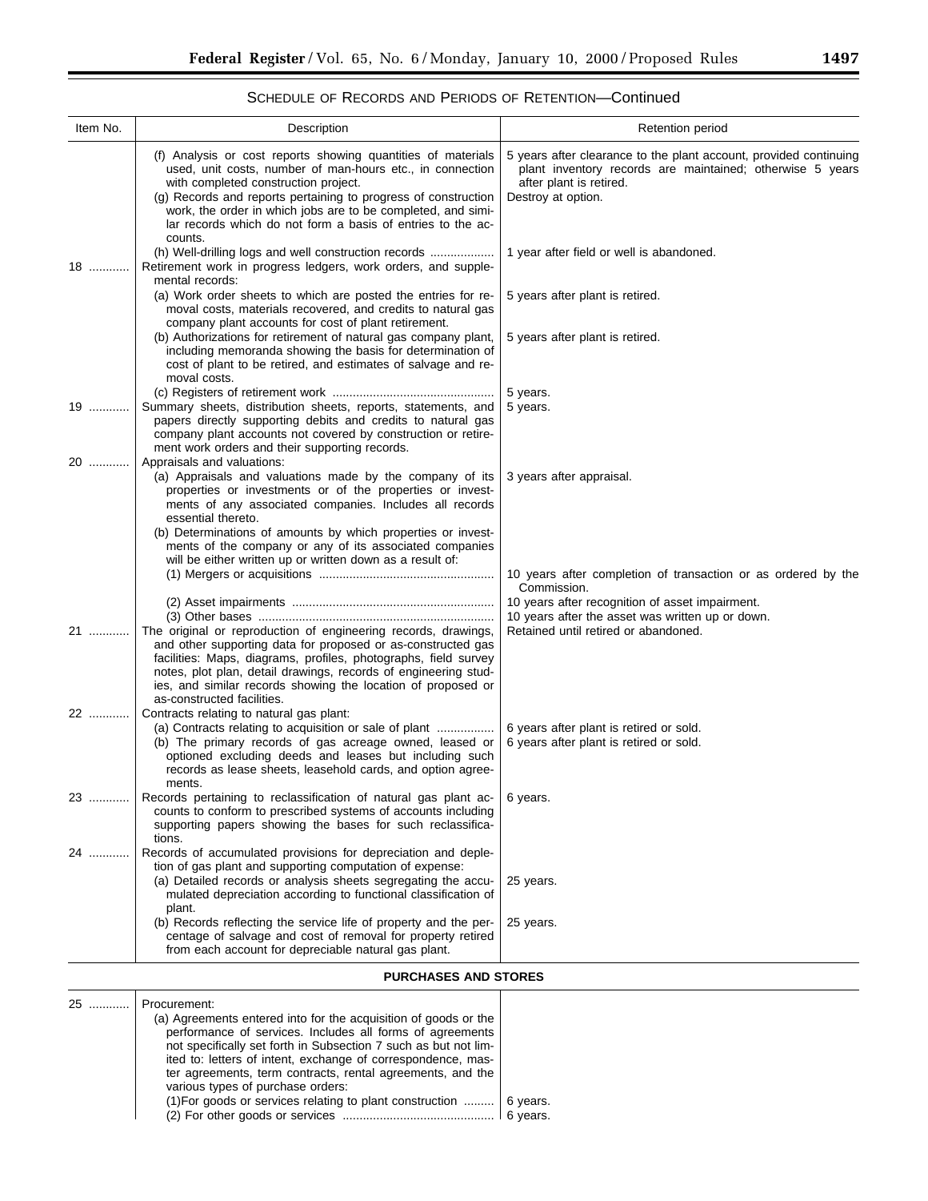## SCHEDULE OF RECORDS AND PERIODS OF RETENTION—Continued

| Item No. | Description | Retention period |
|---|---|---|
| | (f) Analysis or cost reports showing quantities of materials used, unit costs, number of man-hours etc., in connection with completed construction project. | 5 years after clearance to the plant account, provided continuing plant inventory records are maintained; otherwise 5 years after plant is retired. |
| | (g) Records and reports pertaining to progress of construction work, the order in which jobs are to be completed, and similar records which do not form a basis of entries to the accounts. | Destroy at option. |
| | (h) Well-drilling logs and well construction records | 1 year after field or well is abandoned. |
| 18 | Retirement work in progress ledgers, work orders, and supplemental records: | |
| | (a) Work order sheets to which are posted the entries for removal costs, materials recovered, and credits to natural gas company plant accounts for cost of plant retirement. | 5 years after plant is retired. |
| | (b) Authorizations for retirement of natural gas company plant, including memoranda showing the basis for determination of cost of plant to be retired, and estimates of salvage and removal costs. | 5 years after plant is retired. |
| | (c) Registers of retirement work | 5 years. |
| 19 | Summary sheets, distribution sheets, reports, statements, and papers directly supporting debits and credits to natural gas company plant accounts not covered by construction or retirement work orders and their supporting records. | 5 years. |
| 20 | Appraisals and valuations: | |
| | (a) Appraisals and valuations made by the company of its properties or investments or of the properties or investments of any associated companies. Includes all records essential thereto. | 3 years after appraisal. |
| | (b) Determinations of amounts by which properties or investments of the company or any of its associated companies will be either written up or written down as a result of: | |
| | (1) Mergers or acquisitions | 10 years after completion of transaction or as ordered by the Commission. |
| | (2) Asset impairments | 10 years after recognition of asset impairment. |
| | (3) Other bases | 10 years after the asset was written up or down. |
| 21 | The original or reproduction of engineering records, drawings, and other supporting data for proposed or as-constructed gas facilities: Maps, diagrams, profiles, photographs, field survey notes, plot plan, detail drawings, records of engineering studies, and similar records showing the location of proposed or as-constructed facilities. | Retained until retired or abandoned. |
| 22 | Contracts relating to natural gas plant: | |
| | (a) Contracts relating to acquisition or sale of plant | 6 years after plant is retired or sold. |
| | (b) The primary records of gas acreage owned, leased or optioned excluding deeds and leases but including such records as lease sheets, leasehold cards, and option agreements. | 6 years after plant is retired or sold. |
| 23 | Records pertaining to reclassification of natural gas plant accounts to conform to prescribed systems of accounts including supporting papers showing the bases for such reclassifications. | 6 years. |
| 24 | Records of accumulated provisions for depreciation and depletion of gas plant and supporting computation of expense: | |
| | (a) Detailed records or analysis sheets segregating the accumulated depreciation according to functional classification of plant. | 25 years. |
| | (b) Records reflecting the service life of property and the percentage of salvage and cost of removal for property retired from each account for depreciable natural gas plant. | 25 years. |
| | **PURCHASES AND STORES** | |
| 25 | Procurement: | |
| | (a) Agreements entered into for the acquisition of goods or the performance of services. Includes all forms of agreements not specifically set forth in Subsection 7 such as but not limited to: letters of intent, exchange of correspondence, master agreements, term contracts, rental agreements, and the various types of purchase orders: | |
| | (1)For goods or services relating to plant construction | 6 years. |
| | (2) For other goods or services | 6 years. |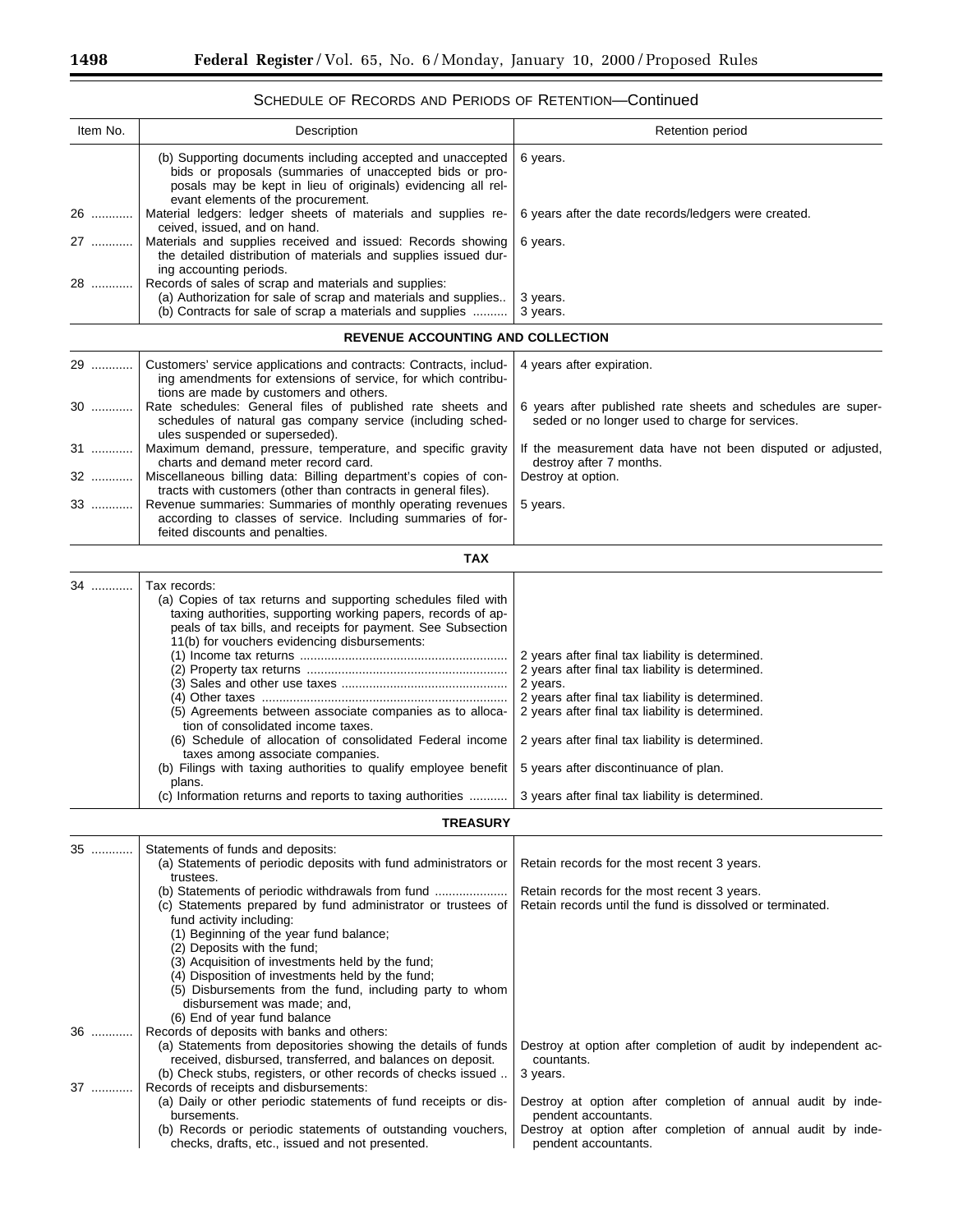SCHEDULE OF RECORDS AND PERIODS OF RETENTION—Continued

| Item No. | Description | Retention period |
|---|---|---|
| | (b) Supporting documents including accepted and unaccepted bids or proposals (summaries of unaccepted bids or proposals may be kept in lieu of originals) evidencing all relevant elements of the procurement. | 6 years. |
| 26 | Material ledgers: ledger sheets of materials and supplies received, issued, and on hand. | 6 years after the date records/ledgers were created. |
| 27 | Materials and supplies received and issued: Records showing the detailed distribution of materials and supplies issued during accounting periods. | 6 years. |
| 28 | Records of sales of scrap and materials and supplies: | |
| | (a) Authorization for sale of scrap and materials and supplies.. | 3 years. |
| | (b) Contracts for sale of scrap a materials and supplies | 3 years. |
| | **REVENUE ACCOUNTING AND COLLECTION** | |
| 29 | Customers' service applications and contracts: Contracts, including amendments for extensions of service, for which contributions are made by customers and others. | 4 years after expiration. |
| 30 | Rate schedules: General files of published rate sheets and schedules of natural gas company service (including schedules suspended or superseded). | 6 years after published rate sheets and schedules are superseded or no longer used to charge for services. |
| 31 | Maximum demand, pressure, temperature, and specific gravity charts and demand meter record card. | If the measurement data have not been disputed or adjusted, destroy after 7 months. |
| 32 | Miscellaneous billing data: Billing department's copies of contracts with customers (other than contracts in general files). | Destroy at option. |
| 33 | Revenue summaries: Summaries of monthly operating revenues according to classes of service. Including summaries of forfeited discounts and penalties. | 5 years. |
| | **TAX** | |
| 34 | Tax records: | |
| | (a) Copies of tax returns and supporting schedules filed with taxing authorities, supporting working papers, records of appeals of tax bills, and receipts for payment. See Subsection 11(b) for vouchers evidencing disbursements: | |
| | (1) Income tax returns | 2 years after final tax liability is determined. |
| | (2) Property tax returns | 2 years after final tax liability is determined. |
| | (3) Sales and other use taxes | 2 years. |
| | (4) Other taxes | 2 years after final tax liability is determined. |
| | (5) Agreements between associate companies as to allocation of consolidated income taxes. | 2 years after final tax liability is determined. |
| | (6) Schedule of allocation of consolidated Federal income taxes among associate companies. | 2 years after final tax liability is determined. |
| | (b) Filings with taxing authorities to qualify employee benefit plans. | 5 years after discontinuance of plan. |
| | (c) Information returns and reports to taxing authorities | 3 years after final tax liability is determined. |
| | **TREASURY** | |
| 35 | Statements of funds and deposits: | |
| | (a) Statements of periodic deposits with fund administrators or trustees. | Retain records for the most recent 3 years. |
| | (b) Statements of periodic withdrawals from fund | Retain records for the most recent 3 years. |
| | (c) Statements prepared by fund administrator or trustees of fund activity including: (1) Beginning of the year fund balance; (2) Deposits with the fund; (3) Acquisition of investments held by the fund; (4) Disposition of investments held by the fund; (5) Disbursements from the fund, including party to whom disbursement was made; and, (6) End of year fund balance | Retain records until the fund is dissolved or terminated. |
| 36 | Records of deposits with banks and others: | |
| | (a) Statements from depositories showing the details of funds received, disbursed, transferred, and balances on deposit. | Destroy at option after completion of audit by independent accountants. |
| | (b) Check stubs, registers, or other records of checks issued .. | 3 years. |
| 37 | Records of receipts and disbursements: | |
| | (a) Daily or other periodic statements of fund receipts or disbursements. | Destroy at option after completion of annual audit by independent accountants. |
| | (b) Records or periodic statements of outstanding vouchers, checks, drafts, etc., issued and not presented. | Destroy at option after completion of annual audit by independent accountants. |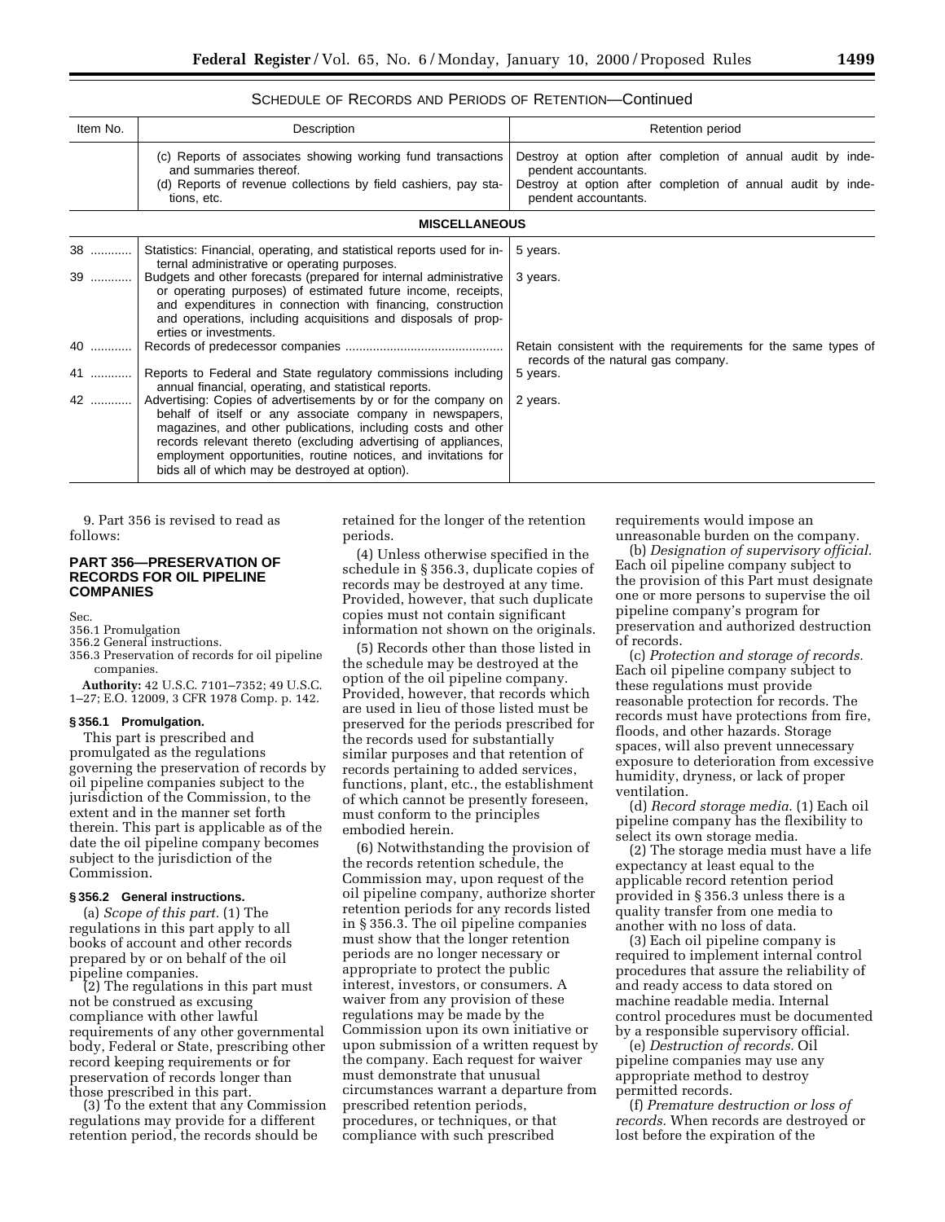SCHEDULE OF RECORDS AND PERIODS OF RETENTION—Continued

| Item No. | Description | Retention period |
|---|---|---|
| | (c) Reports of associates showing working fund transactions and summaries thereof. | Destroy at option after completion of annual audit by independent accountants. |
| | (d) Reports of revenue collections by field cashiers, pay stations, etc. | Destroy at option after completion of annual audit by independent accountants. |
| | **MISCELLANEOUS** | |
| 38 | Statistics: Financial, operating, and statistical reports used for internal administrative or operating purposes. | 5 years. |
| 39 | Budgets and other forecasts (prepared for internal administrative or operating purposes) of estimated future income, receipts, and expenditures in connection with financing, construction and operations, including acquisitions and disposals of properties or investments. | 3 years. |
| 40 | Records of predecessor companies | Retain consistent with the requirements for the same types of records of the natural gas company. |
| 41 | Reports to Federal and State regulatory commissions including annual financial, operating, and statistical reports. | 5 years. |
| 42 | Advertising: Copies of advertisements by or for the company on behalf of itself or any associate company in newspapers, magazines, and other publications, including costs and other records relevant thereto (excluding advertising of appliances, employment opportunities, routine notices, and invitations for bids all of which may be destroyed at option). | 2 years. |

9. Part 356 is revised to read as follows:

## PART 356—PRESERVATION OF RECORDS FOR OIL PIPELINE COMPANIES

Sec.
356.1 Promulgation
356.2 General instructions.
356.3 Preservation of records for oil pipeline companies.

**Authority:** 42 U.S.C. 7101–7352; 49 U.S.C. 1–27; E.O. 12009, 3 CFR 1978 Comp. p. 142.

### § 356.1 Promulgation.

This part is prescribed and promulgated as the regulations governing the preservation of records by oil pipeline companies subject to the jurisdiction of the Commission, to the extent and in the manner set forth therein. This part is applicable as of the date the oil pipeline company becomes subject to the jurisdiction of the Commission.

### § 356.2 General instructions.

(a) *Scope of this part.* (1) The regulations in this part apply to all books of account and other records prepared by or on behalf of the oil pipeline companies.

(2) The regulations in this part must not be construed as excusing compliance with other lawful requirements of any other governmental body, Federal or State, prescribing other record keeping requirements or for preservation of records longer than those prescribed in this part.

(3) To the extent that any Commission regulations may provide for a different retention period, the records should be retained for the longer of the retention periods.

(4) Unless otherwise specified in the schedule in § 356.3, duplicate copies of records may be destroyed at any time. Provided, however, that such duplicate copies must not contain significant information not shown on the originals.

(5) Records other than those listed in the schedule may be destroyed at the option of the oil pipeline company. Provided, however, that records which are used in lieu of those listed must be preserved for the periods prescribed for the records used for substantially similar purposes and that retention of records pertaining to added services, functions, plant, etc., the establishment of which cannot be presently foreseen, must conform to the principles embodied herein.

(6) Notwithstanding the provision of the records retention schedule, the Commission may, upon request of the oil pipeline company, authorize shorter retention periods for any records listed in § 356.3. The oil pipeline companies must show that the longer retention periods are no longer necessary or appropriate to protect the public interest, investors, or consumers. A waiver from any provision of these regulations may be made by the Commission upon its own initiative or upon submission of a written request by the company. Each request for waiver must demonstrate that unusual circumstances warrant a departure from prescribed retention periods, procedures, or techniques, or that compliance with such prescribed requirements would impose an unreasonable burden on the company.

(b) *Designation of supervisory official.* Each oil pipeline company subject to the provision of this Part must designate one or more persons to supervise the oil pipeline company's program for preservation and authorized destruction of records.

(c) *Protection and storage of records.* Each oil pipeline company subject to these regulations must provide reasonable protection for records. The records must have protections from fire, floods, and other hazards. Storage spaces, will also prevent unnecessary exposure to deterioration from excessive humidity, dryness, or lack of proper ventilation.

(d) *Record storage media.* (1) Each oil pipeline company has the flexibility to select its own storage media.

(2) The storage media must have a life expectancy at least equal to the applicable record retention period provided in § 356.3 unless there is a quality transfer from one media to another with no loss of data.

(3) Each oil pipeline company is required to implement internal control procedures that assure the reliability of and ready access to data stored on machine readable media. Internal control procedures must be documented by a responsible supervisory official.

(e) *Destruction of records.* Oil pipeline companies may use any appropriate method to destroy permitted records.

(f) *Premature destruction or loss of records.* When records are destroyed or lost before the expiration of the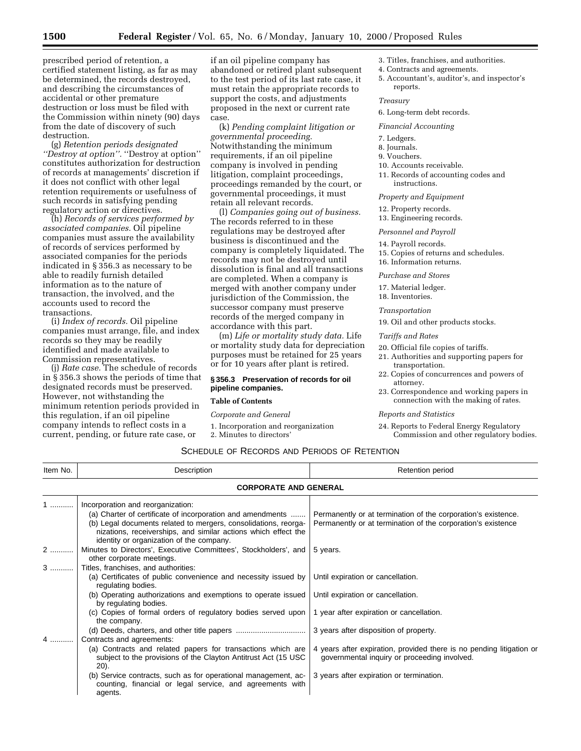prescribed period of retention, a certified statement listing, as far as may be determined, the records destroyed, and describing the circumstances of accidental or other premature destruction or loss must be filed with the Commission within ninety (90) days from the date of discovery of such destruction.

(g) *Retention periods designated ''Destroy at option''.* ''Destroy at option'' constitutes authorization for destruction of records at managements' discretion if it does not conflict with other legal retention requirements or usefulness of such records in satisfying pending regulatory action or directives.

(h) *Records of services performed by associated companies.* Oil pipeline companies must assure the availability of records of services performed by associated companies for the periods indicated in § 356.3 as necessary to be able to readily furnish detailed information as to the nature of transaction, the involved, and the accounts used to record the transactions.

(i) *Index of records.* Oil pipeline companies must arrange, file, and index records so they may be readily identified and made available to Commission representatives.

(j) *Rate case.* The schedule of records in § 356.3 shows the periods of time that designated records must be preserved. However, not withstanding the minimum retention periods provided in this regulation, if an oil pipeline company intends to reflect costs in a current, pending, or future rate case, or if an oil pipeline company has abandoned or retired plant subsequent to the test period of its last rate case, it must retain the appropriate records to support the costs, and adjustments proposed in the next or current rate case.

(k) *Pending complaint litigation or governmental proceeding.* Notwithstanding the minimum requirements, if an oil pipeline company is involved in pending litigation, complaint proceedings, proceedings remanded by the court, or governmental proceedings, it must retain all relevant records.

(l) *Companies going out of business.* The records referred to in these regulations may be destroyed after business is discontinued and the company is completely liquidated. The records may not be destroyed until dissolution is final and all transactions are completed. When a company is merged with another company under jurisdiction of the Commission, the successor company must preserve records of the merged company in accordance with this part.

(m) *Life or mortality study data.* Life or mortality study data for depreciation purposes must be retained for 25 years or for 10 years after plant is retired.

**§ 356.3 Preservation of records for oil pipeline companies.**

**Table of Contents**

*Corporate and General*

1. Incorporation and reorganization
2. Minutes to directors'
3. Titles, franchises, and authorities.
4. Contracts and agreements.
5. Accountant's, auditor's, and inspector's reports.

*Treasury*

6. Long-term debt records.

*Financial Accounting*

7. Ledgers.
8. Journals.
9. Vouchers.
10. Accounts receivable.
11. Records of accounting codes and instructions.

*Property and Equipment*

12. Property records.
13. Engineering records.

*Personnel and Payroll*

14. Payroll records.
15. Copies of returns and schedules.
16. Information returns.

*Purchase and Stores*

17. Material ledger.
18. Inventories.

*Transportation*

19. Oil and other products stocks.

*Tariffs and Rates*

20. Official file copies of tariffs.
21. Authorities and supporting papers for transportation.
22. Copies of concurrences and powers of attorney.
23. Correspondence and working papers in connection with the making of rates.

*Reports and Statistics*

24. Reports to Federal Energy Regulatory Commission and other regulatory bodies.

SCHEDULE OF RECORDS AND PERIODS OF RETENTION

| Item No. | Description | Retention period |
|---|---|---|
| | **CORPORATE AND GENERAL** | |
| 1 | Incorporation and reorganization: | |
| | (a) Charter of certificate of incorporation and amendments | Permanently or at termination of the corporation's existence. |
| | (b) Legal documents related to mergers, consolidations, reorganizations, receiverships, and similar actions which effect the identity or organization of the company. | Permanently or at termination of the corporation's existence |
| 2 | Minutes to Directors', Executive Committees', Stockholders', and other corporate meetings. | 5 years. |
| 3 | Titles, franchises, and authorities: | |
| | (a) Certificates of public convenience and necessity issued by regulating bodies. | Until expiration or cancellation. |
| | (b) Operating authorizations and exemptions to operate issued by regulating bodies. | Until expiration or cancellation. |
| | (c) Copies of formal orders of regulatory bodies served upon the company. | 1 year after expiration or cancellation. |
| | (d) Deeds, charters, and other title papers | 3 years after disposition of property. |
| 4 | Contracts and agreements: | |
| | (a) Contracts and related papers for transactions which are subject to the provisions of the Clayton Antitrust Act (15 USC 20). | 4 years after expiration, provided there is no pending litigation or governmental inquiry or proceeding involved. |
| | (b) Service contracts, such as for operational management, accounting, financial or legal service, and agreements with agents. | 3 years after expiration or termination. |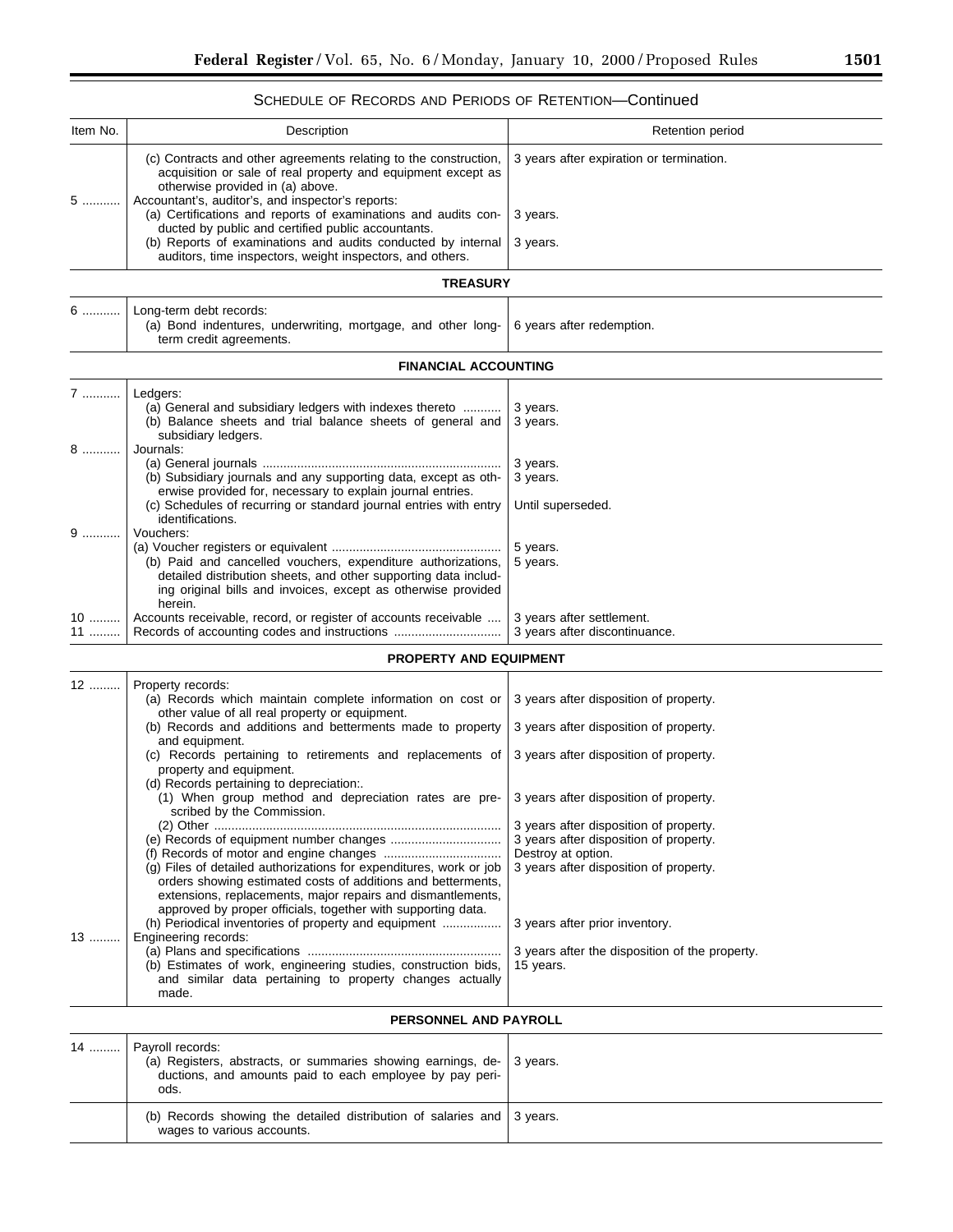## SCHEDULE OF RECORDS AND PERIODS OF RETENTION—Continued

| Item No. | Description | Retention period |
|---|---|---|
| | (c) Contracts and other agreements relating to the construction, acquisition or sale of real property and equipment except as otherwise provided in (a) above. | 3 years after expiration or termination. |
| 5 | Accountant's, auditor's, and inspector's reports: | |
| | (a) Certifications and reports of examinations and audits conducted by public and certified public accountants. | 3 years. |
| | (b) Reports of examinations and audits conducted by internal auditors, time inspectors, weight inspectors, and others. | 3 years. |
| | **TREASURY** | |
| 6 | Long-term debt records: | |
| | (a) Bond indentures, underwriting, mortgage, and other long-term credit agreements. | 6 years after redemption. |
| | **FINANCIAL ACCOUNTING** | |
| 7 | Ledgers: | |
| | (a) General and subsidiary ledgers with indexes thereto | 3 years. |
| | (b) Balance sheets and trial balance sheets of general and subsidiary ledgers. | 3 years. |
| 8 | Journals: | |
| | (a) General journals | 3 years. |
| | (b) Subsidiary journals and any supporting data, except as otherwise provided for, necessary to explain journal entries. | 3 years. |
| | (c) Schedules of recurring or standard journal entries with entry identifications. | Until superseded. |
| 9 | Vouchers: | |
| | (a) Voucher registers or equivalent | 5 years. |
| | (b) Paid and cancelled vouchers, expenditure authorizations, detailed distribution sheets, and other supporting data including original bills and invoices, except as otherwise provided herein. | 5 years. |
| 10 | Accounts receivable, record, or register of accounts receivable | 3 years after settlement. |
| 11 | Records of accounting codes and instructions | 3 years after discontinuance. |
| | **PROPERTY AND EQUIPMENT** | |
| 12 | Property records: | |
| | (a) Records which maintain complete information on cost or other value of all real property or equipment. | 3 years after disposition of property. |
| | (b) Records and additions and betterments made to property and equipment. | 3 years after disposition of property. |
| | (c) Records pertaining to retirements and replacements of property and equipment. | 3 years after disposition of property. |
| | (d) Records pertaining to depreciation:. | |
| | (1) When group method and depreciation rates are prescribed by the Commission. | 3 years after disposition of property. |
| | (2) Other | 3 years after disposition of property. |
| | (e) Records of equipment number changes | 3 years after disposition of property. |
| | (f) Records of motor and engine changes | Destroy at option. |
| | (g) Files of detailed authorizations for expenditures, work or job orders showing estimated costs of additions and betterments, extensions, replacements, major repairs and dismantlements, approved by proper officials, together with supporting data. | 3 years after disposition of property. |
| | (h) Periodical inventories of property and equipment | 3 years after prior inventory. |
| 13 | Engineering records: | |
| | (a) Plans and specifications | 3 years after the disposition of the property. |
| | (b) Estimates of work, engineering studies, construction bids, and similar data pertaining to property changes actually made. | 15 years. |
| | **PERSONNEL AND PAYROLL** | |
| 14 | Payroll records: | |
| | (a) Registers, abstracts, or summaries showing earnings, deductions, and amounts paid to each employee by pay periods. | 3 years. |
| | (b) Records showing the detailed distribution of salaries and wages to various accounts. | 3 years. |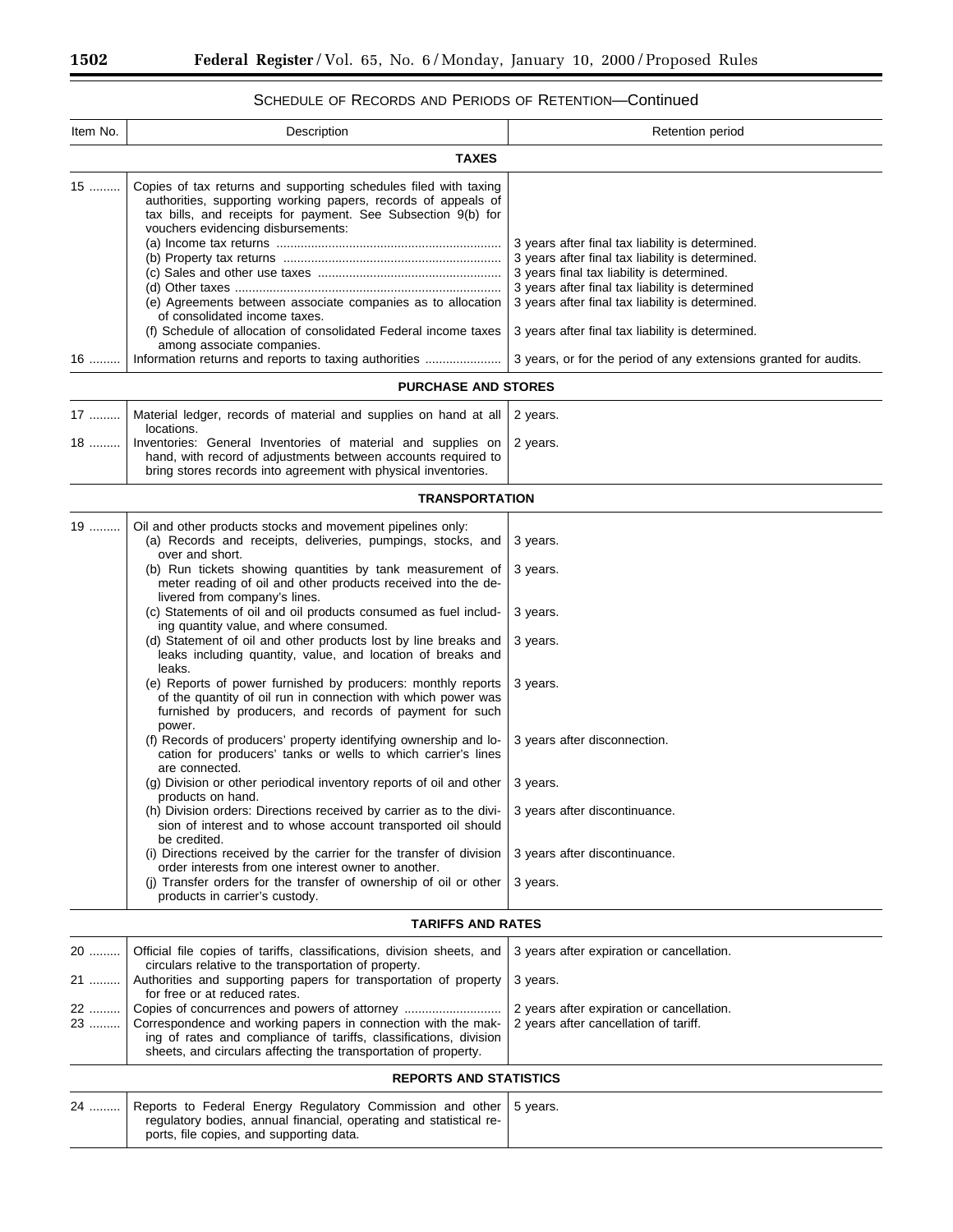SCHEDULE OF RECORDS AND PERIODS OF RETENTION—Continued

| Item No. | Description | Retention period |
|---|---|---|
| | **TAXES** | |
| 15 ......... | Copies of tax returns and supporting schedules filed with taxing authorities, supporting working papers, records of appeals of tax bills, and receipts for payment. See Subsection 9(b) for vouchers evidencing disbursements: | |
| | (a) Income tax returns ................................................................ | 3 years after final tax liability is determined. |
| | (b) Property tax returns .............................................................. | 3 years after final tax liability is determined. |
| | (c) Sales and other use taxes .................................................... | 3 years final tax liability is determined. |
| | (d) Other taxes ............................................................................ | 3 years after final tax liability is determined |
| | (e) Agreements between associate companies as to allocation of consolidated income taxes. | 3 years after final tax liability is determined. |
| | (f) Schedule of allocation of consolidated Federal income taxes among associate companies. | 3 years after final tax liability is determined. |
| 16 ......... | Information returns and reports to taxing authorities ...................... | 3 years, or for the period of any extensions granted for audits. |
| | **PURCHASE AND STORES** | |
| 17 ......... | Material ledger, records of material and supplies on hand at all locations. | 2 years. |
| 18 ......... | Inventories: General Inventories of material and supplies on hand, with record of adjustments between accounts required to bring stores records into agreement with physical inventories. | 2 years. |
| | **TRANSPORTATION** | |
| 19 ......... | Oil and other products stocks and movement pipelines only: | |
| | (a) Records and receipts, deliveries, pumpings, stocks, and over and short. | 3 years. |
| | (b) Run tickets showing quantities by tank measurement of meter reading of oil and other products received into the delivered from company's lines. | 3 years. |
| | (c) Statements of oil and oil products consumed as fuel including quantity value, and where consumed. | 3 years. |
| | (d) Statement of oil and other products lost by line breaks and leaks including quantity, value, and location of breaks and leaks. | 3 years. |
| | (e) Reports of power furnished by producers: monthly reports of the quantity of oil run in connection with which power was furnished by producers, and records of payment for such power. | 3 years. |
| | (f) Records of producers' property identifying ownership and location for producers' tanks or wells to which carrier's lines are connected. | 3 years after disconnection. |
| | (g) Division or other periodical inventory reports of oil and other products on hand. | 3 years. |
| | (h) Division orders: Directions received by carrier as to the division of interest and to whose account transported oil should be credited. | 3 years after discontinuance. |
| | (i) Directions received by the carrier for the transfer of division order interests from one interest owner to another. | 3 years after discontinuance. |
| | (j) Transfer orders for the transfer of ownership of oil or other products in carrier's custody. | 3 years. |
| | **TARIFFS AND RATES** | |
| 20 ......... | Official file copies of tariffs, classifications, division sheets, and circulars relative to the transportation of property. | 3 years after expiration or cancellation. |
| 21 ......... | Authorities and supporting papers for transportation of property for free or at reduced rates. | 3 years. |
| 22 ......... | Copies of concurrences and powers of attorney ........................... | 2 years after expiration or cancellation. |
| 23 ......... | Correspondence and working papers in connection with the making of rates and compliance of tariffs, classifications, division sheets, and circulars affecting the transportation of property. | 2 years after cancellation of tariff. |
| | **REPORTS AND STATISTICS** | |
| 24 ......... | Reports to Federal Energy Regulatory Commission and other regulatory bodies, annual financial, operating and statistical reports, file copies, and supporting data. | 5 years. |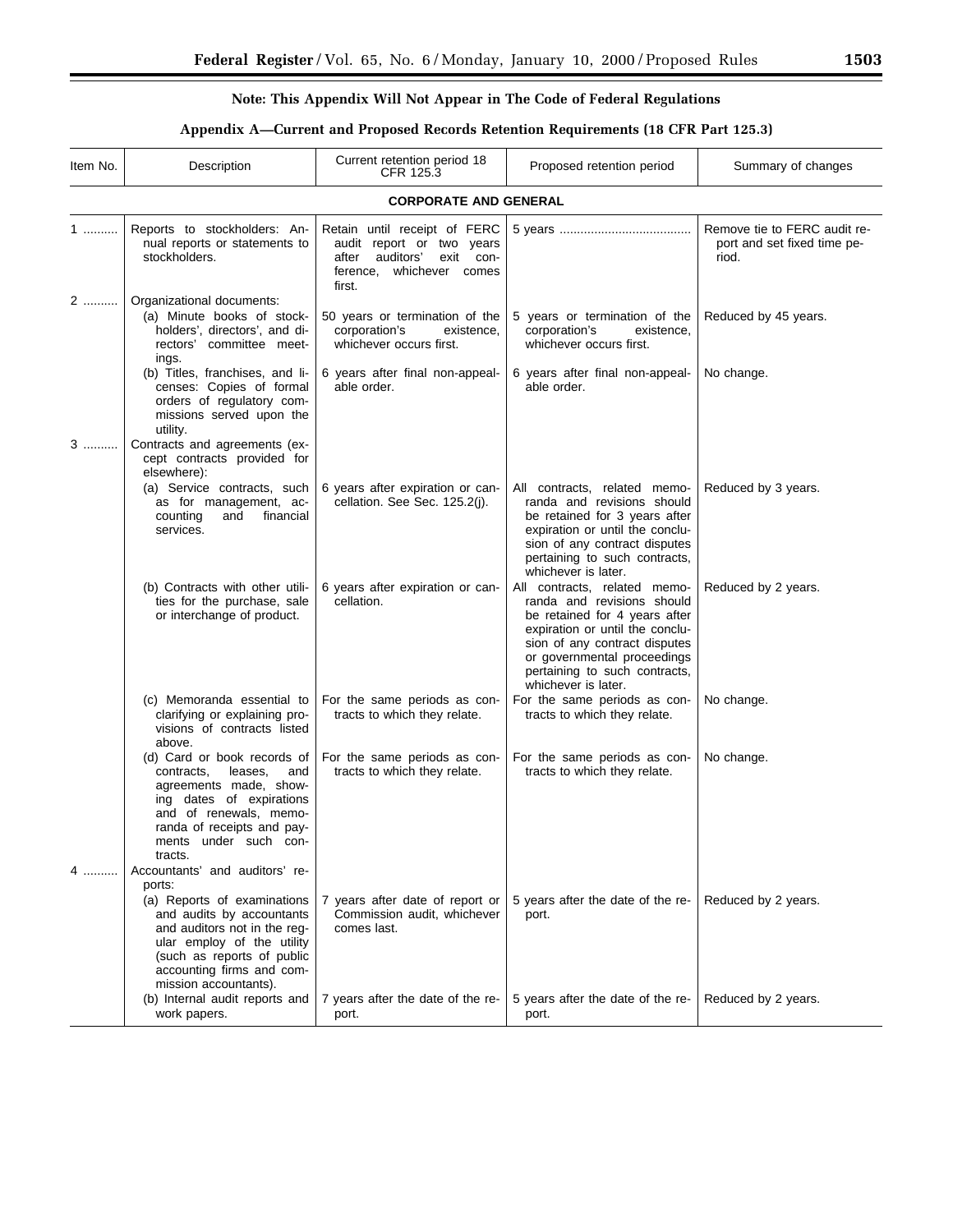**Note: This Appendix Will Not Appear in The Code of Federal Regulations**

## Appendix A—Current and Proposed Records Retention Requirements (18 CFR Part 125.3)

| Item No. | Description | Current retention period 18 CFR 125.3 | Proposed retention period | Summary of changes |
|---|---|---|---|---|
| | **CORPORATE AND GENERAL** | | | |
| 1 .......... | Reports to stockholders: Annual reports or statements to stockholders. | Retain until receipt of FERC audit report or two years after auditors' exit conference, whichever comes first. | 5 years ..................................... | Remove tie to FERC audit report and set fixed time period. |
| 2 .......... | Organizational documents: | | | |
| | (a) Minute books of stockholders', directors', and directors' committee meetings. | 50 years or termination of the corporation's existence, whichever occurs first. | 5 years or termination of the corporation's existence, whichever occurs first. | Reduced by 45 years. |
| | (b) Titles, franchises, and licenses: Copies of formal orders of regulatory commissions served upon the utility. | 6 years after final non-appealable order. | 6 years after final non-appealable order. | No change. |
| 3 .......... | Contracts and agreements (except contracts provided for elsewhere): | | | |
| | (a) Service contracts, such as for management, accounting and financial services. | 6 years after expiration or cancellation. See Sec. 125.2(j). | All contracts, related memoranda and revisions should be retained for 3 years after expiration or until the conclusion of any contract disputes pertaining to such contracts, whichever is later. | Reduced by 3 years. |
| | (b) Contracts with other utilities for the purchase, sale or interchange of product. | 6 years after expiration or cancellation. | All contracts, related memoranda and revisions should be retained for 4 years after expiration or until the conclusion of any contract disputes or governmental proceedings pertaining to such contracts, whichever is later. | Reduced by 2 years. |
| | (c) Memoranda essential to clarifying or explaining provisions of contracts listed above. | For the same periods as contracts to which they relate. | For the same periods as contracts to which they relate. | No change. |
| | (d) Card or book records of contracts, leases, and agreements made, showing dates of expirations and of renewals, memoranda of receipts and payments under such contracts. | For the same periods as contracts to which they relate. | For the same periods as contracts to which they relate. | No change. |
| 4 .......... | Accountants' and auditors' reports: | | | |
| | (a) Reports of examinations and audits by accountants and auditors not in the regular employ of the utility (such as reports of public accounting firms and commission accountants). | 7 years after date of report or Commission audit, whichever comes last. | 5 years after the date of the report. | Reduced by 2 years. |
| | (b) Internal audit reports and work papers. | 7 years after the date of the report. | 5 years after the date of the report. | Reduced by 2 years. |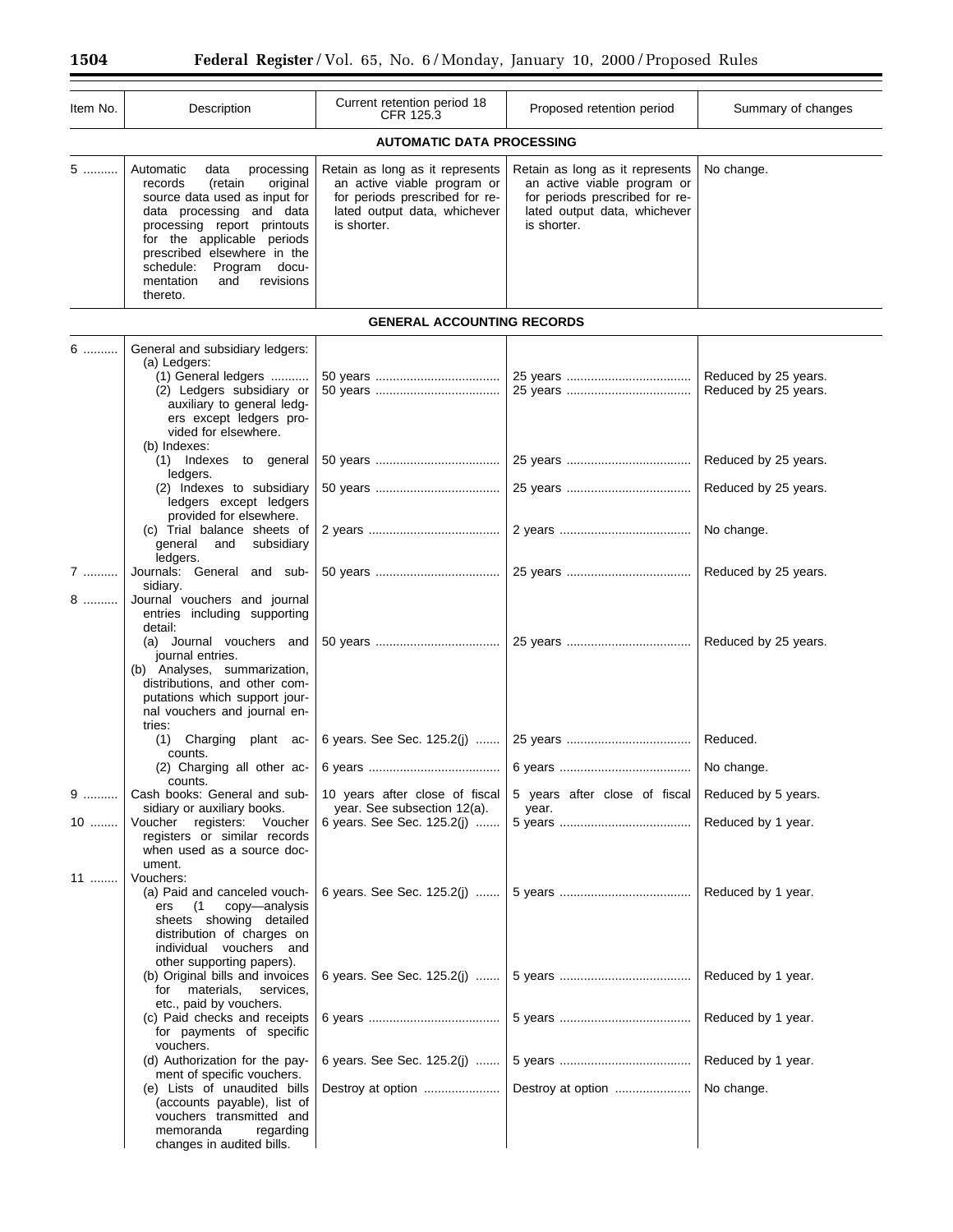| Item No. | Description | Current retention period 18 CFR 125.3 | Proposed retention period | Summary of changes |
|---|---|---|---|---|
| | **AUTOMATIC DATA PROCESSING** | | | |
| 5 | Automatic data processing records (retain original source data used as input for data processing and data processing report printouts for the applicable periods prescribed elsewhere in the schedule: Program documentation and revisions thereto. | Retain as long as it represents an active viable program or for periods prescribed for related output data, whichever is shorter. | Retain as long as it represents an active viable program or for periods prescribed for related output data, whichever is shorter. | No change. |
| | **GENERAL ACCOUNTING RECORDS** | | | |
| 6 | General and subsidiary ledgers: | | | |
| | (a) Ledgers: | | | |
| | (1) General ledgers | 50 years | 25 years | Reduced by 25 years. |
| | (2) Ledgers subsidiary or auxiliary to general ledgers except ledgers provided for elsewhere. | 50 years | 25 years | Reduced by 25 years. |
| | (b) Indexes: | | | |
| | (1) Indexes to general ledgers. | 50 years | 25 years | Reduced by 25 years. |
| | (2) Indexes to subsidiary ledgers except ledgers provided for elsewhere. | 50 years | 25 years | Reduced by 25 years. |
| | (c) Trial balance sheets of general and subsidiary ledgers. | 2 years | 2 years | No change. |
| 7 | Journals: General and subsidiary. | 50 years | 25 years | Reduced by 25 years. |
| 8 | Journal vouchers and journal entries including supporting detail: | | | |
| | (a) Journal vouchers and journal entries. | 50 years | 25 years | Reduced by 25 years. |
| | (b) Analyses, summarization, distributions, and other computations which support journal vouchers and journal entries: | | | |
| | (1) Charging plant accounts. | 6 years. See Sec. 125.2(j) | 25 years | Reduced. |
| | (2) Charging all other accounts. | 6 years | 6 years | No change. |
| 9 | Cash books: General and subsidiary or auxiliary books. | 10 years after close of fiscal year. See subsection 12(a). | 5 years after close of fiscal year. | Reduced by 5 years. |
| 10 | Voucher registers: Voucher registers or similar records when used as a source document. | 6 years. See Sec. 125.2(j) | 5 years | Reduced by 1 year. |
| 11 | Vouchers: | | | |
| | (a) Paid and canceled vouchers (1 copy—analysis sheets showing detailed distribution of charges on individual vouchers and other supporting papers). | 6 years. See Sec. 125.2(j) | 5 years | Reduced by 1 year. |
| | (b) Original bills and invoices for materials, services, etc., paid by vouchers. | 6 years. See Sec. 125.2(j) | 5 years | Reduced by 1 year. |
| | (c) Paid checks and receipts for payments of specific vouchers. | 6 years | 5 years | Reduced by 1 year. |
| | (d) Authorization for the payment of specific vouchers. | 6 years. See Sec. 125.2(j) | 5 years | Reduced by 1 year. |
| | (e) Lists of unaudited bills (accounts payable), list of vouchers transmitted and memoranda regarding changes in audited bills. | Destroy at option | Destroy at option | No change. |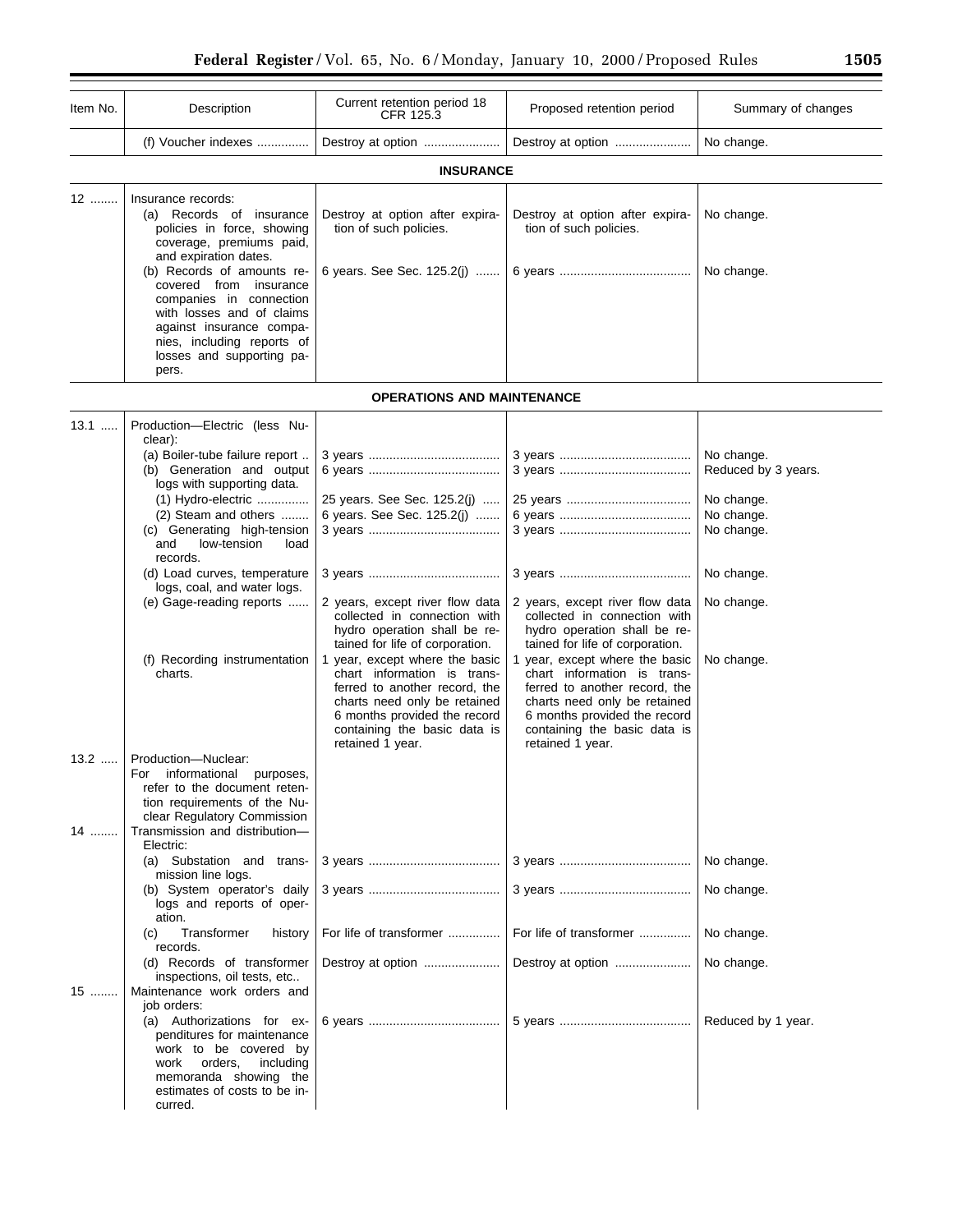| Item No. | Description | Current retention period 18 CFR 125.3 | Proposed retention period | Summary of changes |
|---|---|---|---|---|
| | (f) Voucher indexes | Destroy at option | Destroy at option | No change. |
| | **INSURANCE** | | | |
| 12 | Insurance records: | | | |
| | (a) Records of insurance policies in force, showing coverage, premiums paid, and expiration dates. | Destroy at option after expiration of such policies. | Destroy at option after expiration of such policies. | No change. |
| | (b) Records of amounts recovered from insurance companies in connection with losses and of claims against insurance companies, including reports of losses and supporting papers. | 6 years. See Sec. 125.2(j) | 6 years | No change. |
| | **OPERATIONS AND MAINTENANCE** | | | |
| 13.1 | Production—Electric (less Nuclear): | | | |
| | (a) Boiler-tube failure report | 3 years | 3 years | No change. |
| | (b) Generation and output logs with supporting data. | 6 years | 3 years | Reduced by 3 years. |
| | (1) Hydro-electric | 25 years. See Sec. 125.2(j) | 25 years | No change. |
| | (2) Steam and others | 6 years. See Sec. 125.2(j) | 6 years | No change. |
| | (c) Generating high-tension and low-tension load records. | 3 years | 3 years | No change. |
| | (d) Load curves, temperature logs, coal, and water logs. | 3 years | 3 years | No change. |
| | (e) Gage-reading reports | 2 years, except river flow data collected in connection with hydro operation shall be retained for life of corporation. | 2 years, except river flow data collected in connection with hydro operation shall be retained for life of corporation. | No change. |
| | (f) Recording instrumentation charts. | 1 year, except where the basic chart information is transferred to another record, the charts need only be retained 6 months provided the record containing the basic data is retained 1 year. | 1 year, except where the basic chart information is transferred to another record, the charts need only be retained 6 months provided the record containing the basic data is retained 1 year. | No change. |
| 13.2 | Production—Nuclear: For informational purposes, refer to the document retention requirements of the Nuclear Regulatory Commission | | | |
| 14 | Transmission and distribution—Electric: | | | |
| | (a) Substation and transmission line logs. | 3 years | 3 years | No change. |
| | (b) System operator's daily logs and reports of operation. | 3 years | 3 years | No change. |
| | (c) Transformer history records. | For life of transformer | For life of transformer | No change. |
| | (d) Records of transformer inspections, oil tests, etc.. | Destroy at option | Destroy at option | No change. |
| 15 | Maintenance work orders and job orders: | | | |
| | (a) Authorizations for expenditures for maintenance work to be covered by work orders, including memoranda showing the estimates of costs to be incurred. | 6 years | 5 years | Reduced by 1 year. |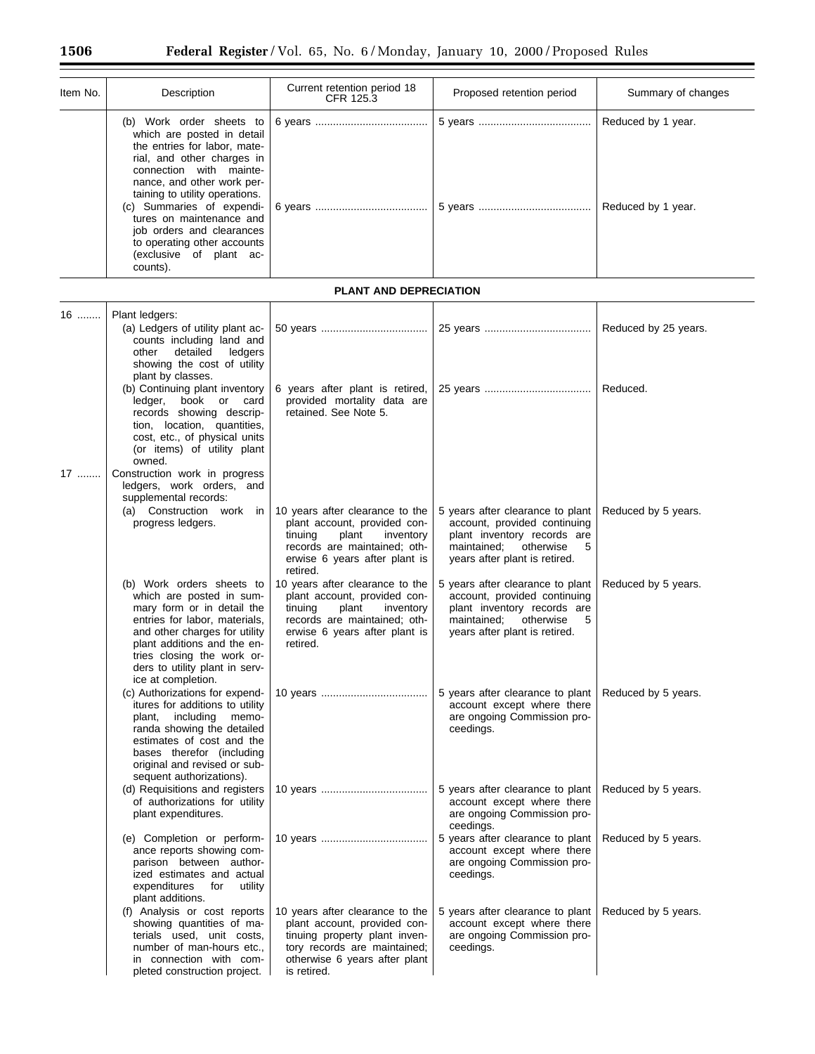| Item No. | Description | Current retention period 18 CFR 125.3 | Proposed retention period | Summary of changes |
|---|---|---|---|---|
| | (b) Work order sheets to which are posted in detail the entries for labor, material, and other charges in connection with maintenance, and other work pertaining to utility operations. | 6 years | 5 years | Reduced by 1 year. |
| | (c) Summaries of expenditures on maintenance and job orders and clearances to operating other accounts (exclusive of plant accounts). | 6 years | 5 years | Reduced by 1 year. |
| | **PLANT AND DEPRECIATION** | | | |
| 16 | Plant ledgers: | | | |
| | (a) Ledgers of utility plant accounts including land and other detailed ledgers showing the cost of utility plant by classes. | 50 years | 25 years | Reduced by 25 years. |
| | (b) Continuing plant inventory ledger, book or card records showing description, location, quantities, cost, etc., of physical units (or items) of utility plant owned. | 6 years after plant is retired, provided mortality data are retained. See Note 5. | 25 years | Reduced. |
| 17 | Construction work in progress ledgers, work orders, and supplemental records: | | | |
| | (a) Construction work in progress ledgers. | 10 years after clearance to the plant account, provided continuing plant inventory records are maintained; otherwise 6 years after plant is retired. | 5 years after clearance to plant account, provided continuing plant inventory records are maintained; otherwise 5 years after plant is retired. | Reduced by 5 years. |
| | (b) Work orders sheets to which are posted in summary form or in detail the entries for labor, materials, and other charges for utility plant additions and the entries closing the work orders to utility plant in service at completion. | 10 years after clearance to the plant account, provided continuing plant inventory records are maintained; otherwise 6 years after plant is retired. | 5 years after clearance to plant account, provided continuing plant inventory records are maintained; otherwise 5 years after plant is retired. | Reduced by 5 years. |
| | (c) Authorizations for expenditures for additions to utility plant, including memoranda showing the detailed estimates of cost and the bases therefor (including original and revised or subsequent authorizations). | 10 years | 5 years after clearance to plant account except where there are ongoing Commission proceedings. | Reduced by 5 years. |
| | (d) Requisitions and registers of authorizations for utility plant expenditures. | 10 years | 5 years after clearance to plant account except where there are ongoing Commission proceedings. | Reduced by 5 years. |
| | (e) Completion or performance reports showing comparison between authorized estimates and actual expenditures for utility plant additions. | 10 years | 5 years after clearance to plant account except where there are ongoing Commission proceedings. | Reduced by 5 years. |
| | (f) Analysis or cost reports showing quantities of materials used, unit costs, number of man-hours etc., in connection with completed construction project. | 10 years after clearance to the plant account, provided continuing property plant inventory records are maintained; otherwise 6 years after plant is retired. | 5 years after clearance to plant account except where there are ongoing Commission proceedings. | Reduced by 5 years. |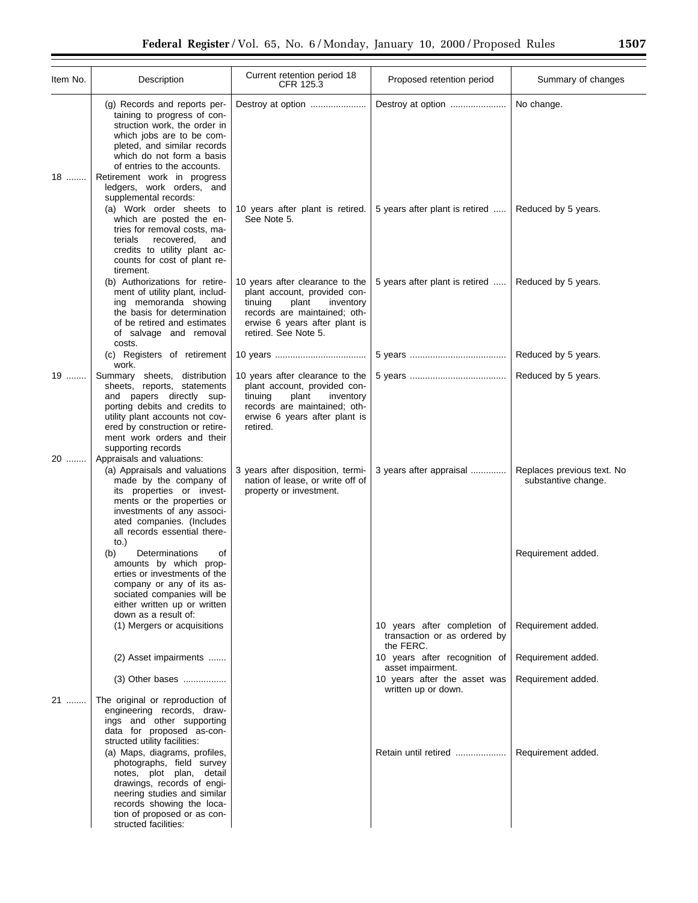| Item No. | Description | Current retention period 18 CFR 125.3 | Proposed retention period | Summary of changes |
| --- | --- | --- | --- | --- |
| | (g) Records and reports pertaining to progress of construction work, the order in which jobs are to be completed, and similar records which do not form a basis of entries to the accounts. | Destroy at option | Destroy at option | No change. |
| 18 | Retirement work in progress ledgers, work orders, and supplemental records: | | | |
| | (a) Work order sheets to which are posted the entries for removal costs, materials recovered, and credits to utility plant accounts for cost of plant retirement. | 10 years after plant is retired. See Note 5. | 5 years after plant is retired | Reduced by 5 years. |
| | (b) Authorizations for retirement of utility plant, including memoranda showing the basis for determination of be retired and estimates of salvage and removal costs. | 10 years after clearance to the plant account, provided continuing plant inventory records are maintained; otherwise 6 years after plant is retired. See Note 5. | 5 years after plant is retired | Reduced by 5 years. |
| | (c) Registers of retirement work. | 10 years | 5 years | Reduced by 5 years. |
| 19 | Summary sheets, distribution sheets, reports, statements and papers directly supporting debits and credits to utility plant accounts not covered by construction or retirement work orders and their supporting records | 10 years after clearance to the plant account, provided continuing plant inventory records are maintained; otherwise 6 years after plant is retired. | 5 years | Reduced by 5 years. |
| 20 | Appraisals and valuations: | | | |
| | (a) Appraisals and valuations made by the company of its properties or investments or the properties or investments of any associated companies. (Includes all records essential thereto.) | 3 years after disposition, termination of lease, or write off of property or investment. | 3 years after appraisal | Replaces previous text. No substantive change. |
| | (b) Determinations of amounts by which properties or investments of the company or any of its associated companies will be either written up or written down as a result of: | | | Requirement added. |
| | (1) Mergers or acquisitions | | 10 years after completion of transaction or as ordered by the FERC. | Requirement added. |
| | (2) Asset impairments | | 10 years after recognition of asset impairment. | Requirement added. |
| | (3) Other bases | | 10 years after the asset was written up or down. | Requirement added. |
| 21 | The original or reproduction of engineering records, drawings and other supporting data for proposed as-constructed utility facilities: | | | |
| | (a) Maps, diagrams, profiles, photographs, field survey notes, plot plan, detail drawings, records of engineering studies and similar records showing the location of proposed or as constructed facilities: | | Retain until retired | Requirement added. |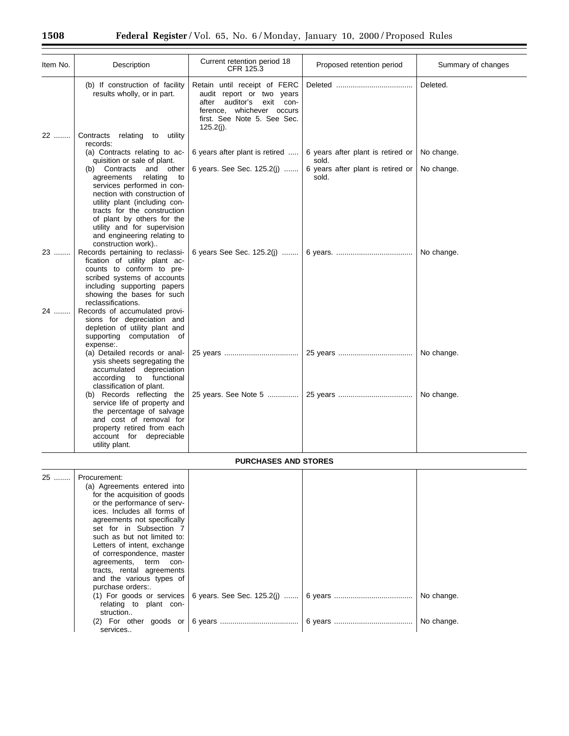| Item No. | Description | Current retention period 18 CFR 125.3 | Proposed retention period | Summary of changes |
|---|---|---|---|---|
| | (b) If construction of facility results wholly, or in part. | Retain until receipt of FERC audit report or two years after auditor's exit conference, whichever occurs first. See Note 5. See Sec. 125.2(j). | Deleted | Deleted. |
| 22 | Contracts relating to utility records: | | | |
| | (a) Contracts relating to acquisition or sale of plant. | 6 years after plant is retired | 6 years after plant is retired or sold. | No change. |
| | (b) Contracts and other agreements relating to services performed in connection with construction of utility plant (including contracts for the construction of plant by others for the utility and for supervision and engineering relating to construction work).. | 6 years. See Sec. 125.2(j) | 6 years after plant is retired or sold. | No change. |
| 23 | Records pertaining to reclassification of utility plant accounts to conform to prescribed systems of accounts including supporting papers showing the bases for such reclassifications. | 6 years See Sec. 125.2(j) | 6 years. | No change. |
| 24 | Records of accumulated provisions for depreciation and depletion of utility plant and supporting computation of expense:. | | | |
| | (a) Detailed records or analysis sheets segregating the accumulated depreciation according to functional classification of plant. | 25 years | 25 years | No change. |
| | (b) Records reflecting the service life of property and the percentage of salvage and cost of removal for property retired from each account for depreciable utility plant. | 25 years. See Note 5 | 25 years | No change. |
| | **PURCHASES AND STORES** | | | |
| 25 | Procurement: | | | |
| | (a) Agreements entered into for the acquisition of goods or the performance of services. Includes all forms of agreements not specifically set for in Subsection 7 such as but not limited to: Letters of intent, exchange of correspondence, master agreements, term contracts, rental agreements and the various types of purchase orders:. | | | |
| | (1) For goods or services relating to plant construction.. | 6 years. See Sec. 125.2(j) | 6 years | No change. |
| | (2) For other goods or services.. | 6 years | 6 years | No change. |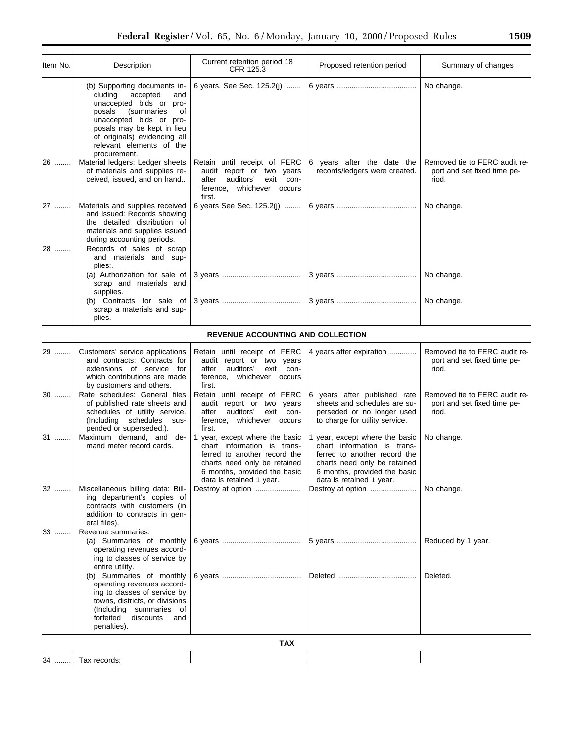| Item No. | Description | Current retention period 18 CFR 125.3 | Proposed retention period | Summary of changes |
|---|---|---|---|---|
| | (b) Supporting documents including accepted and unaccepted bids or proposals (summaries of unaccepted bids or proposals may be kept in lieu of originals) evidencing all relevant elements of the procurement. | 6 years. See Sec. 125.2(j) | 6 years | No change. |
| 26 | Material ledgers: Ledger sheets of materials and supplies received, issued, and on hand.. | Retain until receipt of FERC audit report or two years after auditors' exit conference, whichever occurs first. | 6 years after the date the records/ledgers were created. | Removed tie to FERC audit report and set fixed time period. |
| 27 | Materials and supplies received and issued: Records showing the detailed distribution of materials and supplies issued during accounting periods. | 6 years See Sec. 125.2(j) | 6 years | No change. |
| 28 | Records of sales of scrap and materials and supplies:. | | | |
| | (a) Authorization for sale of scrap and materials and supplies. | 3 years | 3 years | No change. |
| | (b) Contracts for sale of scrap a materials and supplies. | 3 years | 3 years | No change. |
| | **REVENUE ACCOUNTING AND COLLECTION** | | | |
| 29 | Customers' service applications and contracts: Contracts for extensions of service for which contributions are made by customers and others. | Retain until receipt of FERC audit report or two years after auditors' exit conference, whichever occurs first. | 4 years after expiration | Removed tie to FERC audit report and set fixed time period. |
| 30 | Rate schedules: General files of published rate sheets and schedules of utility service. (Including schedules suspended or superseded.). | Retain until receipt of FERC audit report or two years after auditors' exit conference, whichever occurs first. | 6 years after published rate sheets and schedules are superseded or no longer used to charge for utility service. | Removed tie to FERC audit report and set fixed time period. |
| 31 | Maximum demand, and demand meter record cards. | 1 year, except where the basic chart information is transferred to another record the charts need only be retained 6 months, provided the basic data is retained 1 year. | 1 year, except where the basic chart information is transferred to another record the charts need only be retained 6 months, provided the basic data is retained 1 year. | No change. |
| 32 | Miscellaneous billing data: Billing department's copies of contracts with customers (in addition to contracts in general files). | Destroy at option | Destroy at option | No change. |
| 33 | Revenue summaries: | | | |
| | (a) Summaries of monthly operating revenues according to classes of service by entire utility. | 6 years | 5 years | Reduced by 1 year. |
| | (b) Summaries of monthly operating revenues according to classes of service by towns, districts, or divisions (Including summaries of forfeited discounts and penalties). | 6 years | Deleted | Deleted. |
| | **TAX** | | | |
| 34 | Tax records: | | | |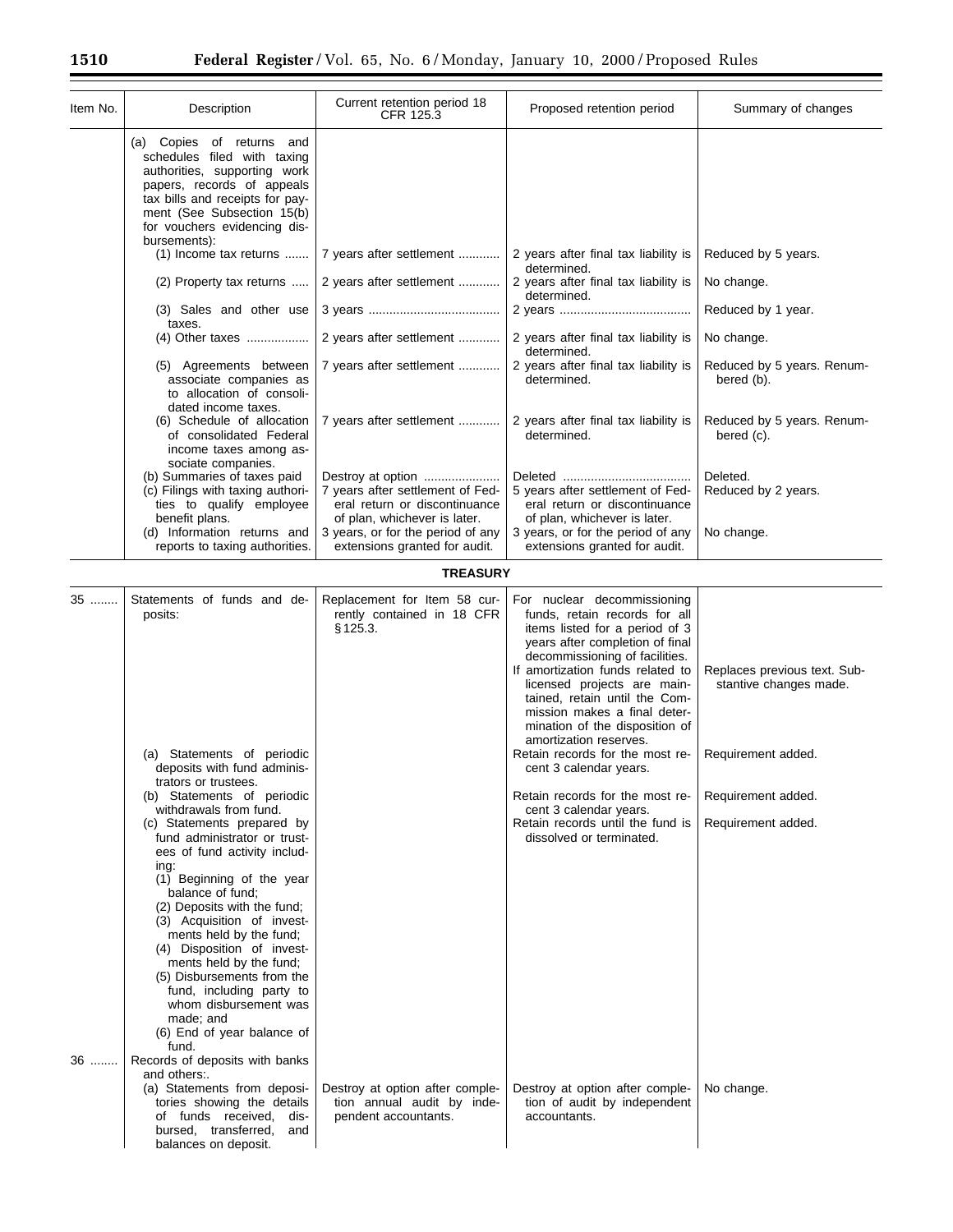| Item No. | Description | Current retention period 18 CFR 125.3 | Proposed retention period | Summary of changes |
|---|---|---|---|---|
| | (a) Copies of returns and schedules filed with taxing authorities, supporting work papers, records of appeals tax bills and receipts for payment (See Subsection 15(b) for vouchers evidencing disbursements): | | | |
| | (1) Income tax returns | 7 years after settlement | 2 years after final tax liability is determined. | Reduced by 5 years. |
| | (2) Property tax returns | 2 years after settlement | 2 years after final tax liability is determined. | No change. |
| | (3) Sales and other use taxes. | 3 years | 2 years | Reduced by 1 year. |
| | (4) Other taxes | 2 years after settlement | 2 years after final tax liability is determined. | No change. |
| | (5) Agreements between associate companies as to allocation of consolidated income taxes. | 7 years after settlement | 2 years after final tax liability is determined. | Reduced by 5 years. Renumbered (b). |
| | (6) Schedule of allocation of consolidated Federal income taxes among associate companies. | 7 years after settlement | 2 years after final tax liability is determined. | Reduced by 5 years. Renumbered (c). |
| | (b) Summaries of taxes paid | Destroy at option | Deleted | Deleted. |
| | (c) Filings with taxing authorities to qualify employee benefit plans. | 7 years after settlement of Federal return or discontinuance of plan, whichever is later. | 5 years after settlement of Federal return or discontinuance of plan, whichever is later. | Reduced by 2 years. |
| | (d) Information returns and reports to taxing authorities. | 3 years, or for the period of any extensions granted for audit. | 3 years, or for the period of any extensions granted for audit. | No change. |
| | **TREASURY** | | | |
| 35 | Statements of funds and deposits: | Replacement for Item 58 currently contained in 18 CFR § 125.3. | For nuclear decommissioning funds, retain records for all items listed for a period of 3 years after completion of final decommissioning of facilities. If amortization funds related to licensed projects are maintained, retain until the Commission makes a final determination of the disposition of amortization reserves. | Replaces previous text. Substantive changes made. |
| | (a) Statements of periodic deposits with fund administrators or trustees. | | Retain records for the most recent 3 calendar years. | Requirement added. |
| | (b) Statements of periodic withdrawals from fund. | | Retain records for the most recent 3 calendar years. | Requirement added. |
| | (c) Statements prepared by fund administrator or trustees of fund activity including: (1) Beginning of the year balance of fund; (2) Deposits with the fund; (3) Acquisition of investments held by the fund; (4) Disposition of investments held by the fund; (5) Disbursements from the fund, including party to whom disbursement was made; and (6) End of year balance of fund. | | Retain records until the fund is dissolved or terminated. | Requirement added. |
| 36 | Records of deposits with banks and others:. | | | |
| | (a) Statements from depositories showing the details of funds received, disbursed, transferred, and balances on deposit. | Destroy at option after completion annual audit by independent accountants. | Destroy at option after completion of audit by independent accountants. | No change. |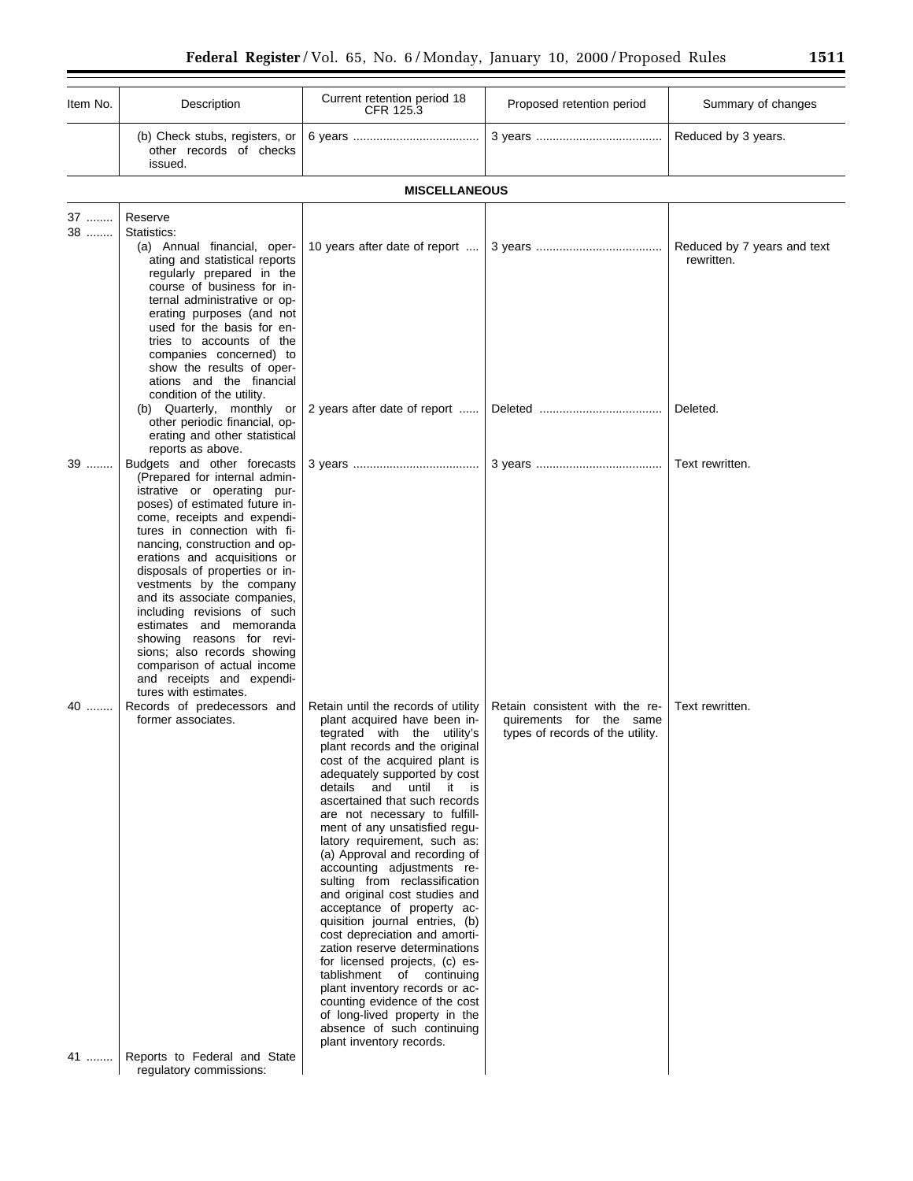| Item No. | Description | Current retention period 18 CFR 125.3 | Proposed retention period | Summary of changes |
|---|---|---|---|---|
| | (b) Check stubs, registers, or other records of checks issued. | 6 years | 3 years | Reduced by 3 years. |
| | **MISCELLANEOUS** | | | |
| 37 | Reserve | | | |
| 38 | Statistics: | | | |
| | (a) Annual financial, operating and statistical reports regularly prepared in the course of business for internal administrative or operating purposes (and not used for the basis for entries to accounts of the companies concerned) to show the results of operations and the financial condition of the utility. | 10 years after date of report | 3 years | Reduced by 7 years and text rewritten. |
| | (b) Quarterly, monthly or other periodic financial, operating and other statistical reports as above. | 2 years after date of report | Deleted | Deleted. |
| 39 | Budgets and other forecasts (Prepared for internal administrative or operating purposes) of estimated future income, receipts and expenditures in connection with financing, construction and operations and acquisitions or disposals of properties or investments by the company and its associate companies, including revisions of such estimates and memoranda showing reasons for revisions; also records showing comparison of actual income and receipts and expenditures with estimates. | 3 years | 3 years | Text rewritten. |
| 40 | Records of predecessors and former associates. | Retain until the records of utility plant acquired have been integrated with the utility's plant records and the original cost of the acquired plant is adequately supported by cost details and until it is ascertained that such records are not necessary to fulfillment of any unsatisfied regulatory requirement, such as: (a) Approval and recording of accounting adjustments resulting from reclassification and original cost studies and acceptance of property acquisition journal entries, (b) cost depreciation and amortization reserve determinations for licensed projects, (c) establishment of continuing plant inventory records or accounting evidence of the cost of long-lived property in the absence of such continuing plant inventory records. | Retain consistent with the requirements for the same types of records of the utility. | Text rewritten. |
| 41 | Reports to Federal and State regulatory commissions: | | | |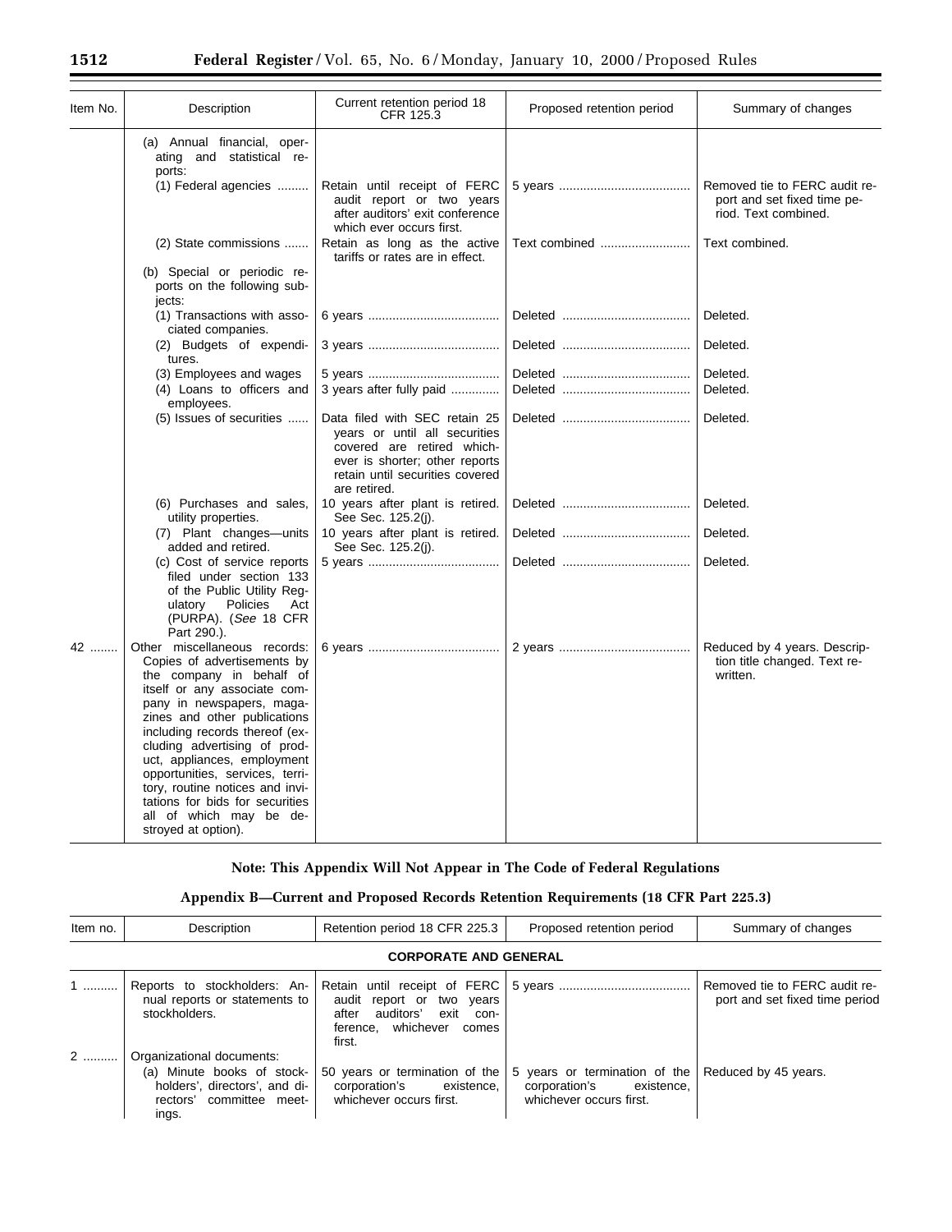| Item No. | Description | Current retention period 18 CFR 125.3 | Proposed retention period | Summary of changes |
|---|---|---|---|---|
| | (a) Annual financial, operating and statistical reports: | | | |
| | (1) Federal agencies | Retain until receipt of FERC audit report or two years after auditors' exit conference which ever occurs first. | 5 years | Removed tie to FERC audit report and set fixed time period. Text combined. |
| | (2) State commissions | Retain as long as the active tariffs or rates are in effect. | Text combined | Text combined. |
| | (b) Special or periodic reports on the following subjects: | | | |
| | (1) Transactions with associated companies. | 6 years | Deleted | Deleted. |
| | (2) Budgets of expenditures. | 3 years | Deleted | Deleted. |
| | (3) Employees and wages | 5 years | Deleted | Deleted. |
| | (4) Loans to officers and employees. | 3 years after fully paid | Deleted | Deleted. |
| | (5) Issues of securities | Data filed with SEC retain 25 years or until all securities covered are retired whichever is shorter; other reports retain until securities covered are retired. | Deleted | Deleted. |
| | (6) Purchases and sales, utility properties. | 10 years after plant is retired. See Sec. 125.2(j). | Deleted | Deleted. |
| | (7) Plant changes—units added and retired. | 10 years after plant is retired. See Sec. 125.2(j). | Deleted | Deleted. |
| | (c) Cost of service reports filed under section 133 of the Public Utility Regulatory Policies Act (PURPA). (*See* 18 CFR Part 290.). | 5 years | Deleted | Deleted. |
| 42 | Other miscellaneous records: Copies of advertisements by the company in behalf of itself or any associate company in newspapers, magazines and other publications including records thereof (excluding advertising of product, appliances, employment opportunities, services, territory, routine notices and invitations for bids for securities all of which may be destroyed at option). | 6 years | 2 years | Reduced by 4 years. Description title changed. Text rewritten. |

**Note: This Appendix Will Not Appear in The Code of Federal Regulations**

## Appendix B—Current and Proposed Records Retention Requirements (18 CFR Part 225.3)

| Item no. | Description | Retention period 18 CFR 225.3 | Proposed retention period | Summary of changes |
|---|---|---|---|---|
| | **CORPORATE AND GENERAL** | | | |
| 1 | Reports to stockholders: Annual reports or statements to stockholders. | Retain until receipt of FERC audit report or two years after auditors' exit conference, whichever comes first. | 5 years | Removed tie to FERC audit report and set fixed time period |
| 2 | Organizational documents: | | | |
| | (a) Minute books of stockholders', directors', and directors' committee meetings. | 50 years or termination of the corporation's existence, whichever occurs first. | 5 years or termination of the corporation's existence, whichever occurs first. | Reduced by 45 years. |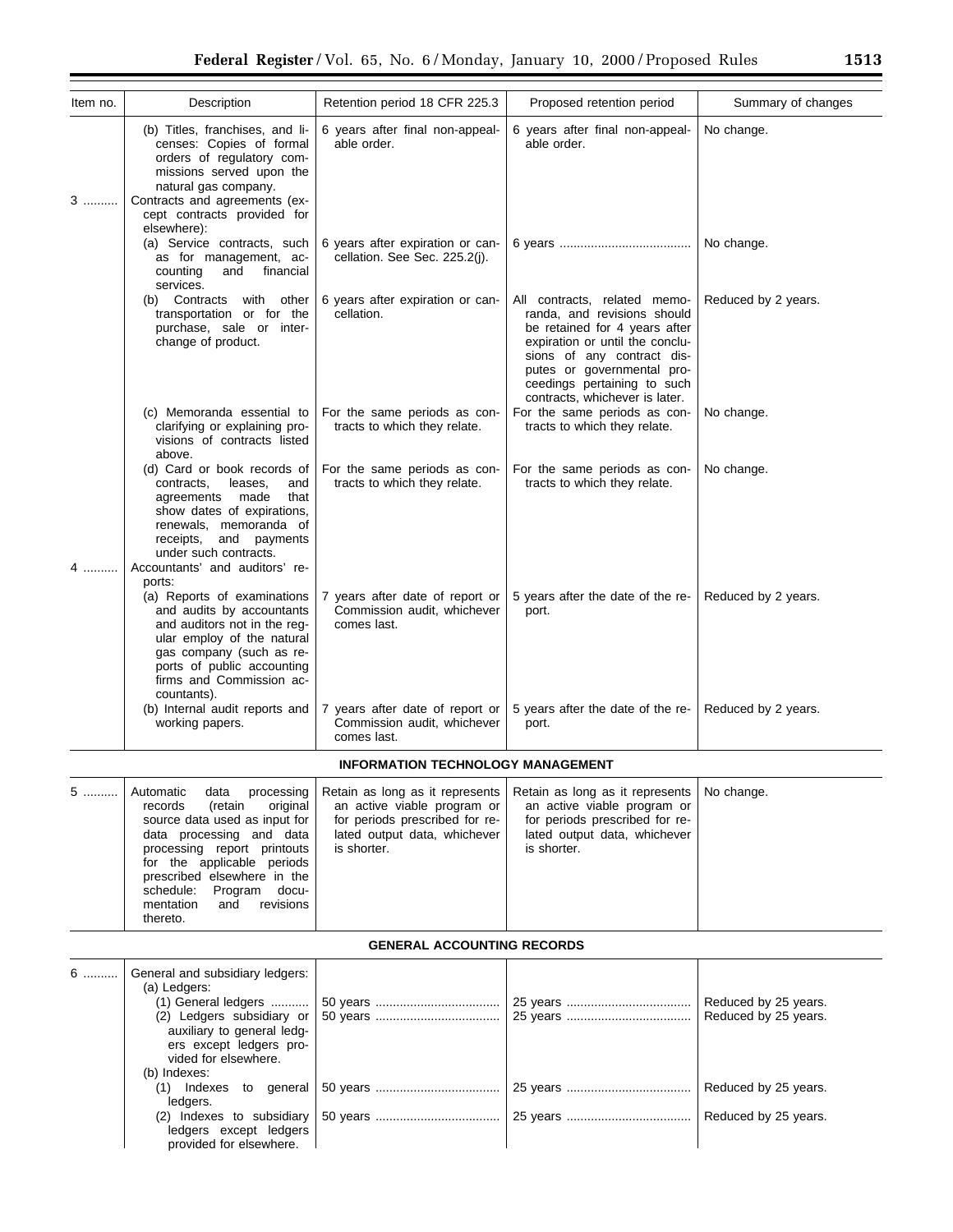| Item no. | Description | Retention period 18 CFR 225.3 | Proposed retention period | Summary of changes |
|---|---|---|---|---|
| | (b) Titles, franchises, and licenses: Copies of formal orders of regulatory commissions served upon the natural gas company. | 6 years after final non-appealable order. | 6 years after final non-appealable order. | No change. |
| 3 .......... | Contracts and agreements (except contracts provided for elsewhere): | | | |
| | (a) Service contracts, such as for management, accounting and financial services. | 6 years after expiration or cancellation. See Sec. 225.2(j). | 6 years ..................................... | No change. |
| | (b) Contracts with other transportation or for the purchase, sale or interchange of product. | 6 years after expiration or cancellation. | All contracts, related memoranda, and revisions should be retained for 4 years after expiration or until the conclusions of any contract disputes or governmental proceedings pertaining to such contracts, whichever is later. | Reduced by 2 years. |
| | (c) Memoranda essential to clarifying or explaining provisions of contracts listed above. | For the same periods as contracts to which they relate. | For the same periods as contracts to which they relate. | No change. |
| | (d) Card or book records of contracts, leases, and agreements made that show dates of expirations, renewals, memoranda of receipts, and payments under such contracts. | For the same periods as contracts to which they relate. | For the same periods as contracts to which they relate. | No change. |
| 4 .......... | Accountants' and auditors' reports: | | | |
| | (a) Reports of examinations and audits by accountants and auditors not in the regular employ of the natural gas company (such as reports of public accounting firms and Commission accountants). | 7 years after date of report or Commission audit, whichever comes last. | 5 years after the date of the report. | Reduced by 2 years. |
| | (b) Internal audit reports and working papers. | 7 years after date of report or Commission audit, whichever comes last. | 5 years after the date of the report. | Reduced by 2 years. |
| | **INFORMATION TECHNOLOGY MANAGEMENT** | | | |
| 5 .......... | Automatic data processing records (retain original source data used as input for data processing and data processing report printouts for the applicable periods prescribed elsewhere in the schedule: Program documentation and revisions thereto. | Retain as long as it represents an active viable program or for periods prescribed for related output data, whichever is shorter. | Retain as long as it represents an active viable program or for periods prescribed for related output data, whichever is shorter. | No change. |
| | **GENERAL ACCOUNTING RECORDS** | | | |
| 6 .......... | General and subsidiary ledgers: | | | |
| | (a) Ledgers: | | | |
| | (1) General ledgers .......... | 50 years ................................... | 25 years ................................... | Reduced by 25 years. |
| | (2) Ledgers subsidiary or auxiliary to general ledgers except ledgers provided for elsewhere. | 50 years ................................... | 25 years ................................... | Reduced by 25 years. |
| | (b) Indexes: | | | |
| | (1) Indexes to general ledgers. | 50 years ................................... | 25 years ................................... | Reduced by 25 years. |
| | (2) Indexes to subsidiary ledgers except ledgers provided for elsewhere. | 50 years ................................... | 25 years ................................... | Reduced by 25 years. |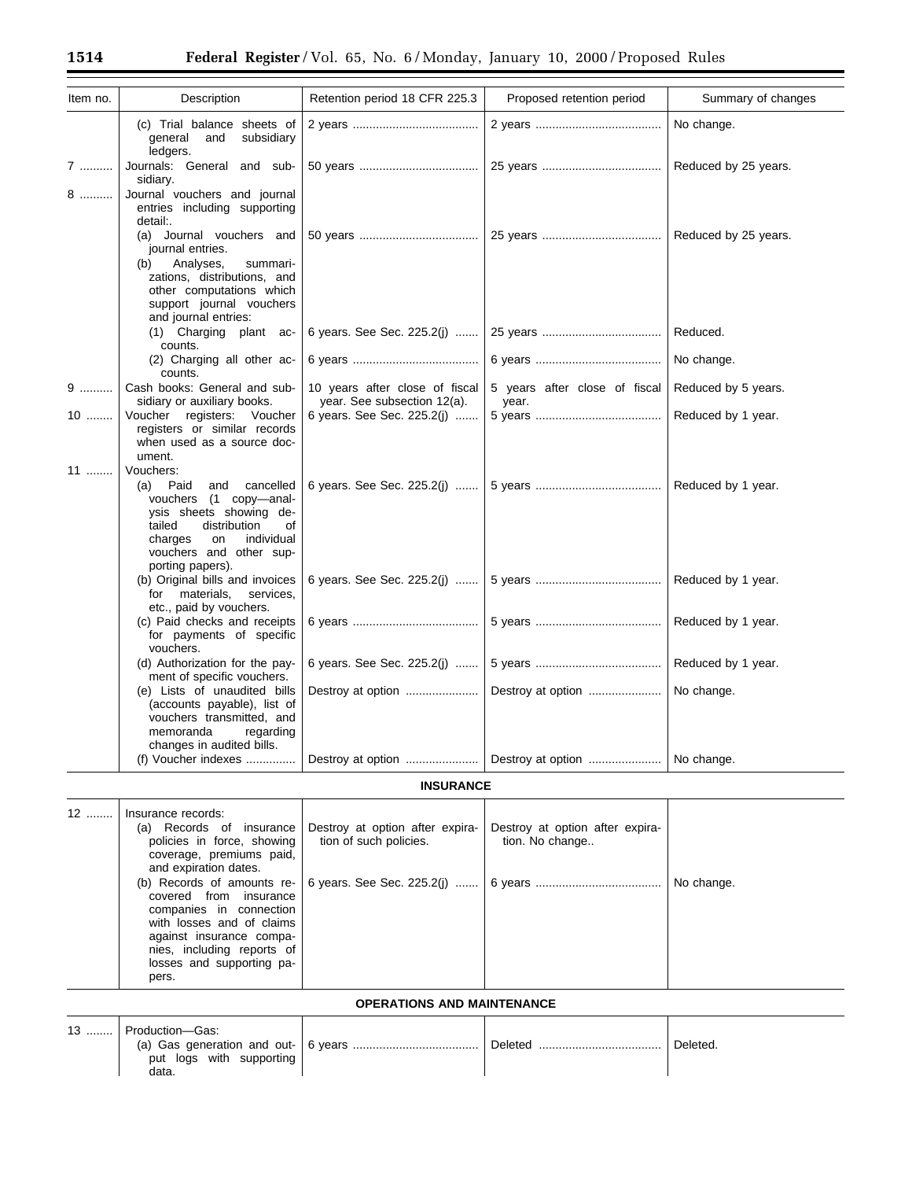| Item no. | Description | Retention period 18 CFR 225.3 | Proposed retention period | Summary of changes |
|---|---|---|---|---|
| | (c) Trial balance sheets of general and subsidiary ledgers. | 2 years | 2 years | No change. |
| 7 | Journals: General and subsidiary. | 50 years | 25 years | Reduced by 25 years. |
| 8 | Journal vouchers and journal entries including supporting detail:. | | | |
| | (a) Journal vouchers and journal entries. | 50 years | 25 years | Reduced by 25 years. |
| | (b) Analyses, summarizations, distributions, and other computations which support journal vouchers and journal entries: | | | |
| | (1) Charging plant accounts. | 6 years. See Sec. 225.2(j) | 25 years | Reduced. |
| | (2) Charging all other accounts. | 6 years | 6 years | No change. |
| 9 | Cash books: General and subsidiary or auxiliary books. | 10 years after close of fiscal year. See subsection 12(a). | 5 years after close of fiscal year. | Reduced by 5 years. |
| 10 | Voucher registers: Voucher registers or similar records when used as a source document. | 6 years. See Sec. 225.2(j) | 5 years | Reduced by 1 year. |
| 11 | Vouchers: | | | |
| | (a) Paid and cancelled vouchers (1 copy—analysis sheets showing detailed distribution of charges on individual vouchers and other supporting papers). | 6 years. See Sec. 225.2(j) | 5 years | Reduced by 1 year. |
| | (b) Original bills and invoices for materials, services, etc., paid by vouchers. | 6 years. See Sec. 225.2(j) | 5 years | Reduced by 1 year. |
| | (c) Paid checks and receipts for payments of specific vouchers. | 6 years | 5 years | Reduced by 1 year. |
| | (d) Authorization for the payment of specific vouchers. | 6 years. See Sec. 225.2(j) | 5 years | Reduced by 1 year. |
| | (e) Lists of unaudited bills (accounts payable), list of vouchers transmitted, and memoranda regarding changes in audited bills. | Destroy at option | Destroy at option | No change. |
| | (f) Voucher indexes | Destroy at option | Destroy at option | No change. |
| | **INSURANCE** | | | |
| 12 | Insurance records: | | | |
| | (a) Records of insurance policies in force, showing coverage, premiums paid, and expiration dates. | Destroy at option after expiration of such policies. | Destroy at option after expiration. No change.. | |
| | (b) Records of amounts recovered from insurance companies in connection with losses and of claims against insurance companies, including reports of losses and supporting papers. | 6 years. See Sec. 225.2(j) | 6 years | No change. |
| | **OPERATIONS AND MAINTENANCE** | | | |
| 13 | Production—Gas: | | | |
| | (a) Gas generation and output logs with supporting data. | 6 years | Deleted | Deleted. |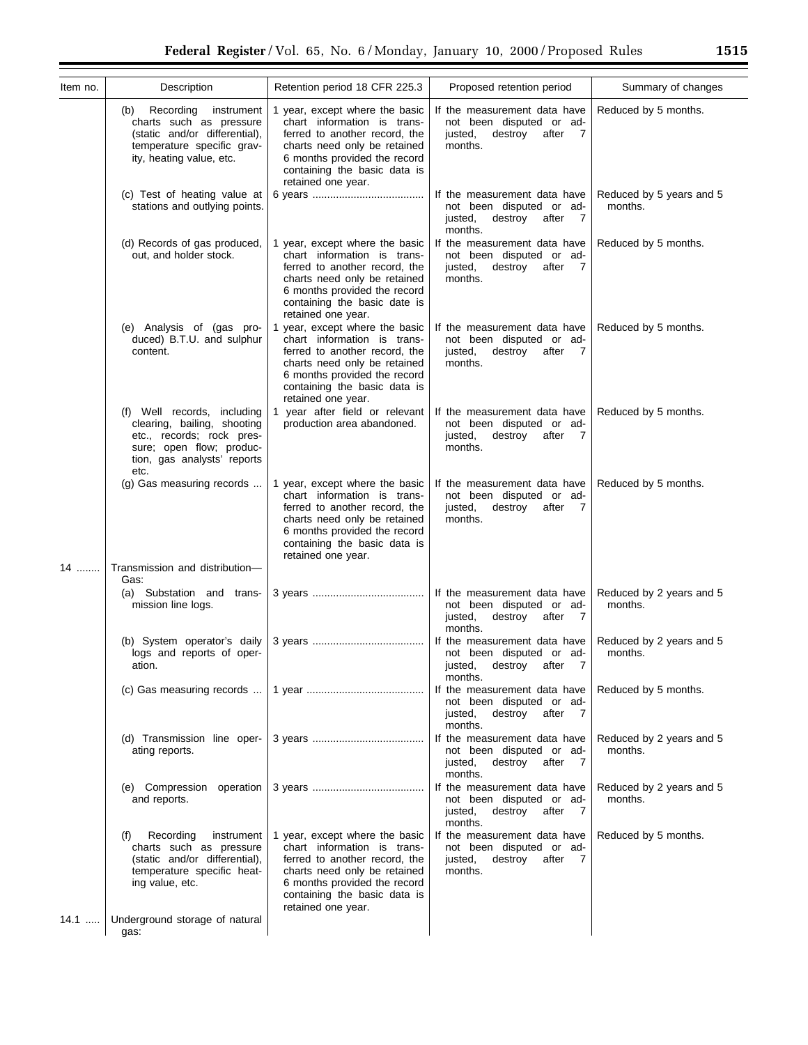| Item no. | Description | Retention period 18 CFR 225.3 | Proposed retention period | Summary of changes |
|---|---|---|---|---|
| | (b) Recording instrument charts such as pressure (static and/or differential), temperature specific gravity, heating value, etc. | 1 year, except where the basic chart information is transferred to another record, the charts need only be retained 6 months provided the record containing the basic data is retained one year. | If the measurement data have not been disputed or adjusted, destroy after 7 months. | Reduced by 5 months. |
| | (c) Test of heating value at stations and outlying points. | 6 years | If the measurement data have not been disputed or adjusted, destroy after 7 months. | Reduced by 5 years and 5 months. |
| | (d) Records of gas produced, out, and holder stock. | 1 year, except where the basic chart information is transferred to another record, the charts need only be retained 6 months provided the record containing the basic date is retained one year. | If the measurement data have not been disputed or adjusted, destroy after 7 months. | Reduced by 5 months. |
| | (e) Analysis of (gas produced) B.T.U. and sulphur content. | 1 year, except where the basic chart information is transferred to another record, the charts need only be retained 6 months provided the record containing the basic data is retained one year. | If the measurement data have not been disputed or adjusted, destroy after 7 months. | Reduced by 5 months. |
| | (f) Well records, including clearing, bailing, shooting etc., records; rock pressure; open flow; production, gas analysts' reports etc. | 1 year after field or relevant production area abandoned. | If the measurement data have not been disputed or adjusted, destroy after 7 months. | Reduced by 5 months. |
| | (g) Gas measuring records | 1 year, except where the basic chart information is transferred to another record, the charts need only be retained 6 months provided the record containing the basic data is retained one year. | If the measurement data have not been disputed or adjusted, destroy after 7 months. | Reduced by 5 months. |
| 14 | Transmission and distribution—Gas: | | | |
| | (a) Substation and transmission line logs. | 3 years | If the measurement data have not been disputed or adjusted, destroy after 7 months. | Reduced by 2 years and 5 months. |
| | (b) System operator's daily logs and reports of operation. | 3 years | If the measurement data have not been disputed or adjusted, destroy after 7 months. | Reduced by 2 years and 5 months. |
| | (c) Gas measuring records | 1 year | If the measurement data have not been disputed or adjusted, destroy after 7 months. | Reduced by 5 months. |
| | (d) Transmission line operating reports. | 3 years | If the measurement data have not been disputed or adjusted, destroy after 7 months. | Reduced by 2 years and 5 months. |
| | (e) Compression operation and reports. | 3 years | If the measurement data have not been disputed or adjusted, destroy after 7 months. | Reduced by 2 years and 5 months. |
| | (f) Recording instrument charts such as pressure (static and/or differential), temperature specific heating value, etc. | 1 year, except where the basic chart information is transferred to another record, the charts need only be retained 6 months provided the record containing the basic data is retained one year. | If the measurement data have not been disputed or adjusted, destroy after 7 months. | Reduced by 5 months. |
| 14.1 | Underground storage of natural gas: | | | |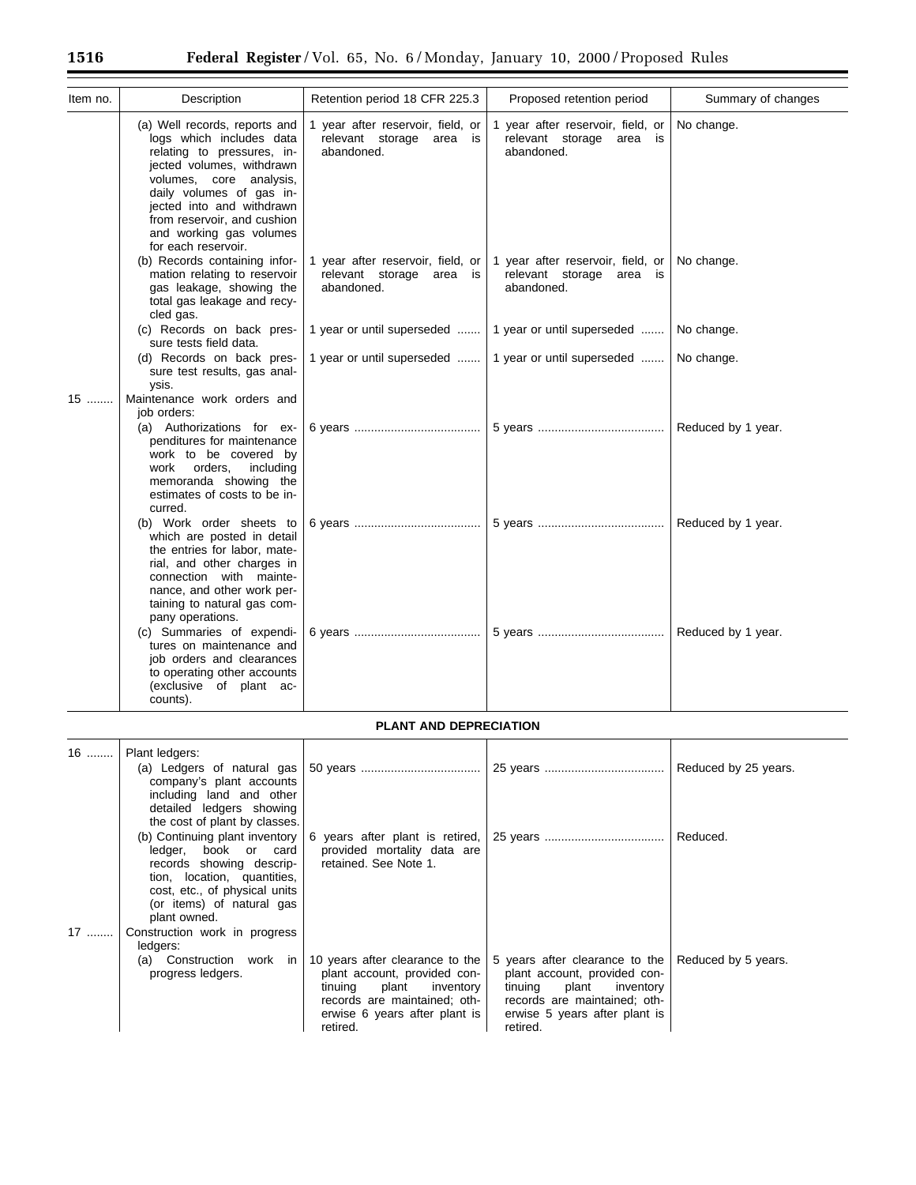| Item no. | Description | Retention period 18 CFR 225.3 | Proposed retention period | Summary of changes |
|---|---|---|---|---|
| | (a) Well records, reports and logs which includes data relating to pressures, injected volumes, withdrawn volumes, core analysis, daily volumes of gas injected into and withdrawn from reservoir, and cushion and working gas volumes for each reservoir. | 1 year after reservoir, field, or relevant storage area is abandoned. | 1 year after reservoir, field, or relevant storage area is abandoned. | No change. |
| | (b) Records containing information relating to reservoir gas leakage, showing the total gas leakage and recycled gas. | 1 year after reservoir, field, or relevant storage area is abandoned. | 1 year after reservoir, field, or relevant storage area is abandoned. | No change. |
| | (c) Records on back pressure tests field data. | 1 year or until superseded | 1 year or until superseded | No change. |
| | (d) Records on back pressure test results, gas analysis. | 1 year or until superseded | 1 year or until superseded | No change. |
| 15 | Maintenance work orders and job orders: | | | |
| | (a) Authorizations for expenditures for maintenance work to be covered by work orders, including memoranda showing the estimates of costs to be incurred. | 6 years | 5 years | Reduced by 1 year. |
| | (b) Work order sheets to which are posted in detail the entries for labor, material, and other charges in connection with maintenance, and other work pertaining to natural gas company operations. | 6 years | 5 years | Reduced by 1 year. |
| | (c) Summaries of expenditures on maintenance and job orders and clearances to operating other accounts (exclusive of plant accounts). | 6 years | 5 years | Reduced by 1 year. |
| | **PLANT AND DEPRECIATION** | | | |
| 16 | Plant ledgers: | | | |
| | (a) Ledgers of natural gas company's plant accounts including land and other detailed ledgers showing the cost of plant by classes. | 50 years | 25 years | Reduced by 25 years. |
| | (b) Continuing plant inventory ledger, book or card records showing description, location, quantities, cost, etc., of physical units (or items) of natural gas plant owned. | 6 years after plant is retired, provided mortality data are retained. See Note 1. | 25 years | Reduced. |
| 17 | Construction work in progress ledgers: | | | |
| | (a) Construction work in progress ledgers. | 10 years after clearance to the plant account, provided continuing plant inventory records are maintained; otherwise 6 years after plant is retired. | 5 years after clearance to the plant account, provided continuing plant inventory records are maintained; otherwise 5 years after plant is retired. | Reduced by 5 years. |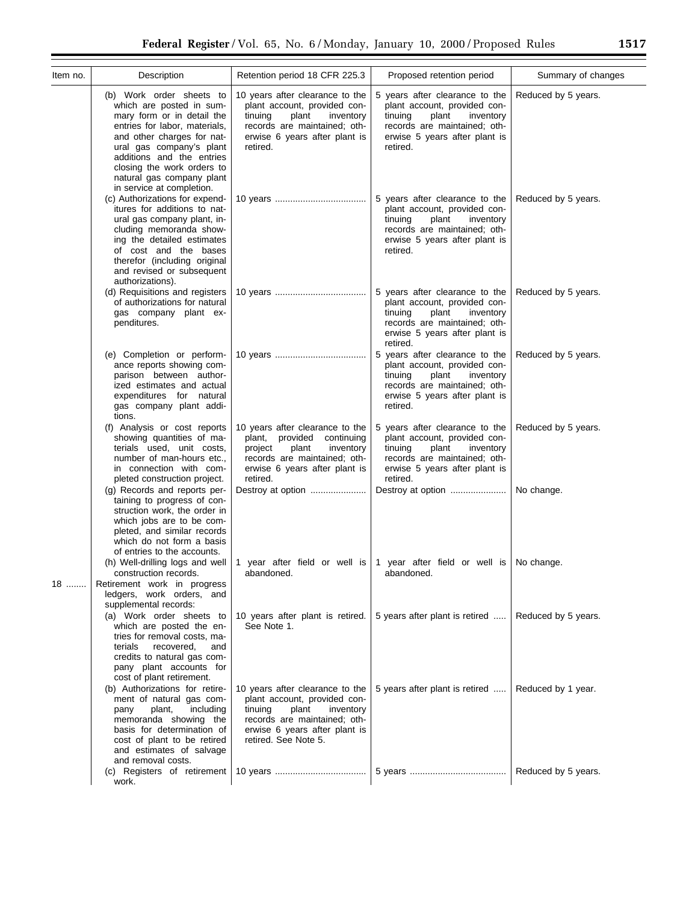| Item no. | Description | Retention period 18 CFR 225.3 | Proposed retention period | Summary of changes |
| --- | --- | --- | --- | --- |
| | (b) Work order sheets to which are posted in summary form or in detail the entries for labor, materials, and other charges for natural gas company's plant additions and the entries closing the work orders to natural gas company plant in service at completion. | 10 years after clearance to the plant account, provided continuing plant inventory records are maintained; otherwise 6 years after plant is retired. | 5 years after clearance to the plant account, provided continuing plant inventory records are maintained; otherwise 5 years after plant is retired. | Reduced by 5 years. |
| | (c) Authorizations for expenditures for additions to natural gas company plant, including memoranda showing the detailed estimates of cost and the bases therefor (including original and revised or subsequent authorizations). | 10 years | 5 years after clearance to the plant account, provided continuing plant inventory records are maintained; otherwise 5 years after plant is retired. | Reduced by 5 years. |
| | (d) Requisitions and registers of authorizations for natural gas company plant expenditures. | 10 years | 5 years after clearance to the plant account, provided continuing plant inventory records are maintained; otherwise 5 years after plant is retired. | Reduced by 5 years. |
| | (e) Completion or performance reports showing comparison between authorized estimates and actual expenditures for natural gas company plant additions. | 10 years | 5 years after clearance to the plant account, provided continuing plant inventory records are maintained; otherwise 5 years after plant is retired. | Reduced by 5 years. |
| | (f) Analysis or cost reports showing quantities of materials used, unit costs, number of man-hours etc., in connection with completed construction project. | 10 years after clearance to the plant, provided continuing project plant inventory records are maintained; otherwise 6 years after plant is retired. | 5 years after clearance to the plant account, provided continuing plant inventory records are maintained; otherwise 5 years after plant is retired. | Reduced by 5 years. |
| | (g) Records and reports pertaining to progress of construction work, the order in which jobs are to be completed, and similar records which do not form a basis of entries to the accounts. | Destroy at option | Destroy at option | No change. |
| | (h) Well-drilling logs and well construction records. | 1 year after field or well is abandoned. | 1 year after field or well is abandoned. | No change. |
| 18 | Retirement work in progress ledgers, work orders, and supplemental records: | | | |
| | (a) Work order sheets to which are posted the entries for removal costs, materials recovered, and credits to natural gas company plant accounts for cost of plant retirement. | 10 years after plant is retired. See Note 1. | 5 years after plant is retired | Reduced by 5 years. |
| | (b) Authorizations for retirement of natural gas company plant, including memoranda showing the basis for determination of cost of plant to be retired and estimates of salvage and removal costs. | 10 years after clearance to the plant account, provided continuing plant inventory records are maintained; otherwise 6 years after plant is retired. See Note 5. | 5 years after plant is retired | Reduced by 1 year. |
| | (c) Registers of retirement work. | 10 years | 5 years | Reduced by 5 years. |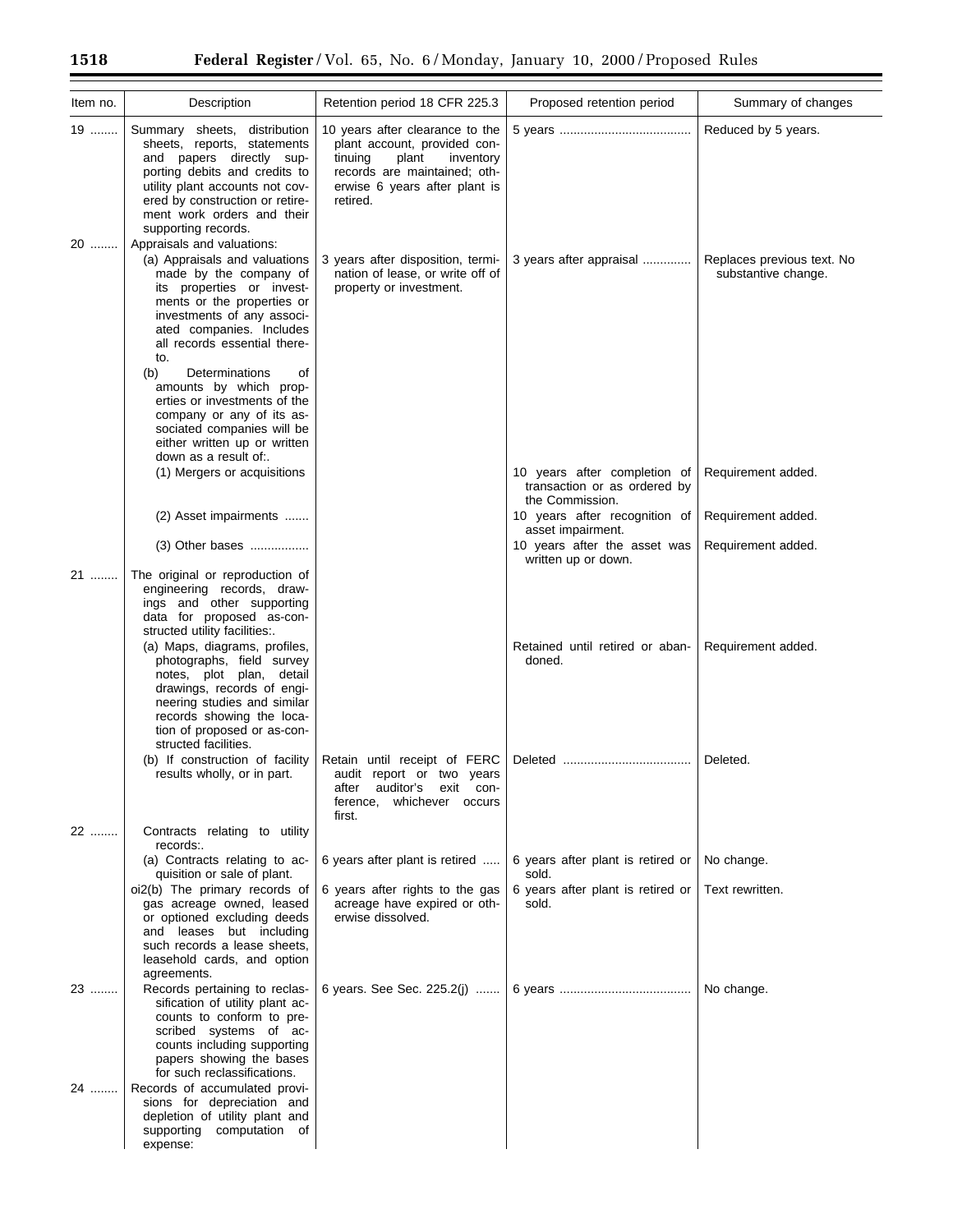| Item no. | Description | Retention period 18 CFR 225.3 | Proposed retention period | Summary of changes |
| --- | --- | --- | --- | --- |
| 19 ........ | Summary sheets, distribution sheets, reports, statements and papers directly supporting debits and credits to utility plant accounts not covered by construction or retirement work orders and their supporting records. | 10 years after clearance to the plant account, provided continuing plant inventory records are maintained; otherwise 6 years after plant is retired. | 5 years ...................................... | Reduced by 5 years. |
| 20 ........ | Appraisals and valuations: | | | |
| | (a) Appraisals and valuations made by the company of its properties or investments or the properties or investments of any associated companies. Includes all records essential thereto. | 3 years after disposition, termination of lease, or write off of property or investment. | 3 years after appraisal .............. | Replaces previous text. No substantive change. |
| | (b) Determinations of amounts by which properties or investments of the company or any of its associated companies will be either written up or written down as a result of:. | | | |
| | (1) Mergers or acquisitions | | 10 years after completion of transaction or as ordered by the Commission. | Requirement added. |
| | (2) Asset impairments ....... | | 10 years after recognition of asset impairment. | Requirement added. |
| | (3) Other bases ................. | | 10 years after the asset was written up or down. | Requirement added. |
| 21 ........ | The original or reproduction of engineering records, drawings and other supporting data for proposed as-constructed utility facilities:. | | | |
| | (a) Maps, diagrams, profiles, photographs, field survey notes, plot plan, detail drawings, records of engineering studies and similar records showing the location of proposed or as-constructed facilities. | | Retained until retired or abandoned. | Requirement added. |
| | (b) If construction of facility results wholly, or in part. | Retain until receipt of FERC audit report or two years after auditor's exit conference, whichever occurs first. | Deleted ..................................... | Deleted. |
| 22 ........ | Contracts relating to utility records:. | | | |
| | (a) Contracts relating to acquisition or sale of plant. | 6 years after plant is retired ..... | 6 years after plant is retired or sold. | No change. |
| | oi2(b) The primary records of gas acreage owned, leased or optioned excluding deeds and leases but including such records a lease sheets, leasehold cards, and option agreements. | 6 years after rights to the gas acreage have expired or otherwise dissolved. | 6 years after plant is retired or sold. | Text rewritten. |
| 23 ........ | Records pertaining to reclassification of utility plant accounts to conform to prescribed systems of accounts including supporting papers showing the bases for such reclassifications. | 6 years. See Sec. 225.2(j) ....... | 6 years ...................................... | No change. |
| 24 ........ | Records of accumulated provisions for depreciation and depletion of utility plant and supporting computation of expense: | | | |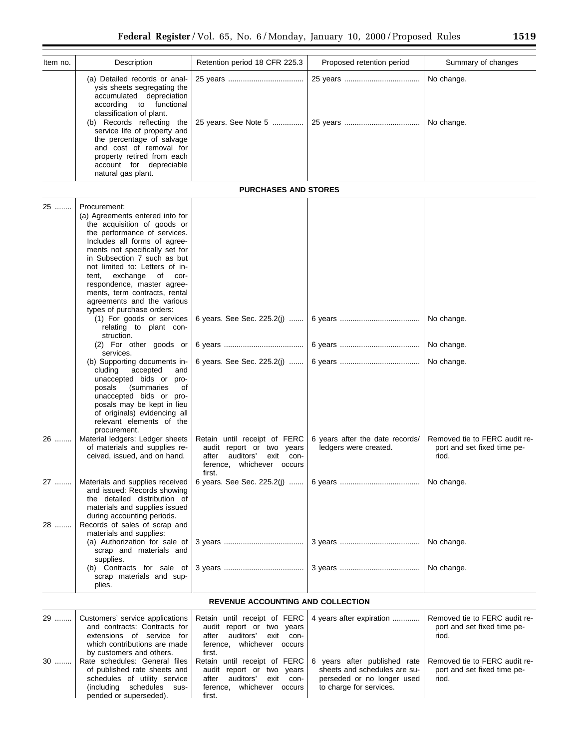| Item no. | Description | Retention period 18 CFR 225.3 | Proposed retention period | Summary of changes |
|---|---|---|---|---|
| | (a) Detailed records or analysis sheets segregating the accumulated depreciation according to functional classification of plant. | 25 years | 25 years | No change. |
| | (b) Records reflecting the service life of property and the percentage of salvage and cost of removal for property retired from each account for depreciable natural gas plant. | 25 years. See Note 5 | 25 years | No change. |
| | **PURCHASES AND STORES** | | | |
| 25 | Procurement: | | | |
| | (a) Agreements entered into for the acquisition of goods or the performance of services. Includes all forms of agreements not specifically set for in Subsection 7 such as but not limited to: Letters of intent, exchange of correspondence, master agreements, term contracts, rental agreements and the various types of purchase orders: | | | |
| | (1) For goods or services relating to plant construction. | 6 years. See Sec. 225.2(j) | 6 years | No change. |
| | (2) For other goods or services. | 6 years | 6 years | No change. |
| | (b) Supporting documents including accepted and unaccepted bids or proposals (summaries of unaccepted bids or proposals may be kept in lieu of originals) evidencing all relevant elements of the procurement. | 6 years. See Sec. 225.2(j) | 6 years | No change. |
| 26 | Material ledgers: Ledger sheets of materials and supplies received, issued, and on hand. | Retain until receipt of FERC audit report or two years after auditors' exit conference, whichever occurs first. | 6 years after the date records/ledgers were created. | Removed tie to FERC audit report and set fixed time period. |
| 27 | Materials and supplies received and issued: Records showing the detailed distribution of materials and supplies issued during accounting periods. | 6 years. See Sec. 225.2(j) | 6 years | No change. |
| 28 | Records of sales of scrap and materials and supplies: | | | |
| | (a) Authorization for sale of scrap and materials and supplies. | 3 years | 3 years | No change. |
| | (b) Contracts for sale of scrap materials and supplies. | 3 years | 3 years | No change. |
| | **REVENUE ACCOUNTING AND COLLECTION** | | | |
| 29 | Customers' service applications and contracts: Contracts for extensions of service for which contributions are made by customers and others. | Retain until receipt of FERC audit report or two years after auditors' exit conference, whichever occurs first. | 4 years after expiration | Removed tie to FERC audit report and set fixed time period. |
| 30 | Rate schedules: General files of published rate sheets and schedules of utility service (including schedules suspended or superseded). | Retain until receipt of FERC audit report or two years after auditors' exit conference, whichever occurs first. | 6 years after published rate sheets and schedules are superseded or no longer used to charge for services. | Removed tie to FERC audit report and set fixed time period. |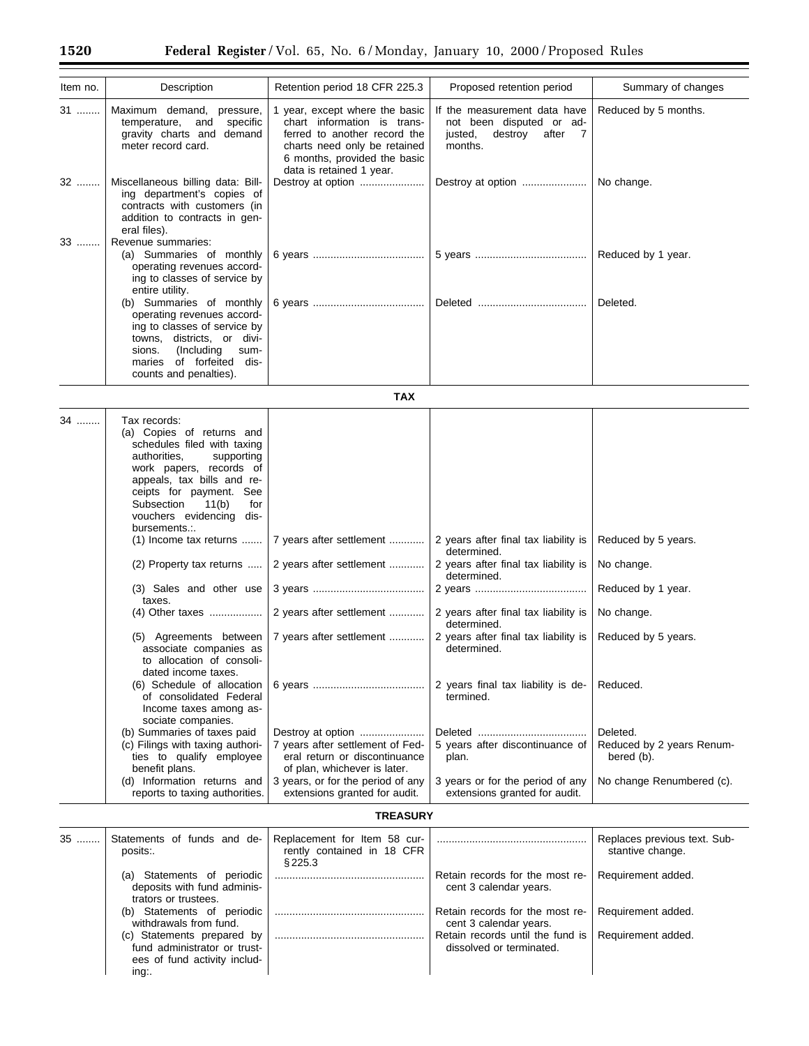| Item no. | Description | Retention period 18 CFR 225.3 | Proposed retention period | Summary of changes |
| --- | --- | --- | --- | --- |
| 31 ........ | Maximum demand, pressure, temperature, and specific gravity charts and demand meter record card. | 1 year, except where the basic chart information is transferred to another record the charts need only be retained 6 months, provided the basic data is retained 1 year. | If the measurement data have not been disputed or adjusted, destroy after 7 months. | Reduced by 5 months. |
| 32 ........ | Miscellaneous billing data: Billing department's copies of contracts with customers (in addition to contracts in general files). | Destroy at option ...................... | Destroy at option ...................... | No change. |
| 33 ........ | Revenue summaries: | | | |
| | (a) Summaries of monthly operating revenues according to classes of service by entire utility. | 6 years ...................................... | 5 years ...................................... | Reduced by 1 year. |
| | (b) Summaries of monthly operating revenues according to classes of service by towns, districts, or divisions. (Including summaries of forfeited discounts and penalties). | 6 years ...................................... | Deleted ..................................... | Deleted. |
| | | **TAX** | | |
| 34 ........ | Tax records: | | | |
| | (a) Copies of returns and schedules filed with taxing authorities, supporting work papers, records of appeals, tax bills and receipts for payment. See Subsection 11(b) for vouchers evidencing disbursements.:. | | | |
| | (1) Income tax returns ....... | 7 years after settlement ............ | 2 years after final tax liability is determined. | Reduced by 5 years. |
| | (2) Property tax returns ..... | 2 years after settlement ............ | 2 years after final tax liability is determined. | No change. |
| | (3) Sales and other use taxes. | 3 years ...................................... | 2 years ...................................... | Reduced by 1 year. |
| | (4) Other taxes .................. | 2 years after settlement ............ | 2 years after final tax liability is determined. | No change. |
| | (5) Agreements between associate companies as to allocation of consolidated income taxes. | 7 years after settlement ............ | 2 years after final tax liability is determined. | Reduced by 5 years. |
| | (6) Schedule of allocation of consolidated Federal Income taxes among associate companies. | 6 years ...................................... | 2 years final tax liability is determined. | Reduced. |
| | (b) Summaries of taxes paid | Destroy at option ...................... | Deleted ..................................... | Deleted. |
| | (c) Filings with taxing authorities to qualify employee benefit plans. | 7 years after settlement of Federal return or discontinuance of plan, whichever is later. | 5 years after discontinuance of plan. | Reduced by 2 years Renumbered (b). |
| | (d) Information returns and reports to taxing authorities. | 3 years, or for the period of any extensions granted for audit. | 3 years or for the period of any extensions granted for audit. | No change Renumbered (c). |
| | | **TREASURY** | | |
| 35 ........ | Statements of funds and deposits:. | Replacement for Item 58 currently contained in 18 CFR §225.3 | .................................................. | Replaces previous text. Substantive change. |
| | (a) Statements of periodic deposits with fund administrators or trustees. | .................................................. | Retain records for the most recent 3 calendar years. | Requirement added. |
| | (b) Statements of periodic withdrawals from fund. | .................................................. | Retain records for the most recent 3 calendar years. | Requirement added. |
| | (c) Statements prepared by fund administrator or trustees of fund activity including:. | .................................................. | Retain records until the fund is dissolved or terminated. | Requirement added. |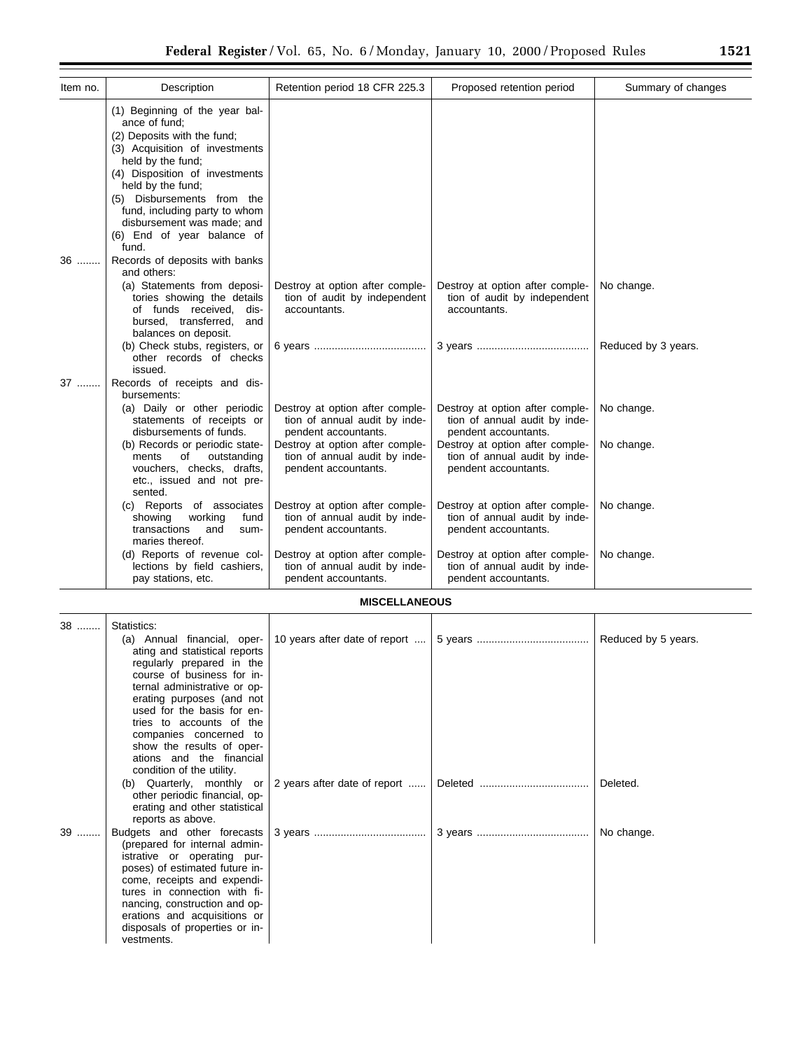| Item no. | Description | Retention period 18 CFR 225.3 | Proposed retention period | Summary of changes |
|---|---|---|---|---|
| | (1) Beginning of the year balance of fund; (2) Deposits with the fund; (3) Acquisition of investments held by the fund; (4) Disposition of investments held by the fund; (5) Disbursements from the fund, including party to whom disbursement was made; and (6) End of year balance of fund. | | | |
| 36 | Records of deposits with banks and others: | | | |
| | (a) Statements from depositories showing the details of funds received, disbursed, transferred, and balances on deposit. | Destroy at option after completion of audit by independent accountants. | Destroy at option after completion of audit by independent accountants. | No change. |
| | (b) Check stubs, registers, or other records of checks issued. | 6 years | 3 years | Reduced by 3 years. |
| 37 | Records of receipts and disbursements: | | | |
| | (a) Daily or other periodic statements of receipts or disbursements of funds. | Destroy at option after completion of annual audit by independent accountants. | Destroy at option after completion of annual audit by independent accountants. | No change. |
| | (b) Records or periodic statements of outstanding vouchers, checks, drafts, etc., issued and not presented. | Destroy at option after completion of annual audit by independent accountants. | Destroy at option after completion of annual audit by independent accountants. | No change. |
| | (c) Reports of associates showing working fund transactions and summaries thereof. | Destroy at option after completion of annual audit by independent accountants. | Destroy at option after completion of annual audit by independent accountants. | No change. |
| | (d) Reports of revenue collections by field cashiers, pay stations, etc. | Destroy at option after completion of annual audit by independent accountants. | Destroy at option after completion of annual audit by independent accountants. | No change. |
| | **MISCELLANEOUS** | | | |
| 38 | Statistics: | | | |
| | (a) Annual financial, operating and statistical reports regularly prepared in the course of business for internal administrative or operating purposes (and not used for the basis for entries to accounts of the companies concerned to show the results of operations and the financial condition of the utility. | 10 years after date of report | 5 years | Reduced by 5 years. |
| | (b) Quarterly, monthly or other periodic financial, operating and other statistical reports as above. | 2 years after date of report | Deleted | Deleted. |
| 39 | Budgets and other forecasts (prepared for internal administrative or operating purposes) of estimated future income, receipts and expenditures in connection with financing, construction and operations and acquisitions or disposals of properties or investments. | 3 years | 3 years | No change. |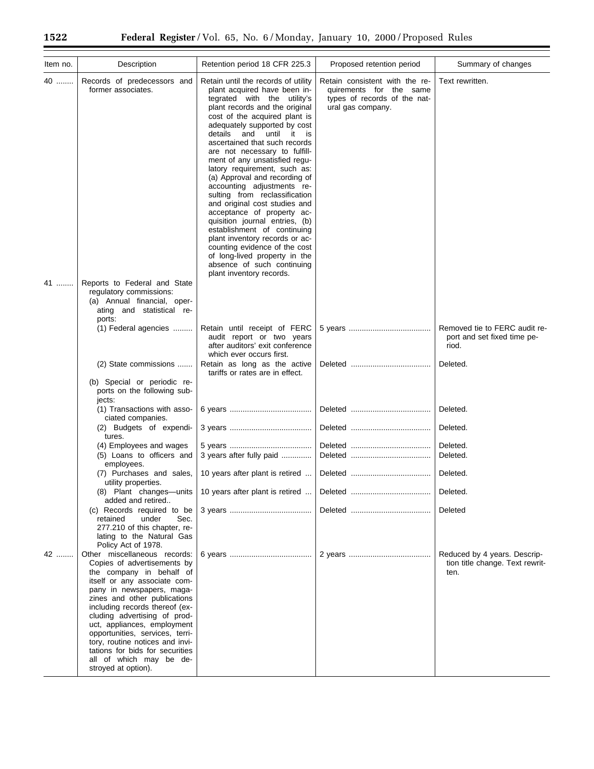| Item no. | Description | Retention period 18 CFR 225.3 | Proposed retention period | Summary of changes |
| --- | --- | --- | --- | --- |
| 40 ........ | Records of predecessors and former associates. | Retain until the records of utility plant acquired have been integrated with the utility's plant records and the original cost of the acquired plant is adequately supported by cost details and until it is ascertained that such records are not necessary to fulfillment of any unsatisfied regulatory requirement, such as: (a) Approval and recording of accounting adjustments resulting from reclassification and original cost studies and acceptance of property acquisition journal entries, (b) establishment of continuing plant inventory records or accounting evidence of the cost of long-lived property in the absence of such continuing plant inventory records. | Retain consistent with the requirements for the same types of records of the natural gas company. | Text rewritten. |
| 41 ........ | Reports to Federal and State regulatory commissions: | | | |
| | (a) Annual financial, operating and statistical reports: | | | |
| | (1) Federal agencies ......... | Retain until receipt of FERC audit report or two years after auditors' exit conference which ever occurs first. | 5 years ..................................... | Removed tie to FERC audit report and set fixed time period. |
| | (2) State commissions ....... | Retain as long as the active tariffs or rates are in effect. | Deleted ..................................... | Deleted. |
| | (b) Special or periodic reports on the following subjects: | | | |
| | (1) Transactions with associated companies. | 6 years ..................................... | Deleted ..................................... | Deleted. |
| | (2) Budgets of expenditures. | 3 years ..................................... | Deleted ..................................... | Deleted. |
| | (4) Employees and wages | 5 years ..................................... | Deleted ..................................... | Deleted. |
| | (5) Loans to officers and employees. | 3 years after fully paid ............. | Deleted ..................................... | Deleted. |
| | (7) Purchases and sales, utility properties. | 10 years after plant is retired ... | Deleted ..................................... | Deleted. |
| | (8) Plant changes—units added and retired.. | 10 years after plant is retired ... | Deleted ..................................... | Deleted. |
| | (c) Records required to be retained under Sec. 277.210 of this chapter, relating to the Natural Gas Policy Act of 1978. | 3 years ..................................... | Deleted ..................................... | Deleted |
| 42 ........ | Other miscellaneous records: Copies of advertisements by the company in behalf of itself or any associate company in newspapers, magazines and other publications including records thereof (excluding advertising of product, appliances, employment opportunities, services, territory, routine notices and invitations for bids for securities all of which may be destroyed at option). | 6 years ..................................... | 2 years ..................................... | Reduced by 4 years. Description title change. Text rewritten. |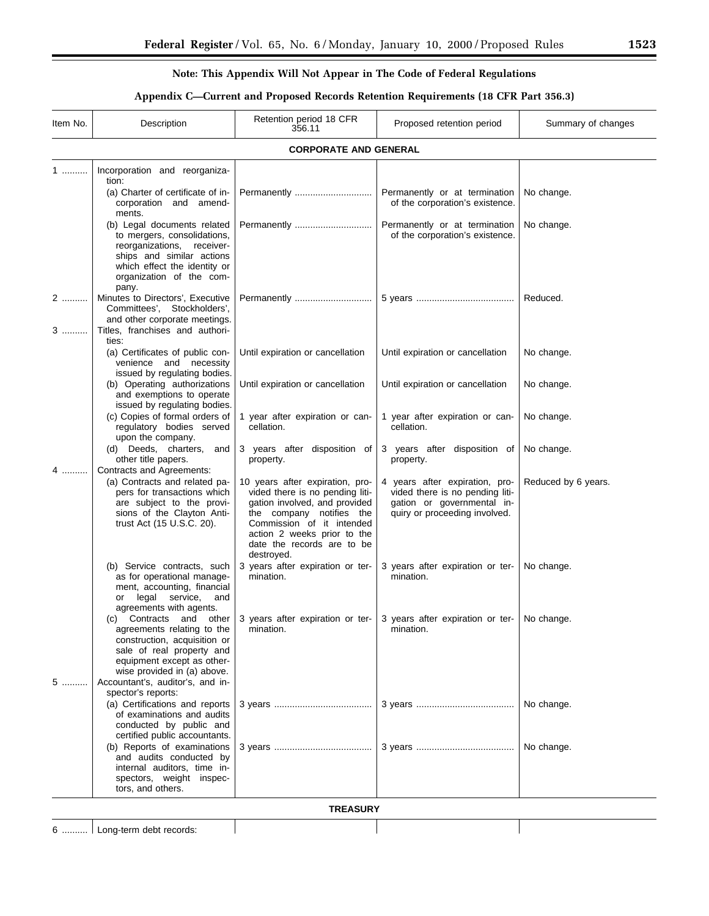**Note: This Appendix Will Not Appear in The Code of Federal Regulations**

**Appendix C—Current and Proposed Records Retention Requirements (18 CFR Part 356.3)**

| Item No. | Description | Retention period 18 CFR 356.11 | Proposed retention period | Summary of changes |
|---|---|---|---|---|
| | **CORPORATE AND GENERAL** | | | |
| 1 | Incorporation and reorganization: | | | |
| | (a) Charter of certificate of incorporation and amendments. | Permanently | Permanently or at termination of the corporation's existence. | No change. |
| | (b) Legal documents related to mergers, consolidations, reorganizations, receiverships and similar actions which effect the identity or organization of the company. | Permanently | Permanently or at termination of the corporation's existence. | No change. |
| 2 | Minutes to Directors', Executive Committees', Stockholders', and other corporate meetings. | Permanently | 5 years | Reduced. |
| 3 | Titles, franchises and authorities: | | | |
| | (a) Certificates of public convenience and necessity issued by regulating bodies. | Until expiration or cancellation | Until expiration or cancellation | No change. |
| | (b) Operating authorizations and exemptions to operate issued by regulating bodies. | Until expiration or cancellation | Until expiration or cancellation | No change. |
| | (c) Copies of formal orders of regulatory bodies served upon the company. | 1 year after expiration or cancellation. | 1 year after expiration or cancellation. | No change. |
| | (d) Deeds, charters, and other title papers. | 3 years after disposition of property. | 3 years after disposition of property. | No change. |
| 4 | Contracts and Agreements: | | | |
| | (a) Contracts and related papers for transactions which are subject to the provisions of the Clayton Antitrust Act (15 U.S.C. 20). | 10 years after expiration, provided there is no pending litigation involved, and provided the company notifies the Commission of it intended action 2 weeks prior to the date the records are to be destroyed. | 4 years after expiration, provided there is no pending litigation or governmental inquiry or proceeding involved. | Reduced by 6 years. |
| | (b) Service contracts, such as for operational management, accounting, financial or legal service, and agreements with agents. | 3 years after expiration or termination. | 3 years after expiration or termination. | No change. |
| | (c) Contracts and other agreements relating to the construction, acquisition or sale of real property and equipment except as otherwise provided in (a) above. | 3 years after expiration or termination. | 3 years after expiration or termination. | No change. |
| 5 | Accountant's, auditor's, and inspector's reports: | | | |
| | (a) Certifications and reports of examinations and audits conducted by public and certified public accountants. | 3 years | 3 years | No change. |
| | (b) Reports of examinations and audits conducted by internal auditors, time inspectors, weight inspectors, and others. | 3 years | 3 years | No change. |
| | **TREASURY** | | | |
| 6 | Long-term debt records: | | | |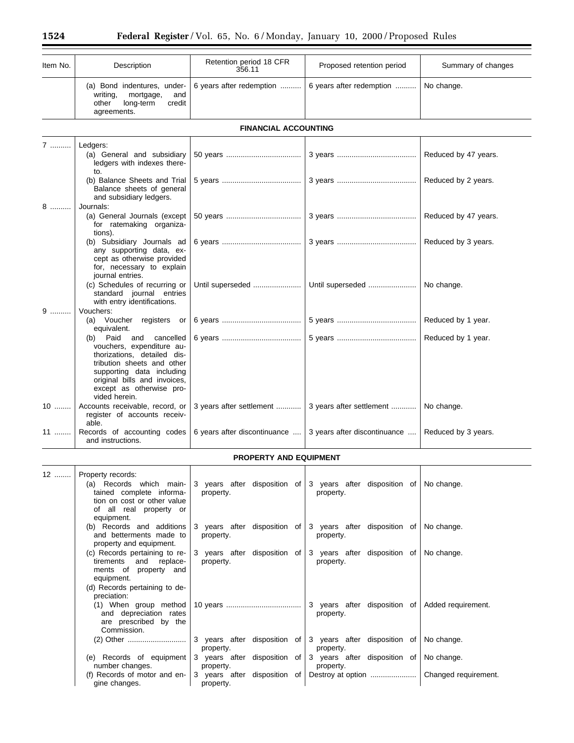| Item No. | Description | Retention period 18 CFR 356.11 | Proposed retention period | Summary of changes |
|---|---|---|---|---|
| | (a) Bond indentures, underwriting, mortgage, and other long-term credit agreements. | 6 years after redemption .......... | 6 years after redemption .......... | No change. |
| | **FINANCIAL ACCOUNTING** | | | |
| 7 .......... | Ledgers: | | | |
| | (a) General and subsidiary ledgers with indexes thereto. | 50 years .................................... | 3 years ...................................... | Reduced by 47 years. |
| | (b) Balance Sheets and Trial Balance sheets of general and subsidiary ledgers. | 5 years ...................................... | 3 years ...................................... | Reduced by 2 years. |
| 8 .......... | Journals: | | | |
| | (a) General Journals (except for ratemaking organizations). | 50 years .................................... | 3 years ...................................... | Reduced by 47 years. |
| | (b) Subsidiary Journals ad any supporting data, except as otherwise provided for, necessary to explain journal entries. | 6 years ...................................... | 3 years ...................................... | Reduced by 3 years. |
| | (c) Schedules of recurring or standard journal entries with entry identifications. | Until superseded ....................... | Until superseded ....................... | No change. |
| 9 .......... | Vouchers: | | | |
| | (a) Voucher registers or equivalent. | 6 years ...................................... | 5 years ...................................... | Reduced by 1 year. |
| | (b) Paid and cancelled vouchers, expenditure authorizations, detailed distribution sheets and other supporting data including original bills and invoices, except as otherwise provided herein. | 6 years ...................................... | 5 years ...................................... | Reduced by 1 year. |
| 10 ........ | Accounts receivable, record, or register of accounts receivable. | 3 years after settlement ............ | 3 years after settlement ............ | No change. |
| 11 ........ | Records of accounting codes and instructions. | 6 years after discontinuance .... | 3 years after discontinuance .... | Reduced by 3 years. |
| | **PROPERTY AND EQUIPMENT** | | | |
| 12 ........ | Property records: | | | |
| | (a) Records which maintained complete information on cost or other value of all real property or equipment. | 3 years after disposition of property. | 3 years after disposition of property. | No change. |
| | (b) Records and additions and betterments made to property and equipment. | 3 years after disposition of property. | 3 years after disposition of property. | No change. |
| | (c) Records pertaining to retirements and replacements of property and equipment. | 3 years after disposition of property. | 3 years after disposition of property. | No change. |
| | (d) Records pertaining to depreciation: | | | |
| | (1) When group method and depreciation rates are prescribed by the Commission. | 10 years .................................... | 3 years after disposition of property. | Added requirement. |
| | (2) Other ............................ | 3 years after disposition of property. | 3 years after disposition of property. | No change. |
| | (e) Records of equipment number changes. | 3 years after disposition of property. | 3 years after disposition of property. | No change. |
| | (f) Records of motor and engine changes. | 3 years after disposition of property. | Destroy at option ...................... | Changed requirement. |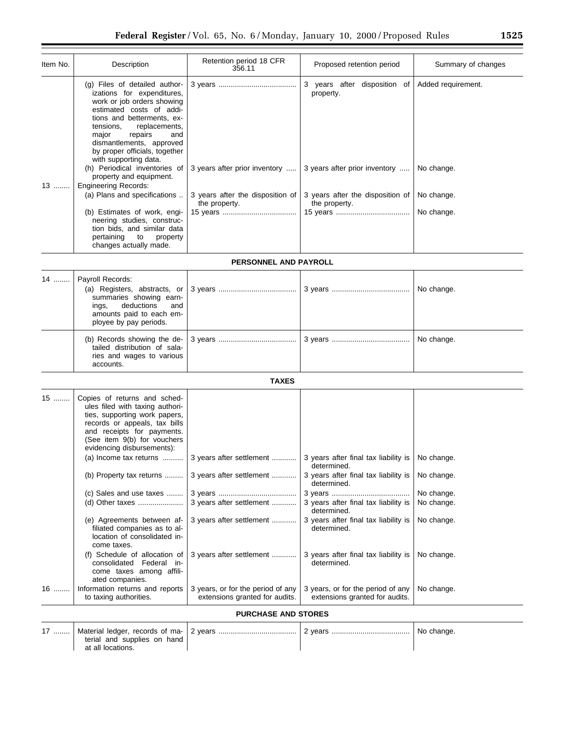| Item No. | Description | Retention period 18 CFR 356.11 | Proposed retention period | Summary of changes |
|---|---|---|---|---|
| | (g) Files of detailed authorizations for expenditures, work or job orders showing estimated costs of additions and betterments, extensions, replacements, major repairs and dismantlements, approved by proper officials, together with supporting data. | 3 years | 3 years after disposition of property. | Added requirement. |
| | (h) Periodical inventories of property and equipment. | 3 years after prior inventory | 3 years after prior inventory | No change. |
| 13 | Engineering Records: | | | |
| | (a) Plans and specifications | 3 years after the disposition of the property. | 3 years after the disposition of the property. | No change. |
| | (b) Estimates of work, engineering studies, construction bids, and similar data pertaining to property changes actually made. | 15 years | 15 years | No change. |
| | **PERSONNEL AND PAYROLL** | | | |
| 14 | Payroll Records: | | | |
| | (a) Registers, abstracts, or summaries showing earnings, deductions and amounts paid to each employee by pay periods. | 3 years | 3 years | No change. |
| | (b) Records showing the detailed distribution of salaries and wages to various accounts. | 3 years | 3 years | No change. |
| | **TAXES** | | | |
| 15 | Copies of returns and schedules filed with taxing authorities, supporting work papers, records or appeals, tax bills and receipts for payments. (See item 9(b) for vouchers evidencing disbursements): | | | |
| | (a) Income tax returns | 3 years after settlement | 3 years after final tax liability is determined. | No change. |
| | (b) Property tax returns | 3 years after settlement | 3 years after final tax liability is determined. | No change. |
| | (c) Sales and use taxes | 3 years | 3 years | No change. |
| | (d) Other taxes | 3 years after settlement | 3 years after final tax liability is determined. | No change. |
| | (e) Agreements between affiliated companies as to allocation of consolidated income taxes. | 3 years after settlement | 3 years after final tax liability is determined. | No change. |
| | (f) Schedule of allocation of consolidated Federal income taxes among affiliated companies. | 3 years after settlement | 3 years after final tax liability is determined. | No change. |
| 16 | Information returns and reports to taxing authorities. | 3 years, or for the period of any extensions granted for audits. | 3 years, or for the period of any extensions granted for audits. | No change. |
| | **PURCHASE AND STORES** | | | |
| 17 | Material ledger, records of material and supplies on hand at all locations. | 2 years | 2 years | No change. |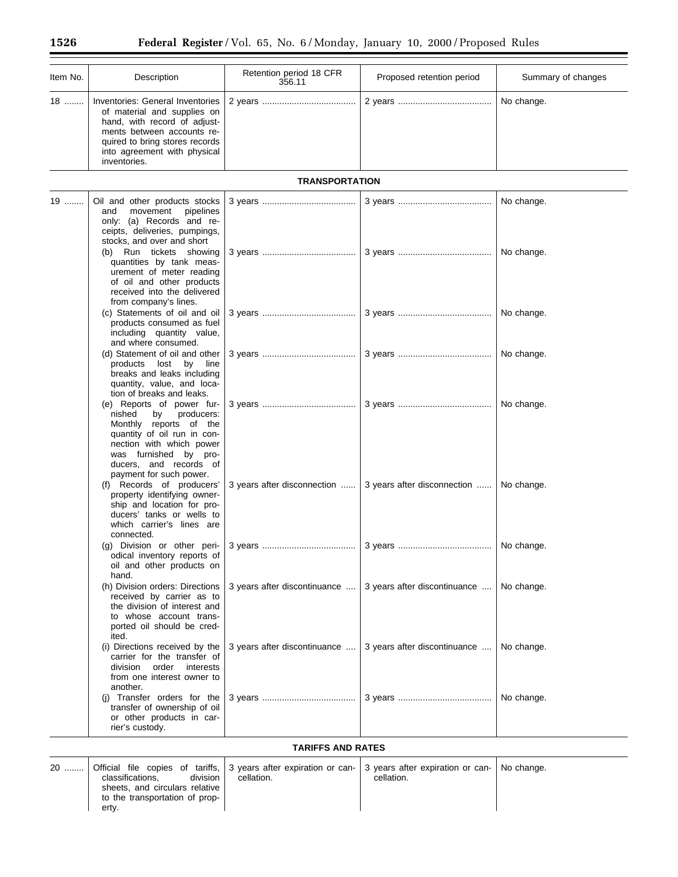| Item No. | Description | Retention period 18 CFR 356.11 | Proposed retention period | Summary of changes |
|---|---|---|---|---|
| 18 ........ | Inventories: General Inventories of material and supplies on hand, with record of adjustments between accounts required to bring stores records into agreement with physical inventories. | 2 years ...................................... | 2 years ...................................... | No change. |
| | **TRANSPORTATION** | | | |
| 19 ........ | Oil and other products stocks and movement pipelines only: (a) Records and receipts, deliveries, pumpings, stocks, and over and short | 3 years ...................................... | 3 years ...................................... | No change. |
| | (b) Run tickets showing quantities by tank measurement of meter reading of oil and other products received into the delivered from company's lines. | 3 years ...................................... | 3 years ...................................... | No change. |
| | (c) Statements of oil and oil products consumed as fuel including quantity value, and where consumed. | 3 years ...................................... | 3 years ...................................... | No change. |
| | (d) Statement of oil and other products lost by line breaks and leaks including quantity, value, and location of breaks and leaks. | 3 years ...................................... | 3 years ...................................... | No change. |
| | (e) Reports of power furnished by producers: Monthly reports of the quantity of oil run in connection with which power was furnished by producers, and records of payment for such power. | 3 years ...................................... | 3 years ...................................... | No change. |
| | (f) Records of producers' property identifying ownership and location for producers' tanks or wells to which carrier's lines are connected. | 3 years after disconnection ...... | 3 years after disconnection ...... | No change. |
| | (g) Division or other periodical inventory reports of oil and other products on hand. | 3 years ...................................... | 3 years ...................................... | No change. |
| | (h) Division orders: Directions received by carrier as to the division of interest and to whose account transported oil should be credited. | 3 years after discontinuance .... | 3 years after discontinuance .... | No change. |
| | (i) Directions received by the carrier for the transfer of division order interests from one interest owner to another. | 3 years after discontinuance .... | 3 years after discontinuance .... | No change. |
| | (j) Transfer orders for the transfer of ownership of oil or other products in carrier's custody. | 3 years ...................................... | 3 years ...................................... | No change. |
| | **TARIFFS AND RATES** | | | |
| 20 ........ | Official file copies of tariffs, classifications, division sheets, and circulars relative to the transportation of property. | 3 years after expiration or cancellation. | 3 years after expiration or cancellation. | No change. |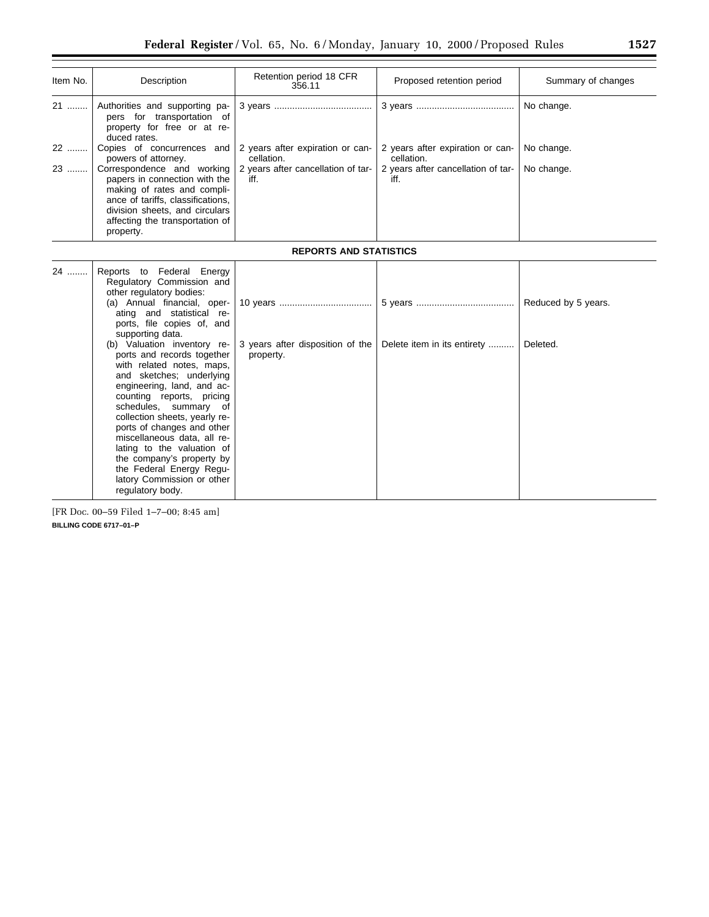| Item No. | Description | Retention period 18 CFR 356.11 | Proposed retention period | Summary of changes |
|---|---|---|---|---|
| 21 | Authorities and supporting papers for transportation of property for free or at reduced rates. | 3 years | 3 years | No change. |
| 22 | Copies of concurrences and powers of attorney. | 2 years after expiration or cancellation. | 2 years after expiration or cancellation. | No change. |
| 23 | Correspondence and working papers in connection with the making of rates and compliance of tariffs, classifications, division sheets, and circulars affecting the transportation of property. | 2 years after cancellation of tariff. | 2 years after cancellation of tariff. | No change. |
| | **REPORTS AND STATISTICS** | | | |
| 24 | Reports to Federal Energy Regulatory Commission and other regulatory bodies: | | | |
| | (a) Annual financial, operating and statistical reports, file copies of, and supporting data. | 10 years | 5 years | Reduced by 5 years. |
| | (b) Valuation inventory reports and records together with related notes, maps, and sketches; underlying engineering, land, and accounting reports, pricing schedules, summary of collection sheets, yearly reports of changes and other miscellaneous data, all relating to the valuation of the company's property by the Federal Energy Regulatory Commission or other regulatory body. | 3 years after disposition of the property. | Delete item in its entirety | Deleted. |

[FR Doc. 00–59 Filed 1–7–00; 8:45 am]

**BILLING CODE 6717–01–P**